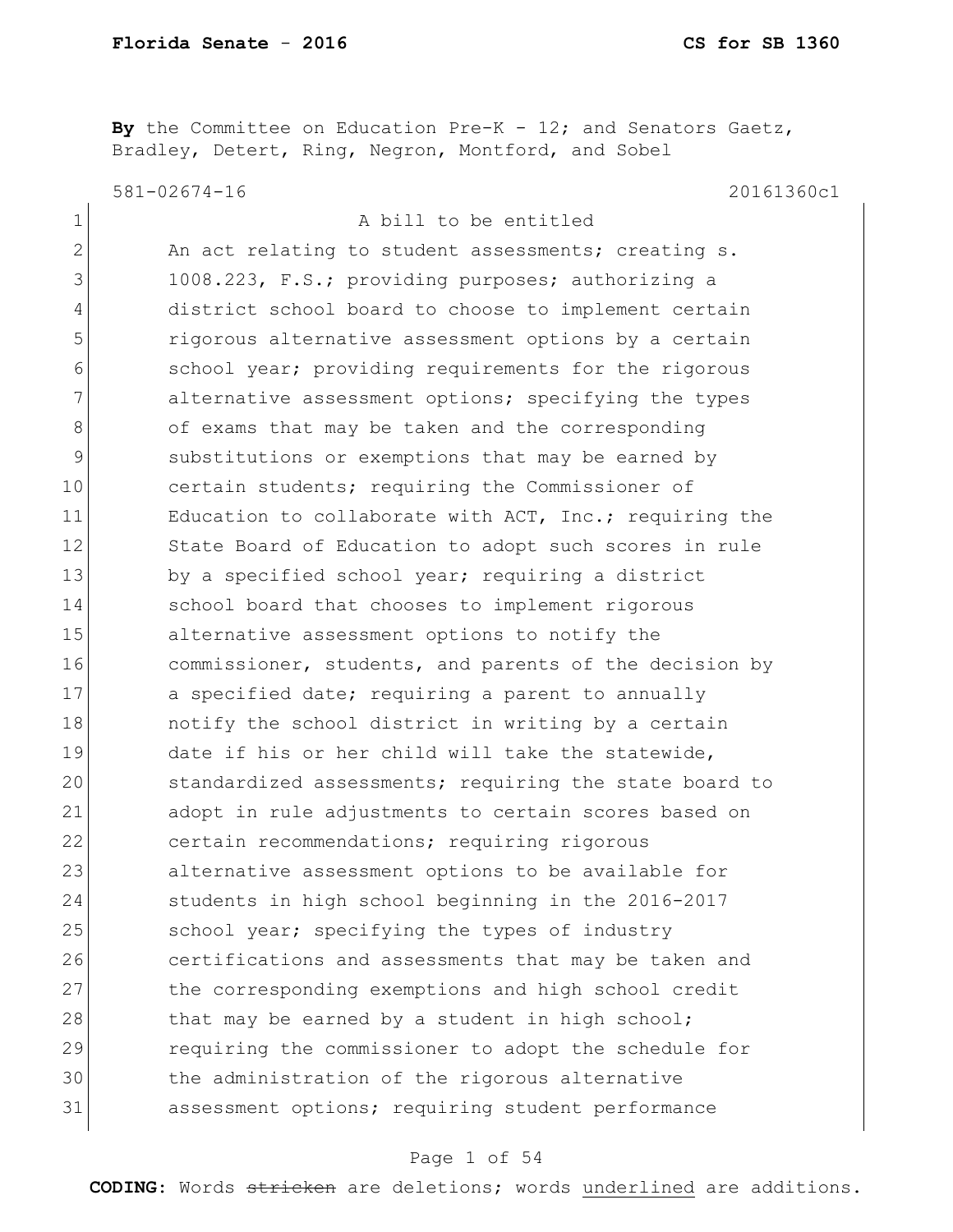**By** the Committee on Education Pre-K - 12; and Senators Gaetz, Bradley, Detert, Ring, Negron, Montford, and Sobel

581-02674-16 20161360c1

A bill to be entitled

An act relating to student assessments; creating s. 1008.223, F.S.; providing purposes; authorizing a district school board to choose to implement certain rigorous alternative assessment options by a certain school year; providing requirements for the rigorous alternative assessment options; specifying the types of exams that may be taken and the corresponding substitutions or exemptions that may be earned by certain students; requiring the Commissioner of Education to collaborate with ACT, Inc.; requiring the State Board of Education to adopt such scores in rule by a specified school year; requiring a district school board that chooses to implement rigorous alternative assessment options to notify the commissioner, students, and parents of the decision by a specified date; requiring a parent to annually notify the school district in writing by a certain date if his or her child will take the statewide, standardized assessments; requiring the state board to adopt in rule adjustments to certain scores based on certain recommendations; requiring rigorous alternative assessment options to be available for students in high school beginning in the 2016-2017 school year; specifying the types of industry certifications and assessments that may be taken and the corresponding exemptions and high school credit that may be earned by a student in high school; requiring the commissioner to adopt the schedule for the administration of the rigorous alternative assessment options; requiring student performance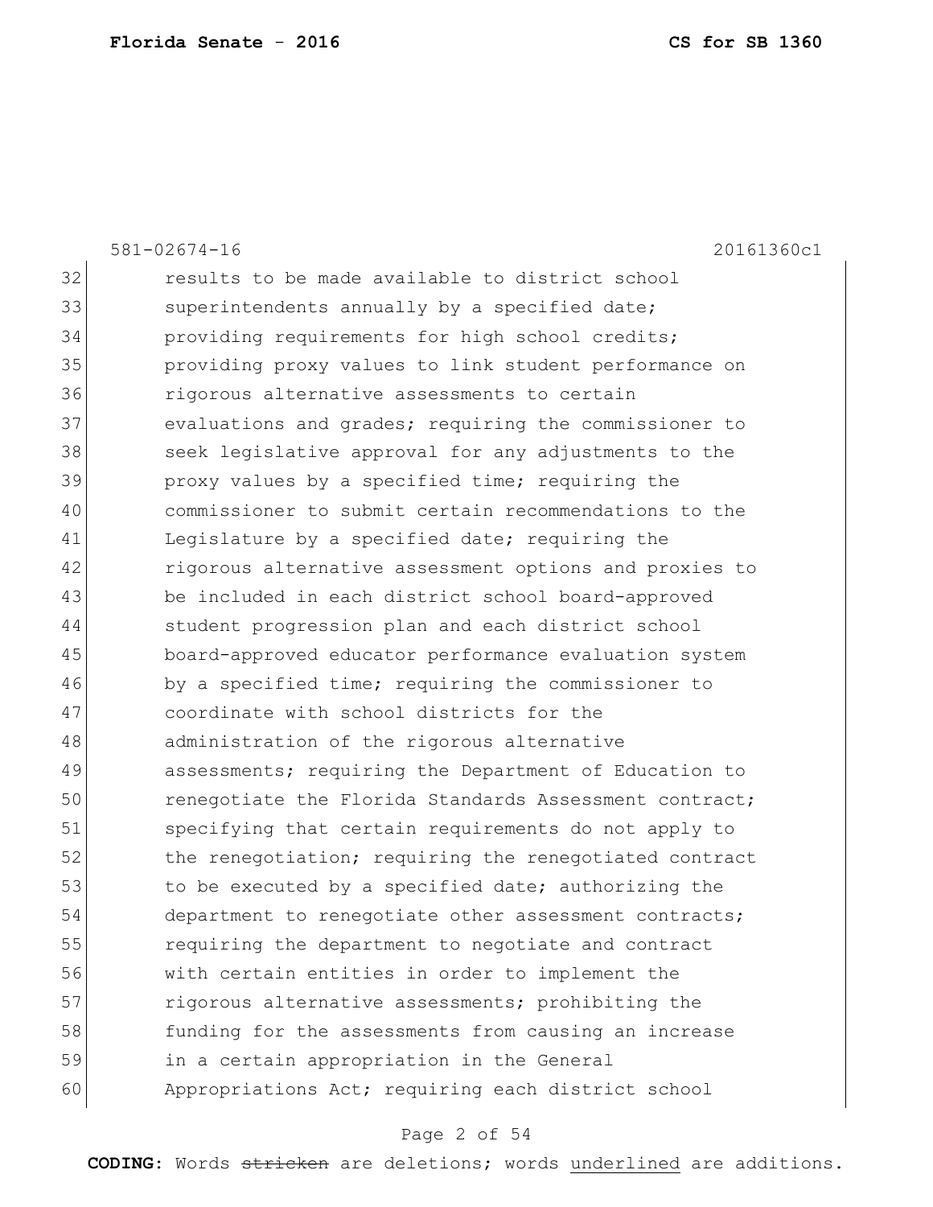results to be made available to district school superintendents annually by a specified date; providing requirements for high school credits; providing proxy values to link student performance on rigorous alternative assessments to certain evaluations and grades; requiring the commissioner to seek legislative approval for any adjustments to the proxy values by a specified time; requiring the commissioner to submit certain recommendations to the Legislature by a specified date; requiring the rigorous alternative assessment options and proxies to be included in each district school board-approved student progression plan and each district school board-approved educator performance evaluation system by a specified time; requiring the commissioner to coordinate with school districts for the administration of the rigorous alternative assessments; requiring the Department of Education to renegotiate the Florida Standards Assessment contract; specifying that certain requirements do not apply to the renegotiation; requiring the renegotiated contract to be executed by a specified date; authorizing the department to renegotiate other assessment contracts; requiring the department to negotiate and contract with certain entities in order to implement the rigorous alternative assessments; prohibiting the funding for the assessments from causing an increase in a certain appropriation in the General Appropriations Act; requiring each district school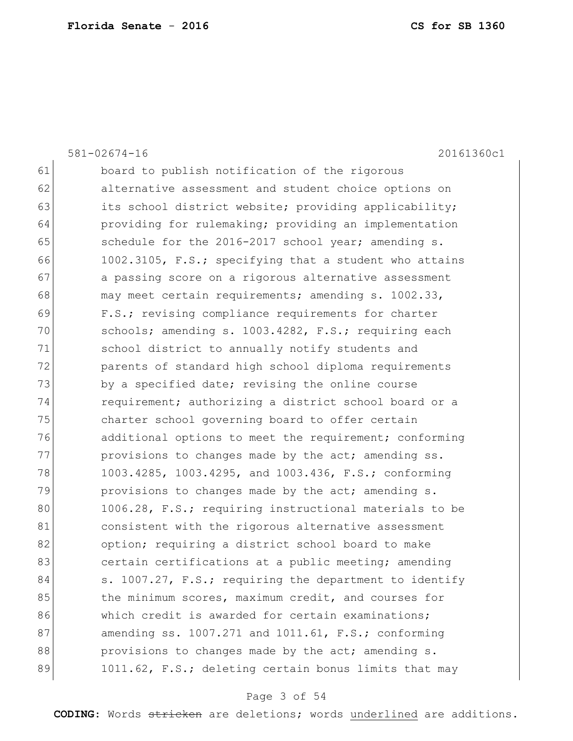board to publish notification of the rigorous alternative assessment and student choice options on its school district website; providing applicability; providing for rulemaking; providing an implementation schedule for the 2016-2017 school year; amending s. 1002.3105, F.S.; specifying that a student who attains a passing score on a rigorous alternative assessment may meet certain requirements; amending s. 1002.33, F.S.; revising compliance requirements for charter schools; amending s. 1003.4282, F.S.; requiring each school district to annually notify students and parents of standard high school diploma requirements by a specified date; revising the online course requirement; authorizing a district school board or a charter school governing board to offer certain additional options to meet the requirement; conforming provisions to changes made by the act; amending ss. 1003.4285, 1003.4295, and 1003.436, F.S.; conforming provisions to changes made by the act; amending s. 1006.28, F.S.; requiring instructional materials to be consistent with the rigorous alternative assessment option; requiring a district school board to make certain certifications at a public meeting; amending s. 1007.27, F.S.; requiring the department to identify the minimum scores, maximum credit, and courses for which credit is awarded for certain examinations; amending ss. 1007.271 and 1011.61, F.S.; conforming provisions to changes made by the act; amending s. 1011.62, F.S.; deleting certain bonus limits that may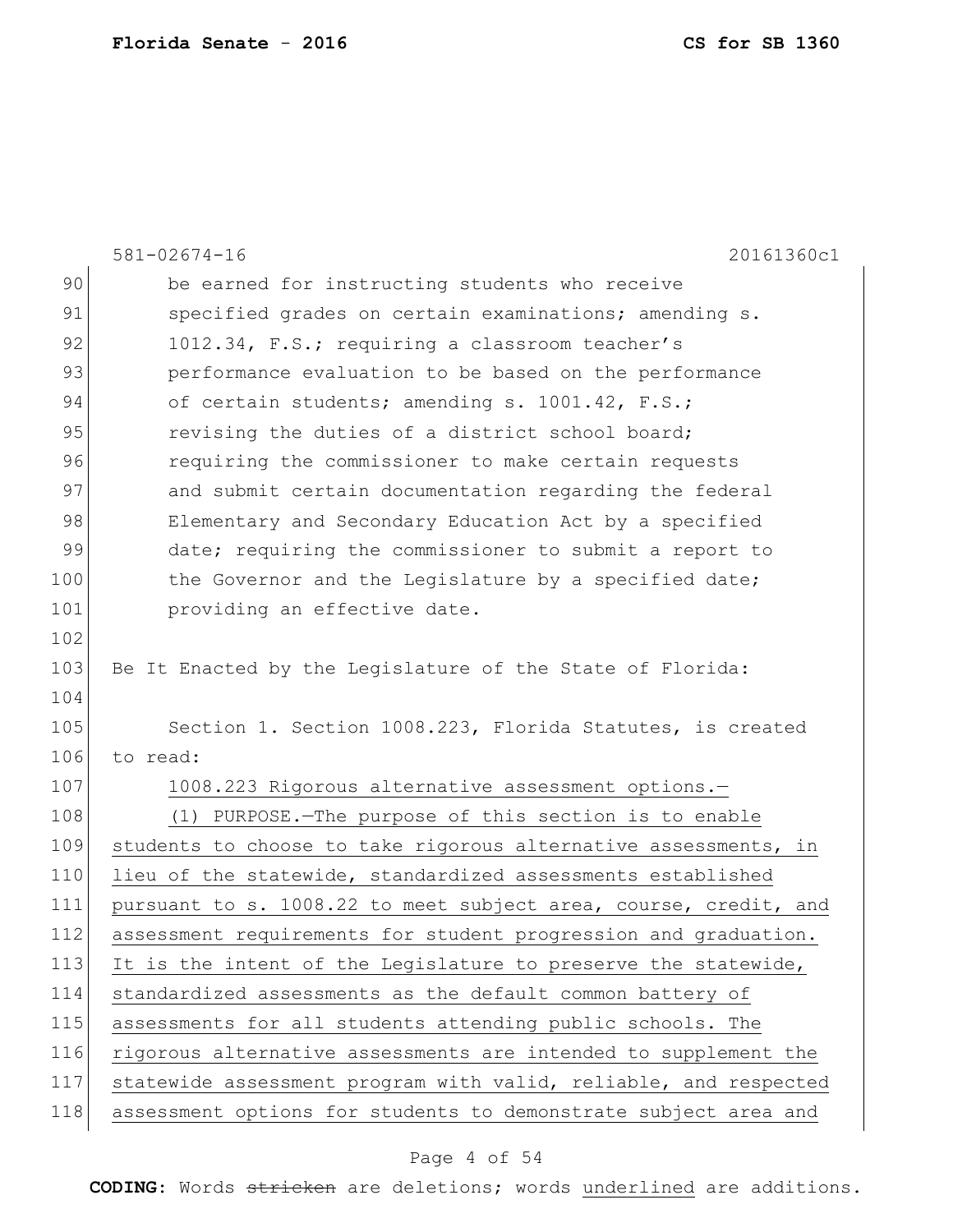be earned for instructing students who receive specified grades on certain examinations; amending s. 1012.34, F.S.; requiring a classroom teacher's performance evaluation to be based on the performance of certain students; amending s. 1001.42, F.S.; revising the duties of a district school board; requiring the commissioner to make certain requests and submit certain documentation regarding the federal Elementary and Secondary Education Act by a specified date; requiring the commissioner to submit a report to the Governor and the Legislature by a specified date; providing an effective date.

Be It Enacted by the Legislature of the State of Florida:

Section 1. Section 1008.223, Florida Statutes, is created to read:

<u>1008.223 Rigorous alternative assessment options.—</u>

<u>(1) PURPOSE.—The purpose of this section is to enable students to choose to take rigorous alternative assessments, in lieu of the statewide, standardized assessments established pursuant to s. 1008.22 to meet subject area, course, credit, and assessment requirements for student progression and graduation. It is the intent of the Legislature to preserve the statewide, standardized assessments as the default common battery of assessments for all students attending public schools. The rigorous alternative assessments are intended to supplement the statewide assessment program with valid, reliable, and respected assessment options for students to demonstrate subject area and</u>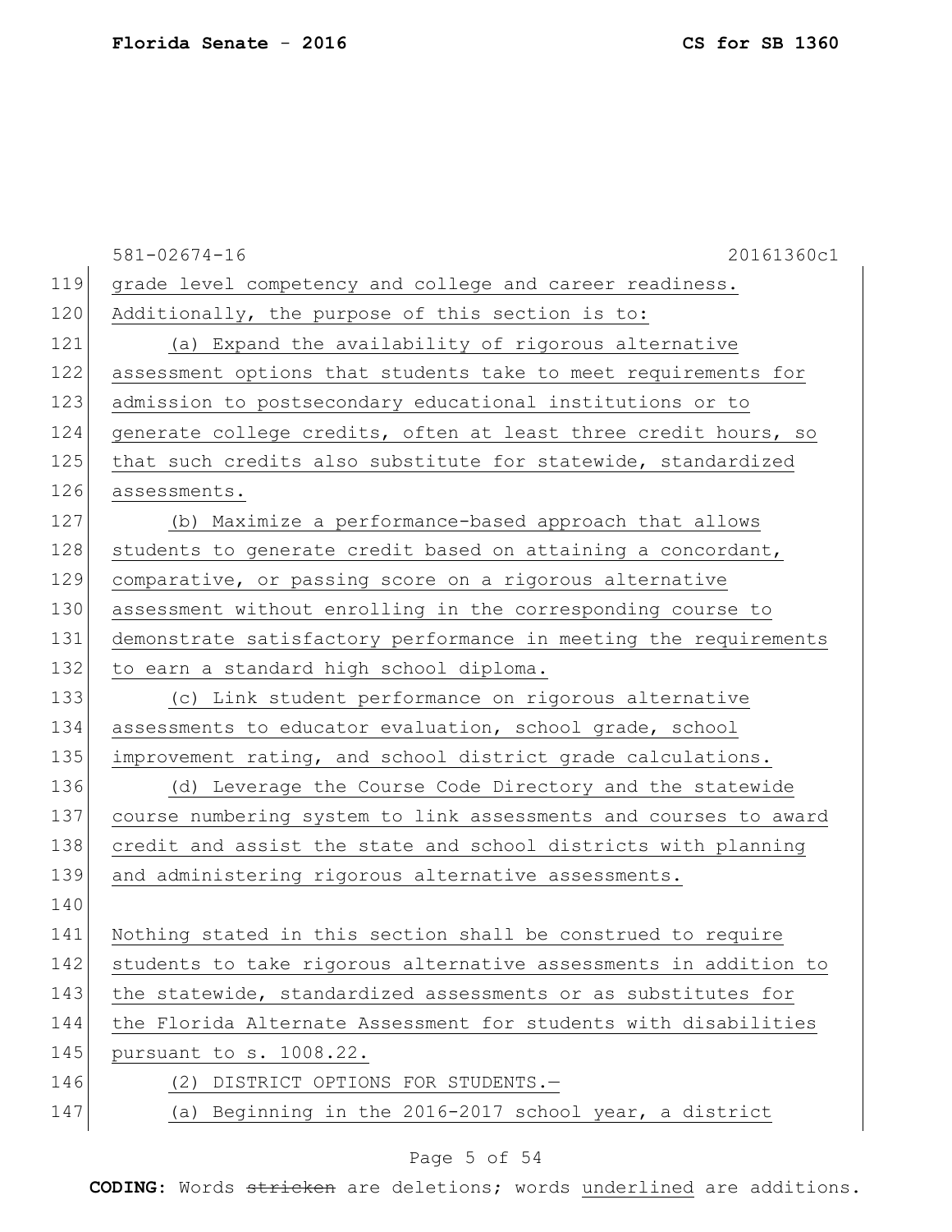grade level competency and college and career readiness. Additionally, the purpose of this section is to:

(a) Expand the availability of rigorous alternative assessment options that students take to meet requirements for admission to postsecondary educational institutions or to generate college credits, often at least three credit hours, so that such credits also substitute for statewide, standardized assessments.

(b) Maximize a performance-based approach that allows students to generate credit based on attaining a concordant, comparative, or passing score on a rigorous alternative assessment without enrolling in the corresponding course to demonstrate satisfactory performance in meeting the requirements to earn a standard high school diploma.

(c) Link student performance on rigorous alternative assessments to educator evaluation, school grade, school improvement rating, and school district grade calculations.

(d) Leverage the Course Code Directory and the statewide course numbering system to link assessments and courses to award credit and assist the state and school districts with planning and administering rigorous alternative assessments.

Nothing stated in this section shall be construed to require students to take rigorous alternative assessments in addition to the statewide, standardized assessments or as substitutes for the Florida Alternate Assessment for students with disabilities pursuant to s. 1008.22.

(2) DISTRICT OPTIONS FOR STUDENTS.—

(a) Beginning in the 2016-2017 school year, a district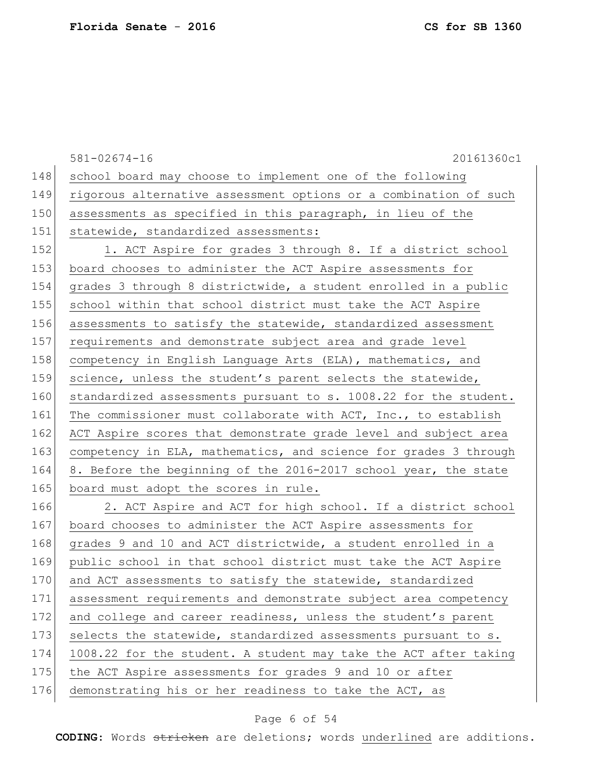school board may choose to implement one of the following rigorous alternative assessment options or a combination of such assessments as specified in this paragraph, in lieu of the statewide, standardized assessments:

1. ACT Aspire for grades 3 through 8. If a district school board chooses to administer the ACT Aspire assessments for grades 3 through 8 districtwide, a student enrolled in a public school within that school district must take the ACT Aspire assessments to satisfy the statewide, standardized assessment requirements and demonstrate subject area and grade level competency in English Language Arts (ELA), mathematics, and science, unless the student's parent selects the statewide, standardized assessments pursuant to s. 1008.22 for the student. The commissioner must collaborate with ACT, Inc., to establish ACT Aspire scores that demonstrate grade level and subject area competency in ELA, mathematics, and science for grades 3 through 8. Before the beginning of the 2016-2017 school year, the state board must adopt the scores in rule.

2. ACT Aspire and ACT for high school. If a district school board chooses to administer the ACT Aspire assessments for grades 9 and 10 and ACT districtwide, a student enrolled in a public school in that school district must take the ACT Aspire and ACT assessments to satisfy the statewide, standardized assessment requirements and demonstrate subject area competency and college and career readiness, unless the student's parent selects the statewide, standardized assessments pursuant to s. 1008.22 for the student. A student may take the ACT after taking the ACT Aspire assessments for grades 9 and 10 or after demonstrating his or her readiness to take the ACT, as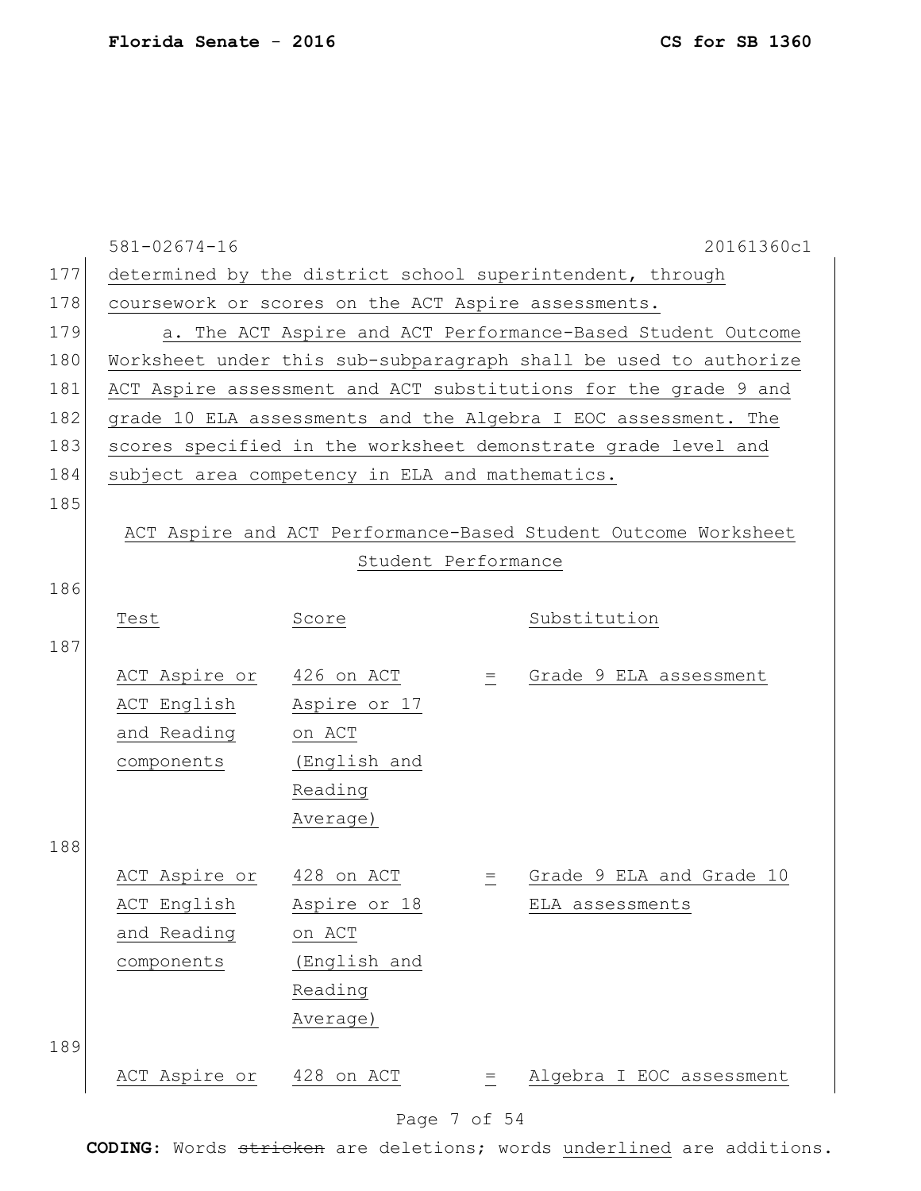determined by the district school superintendent, through coursework or scores on the ACT Aspire assessments.

a. The ACT Aspire and ACT Performance-Based Student Outcome Worksheet under this sub-subparagraph shall be used to authorize ACT Aspire assessment and ACT substitutions for the grade 9 and grade 10 ELA assessments and the Algebra I EOC assessment. The scores specified in the worksheet demonstrate grade level and subject area competency in ELA and mathematics.

ACT Aspire and ACT Performance-Based Student Outcome Worksheet

Student Performance

| Test | Score | | Substitution |
|---|---|---|---|
| ACT Aspire or ACT English and Reading components | 426 on ACT Aspire or 17 on ACT (English and Reading Average) | = | Grade 9 ELA assessment |
| ACT Aspire or ACT English and Reading components | 428 on ACT Aspire or 18 on ACT (English and Reading Average) | = | Grade 9 ELA and Grade 10 ELA assessments |
| ACT Aspire or | 428 on ACT | = | Algebra I EOC assessment |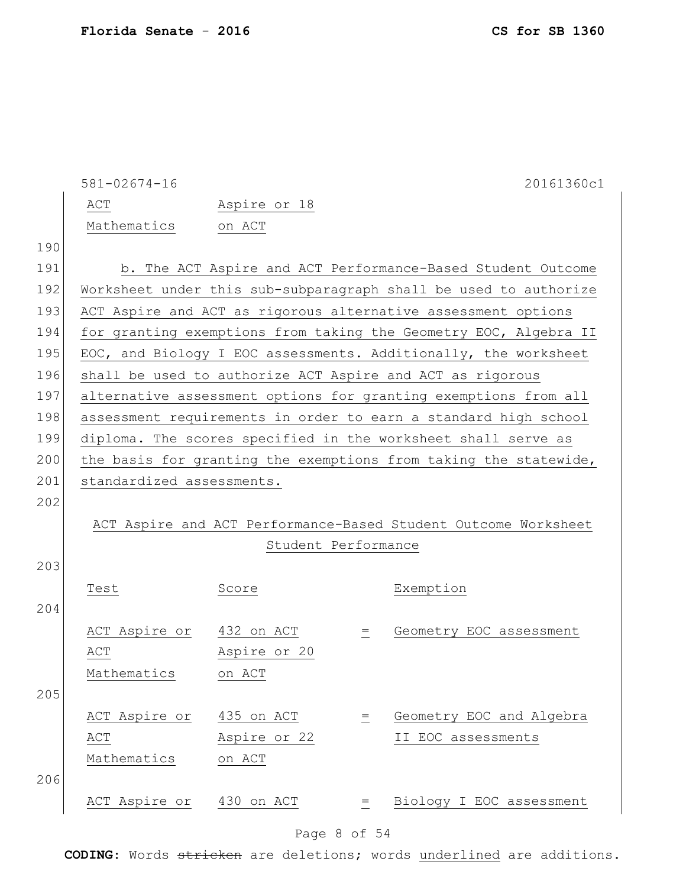| ACT Mathematics | Aspire or 18 on ACT | | |
|---|---|---|---|

b. The ACT Aspire and ACT Performance-Based Student Outcome Worksheet under this sub-subparagraph shall be used to authorize ACT Aspire and ACT as rigorous alternative assessment options for granting exemptions from taking the Geometry EOC, Algebra II EOC, and Biology I EOC assessments. Additionally, the worksheet shall be used to authorize ACT Aspire and ACT as rigorous alternative assessment options for granting exemptions from all assessment requirements in order to earn a standard high school diploma. The scores specified in the worksheet shall serve as the basis for granting the exemptions from taking the statewide, standardized assessments.

ACT Aspire and ACT Performance-Based Student Outcome Worksheet

Student Performance

| Test | Score | | Exemption |
|---|---|---|---|
| ACT Aspire or ACT Mathematics | 432 on ACT Aspire or 20 on ACT | = | Geometry EOC assessment |
| ACT Aspire or ACT Mathematics | 435 on ACT Aspire or 22 on ACT | = | Geometry EOC and Algebra II EOC assessments |
| ACT Aspire or | 430 on ACT | = | Biology I EOC assessment |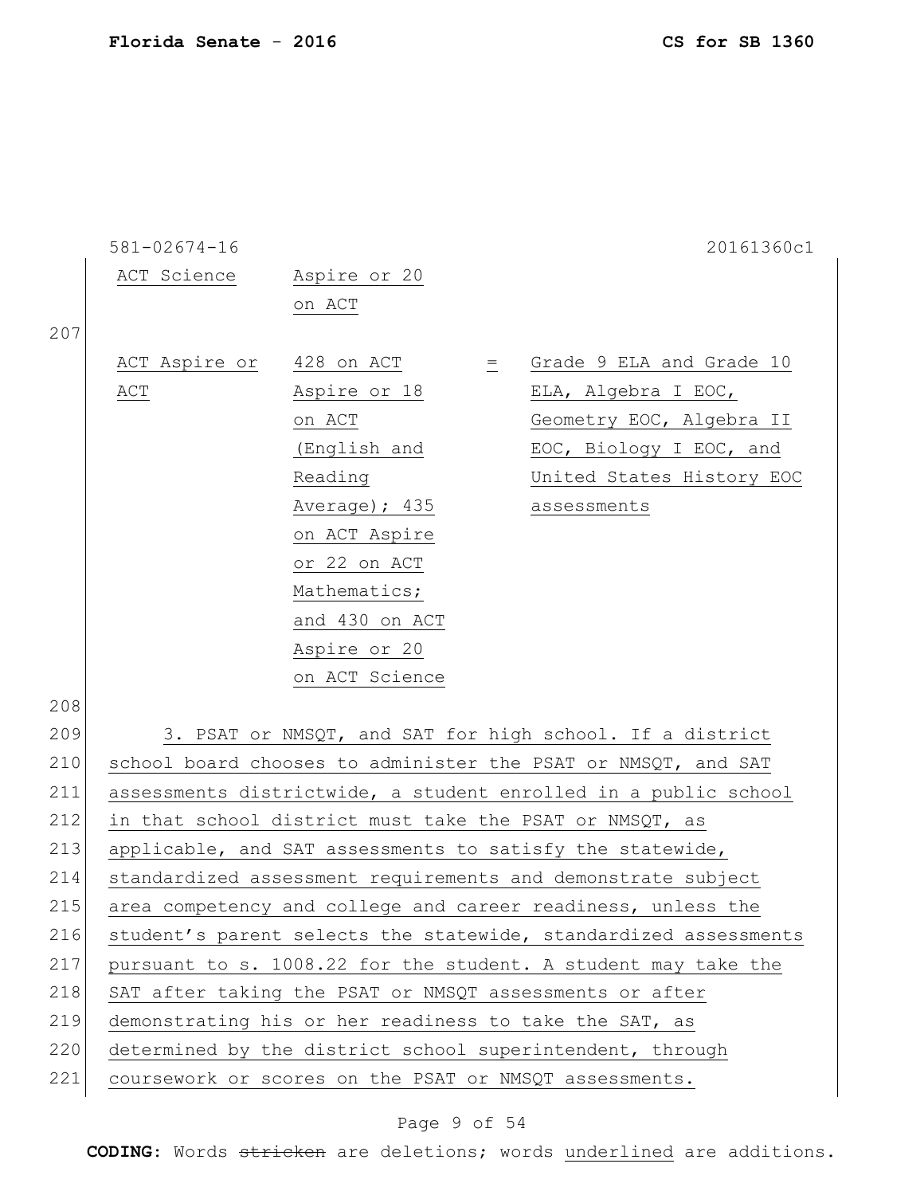581-02674-16 20161360c1

| | | | |
|---|---|---|---|
| ACT Science | Aspire or 20 on ACT | | |
| ACT Aspire or ACT | 428 on ACT Aspire or 18 on ACT (English and Reading Average); 435 on ACT Aspire or 22 on ACT Mathematics; and 430 on ACT Aspire or 20 on ACT Science | = | Grade 9 ELA and Grade 10 ELA, Algebra I EOC, Geometry EOC, Algebra II EOC, Biology I EOC, and United States History EOC assessments |

3. PSAT or NMSQT, and SAT for high school. If a district school board chooses to administer the PSAT or NMSQT, and SAT assessments districtwide, a student enrolled in a public school in that school district must take the PSAT or NMSQT, as applicable, and SAT assessments to satisfy the statewide, standardized assessment requirements and demonstrate subject area competency and college and career readiness, unless the student's parent selects the statewide, standardized assessments pursuant to s. 1008.22 for the student. A student may take the SAT after taking the PSAT or NMSQT assessments or after demonstrating his or her readiness to take the SAT, as determined by the district school superintendent, through coursework or scores on the PSAT or NMSQT assessments.

**CODING:** Words ~~stricken~~ are deletions; words underlined are additions.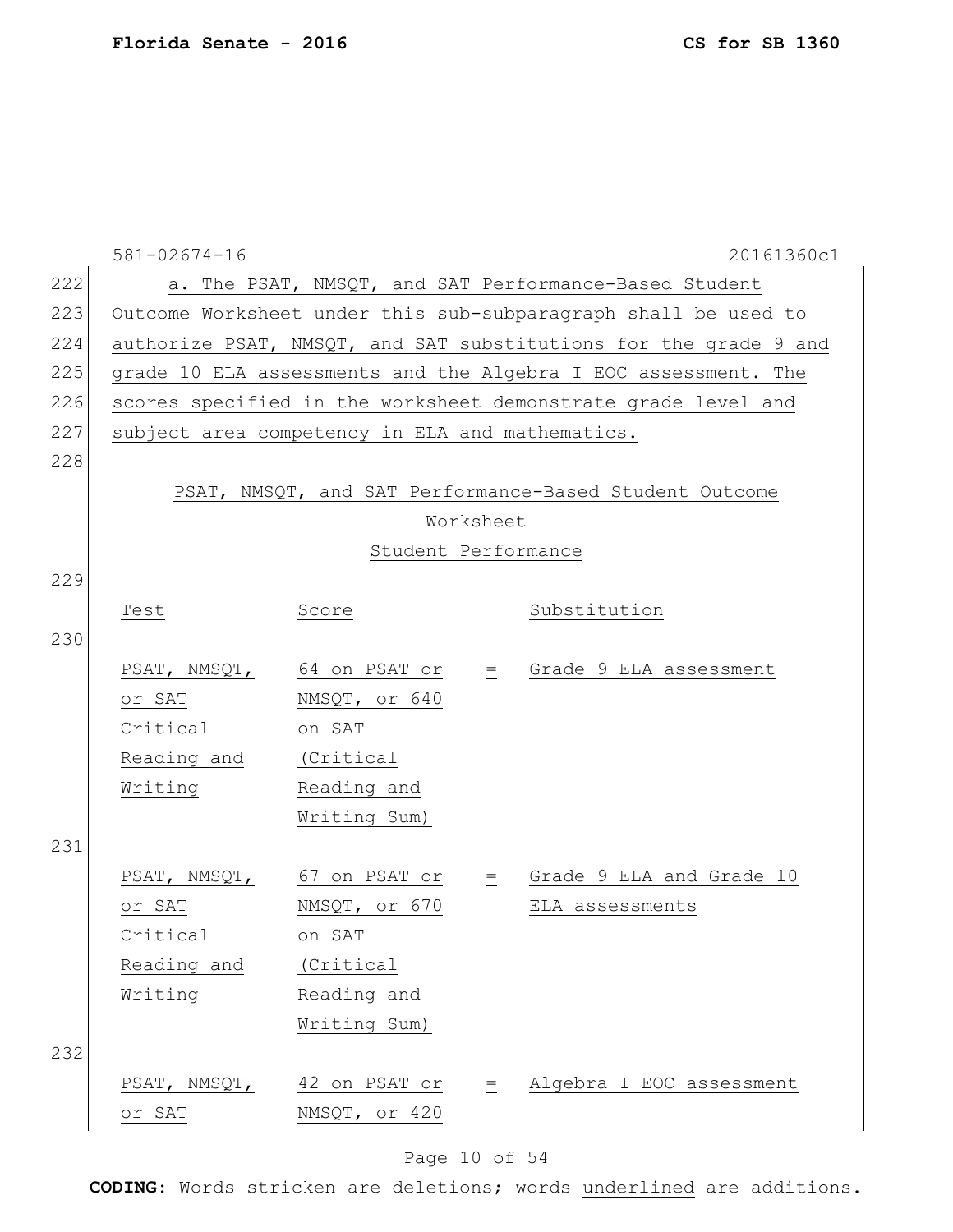581-02674-16 20161360c1

a. The PSAT, NMSQT, and SAT Performance-Based Student Outcome Worksheet under this sub-subparagraph shall be used to authorize PSAT, NMSQT, and SAT substitutions for the grade 9 and grade 10 ELA assessments and the Algebra I EOC assessment. The scores specified in the worksheet demonstrate grade level and subject area competency in ELA and mathematics.

PSAT, NMSQT, and SAT Performance-Based Student Outcome Worksheet

Student Performance

| Test | Score | | Substitution |
|---|---|---|---|
| PSAT, NMSQT, or SAT Critical Reading and Writing | 64 on PSAT or NMSQT, or 640 on SAT (Critical Reading and Writing Sum) | = | Grade 9 ELA assessment |
| PSAT, NMSQT, or SAT Critical Reading and Writing | 67 on PSAT or NMSQT, or 670 on SAT (Critical Reading and Writing Sum) | = | Grade 9 ELA and Grade 10 ELA assessments |
| PSAT, NMSQT, or SAT | 42 on PSAT or NMSQT, or 420 | = | Algebra I EOC assessment |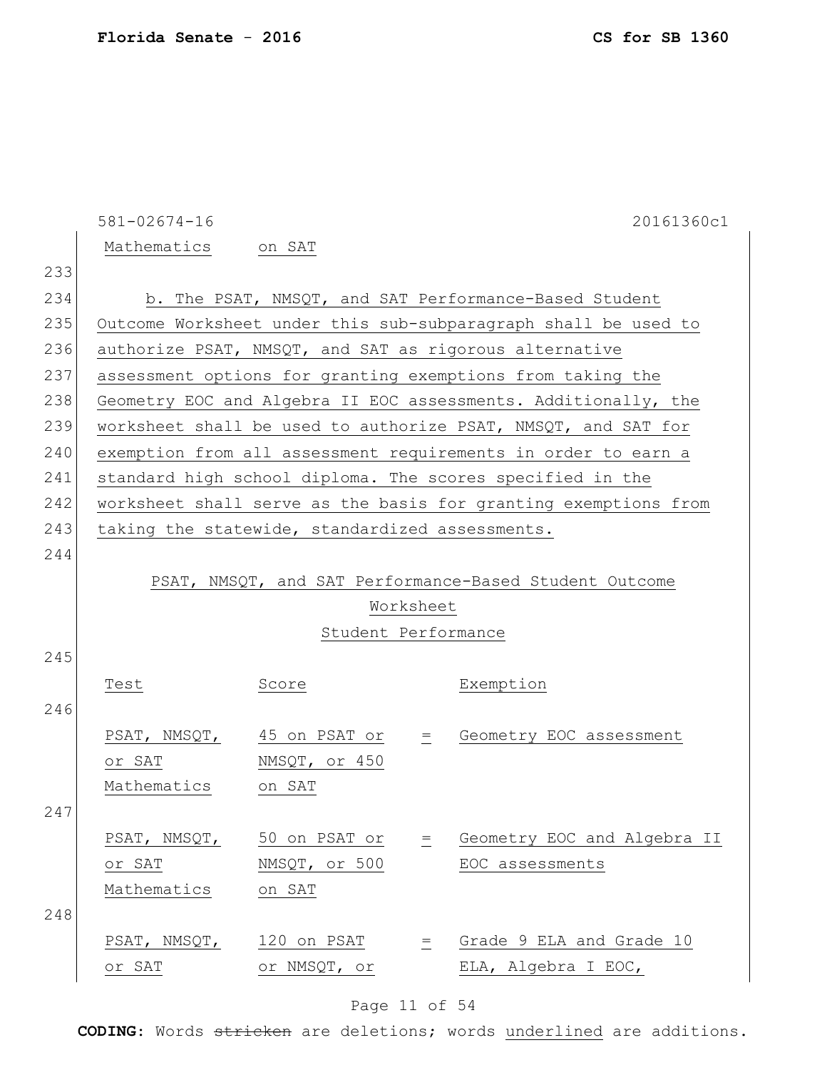581-02674-16 20161360c1

| | |
|---|---|
| Mathematics | on SAT |

b. The PSAT, NMSQT, and SAT Performance-Based Student Outcome Worksheet under this sub-subparagraph shall be used to authorize PSAT, NMSQT, and SAT as rigorous alternative assessment options for granting exemptions from taking the Geometry EOC and Algebra II EOC assessments. Additionally, the worksheet shall be used to authorize PSAT, NMSQT, and SAT for exemption from all assessment requirements in order to earn a standard high school diploma. The scores specified in the worksheet shall serve as the basis for granting exemptions from taking the statewide, standardized assessments.

PSAT, NMSQT, and SAT Performance-Based Student Outcome Worksheet

Student Performance

| Test | Score | | Exemption |
|---|---|---|---|
| PSAT, NMSQT, or SAT Mathematics | 45 on PSAT or NMSQT, or 450 on SAT | = | Geometry EOC assessment |
| PSAT, NMSQT, or SAT Mathematics | 50 on PSAT or NMSQT, or 500 on SAT | = | Geometry EOC and Algebra II EOC assessments |
| PSAT, NMSQT, or SAT | 120 on PSAT or NMSQT, or | = | Grade 9 ELA and Grade 10 ELA, Algebra I EOC, |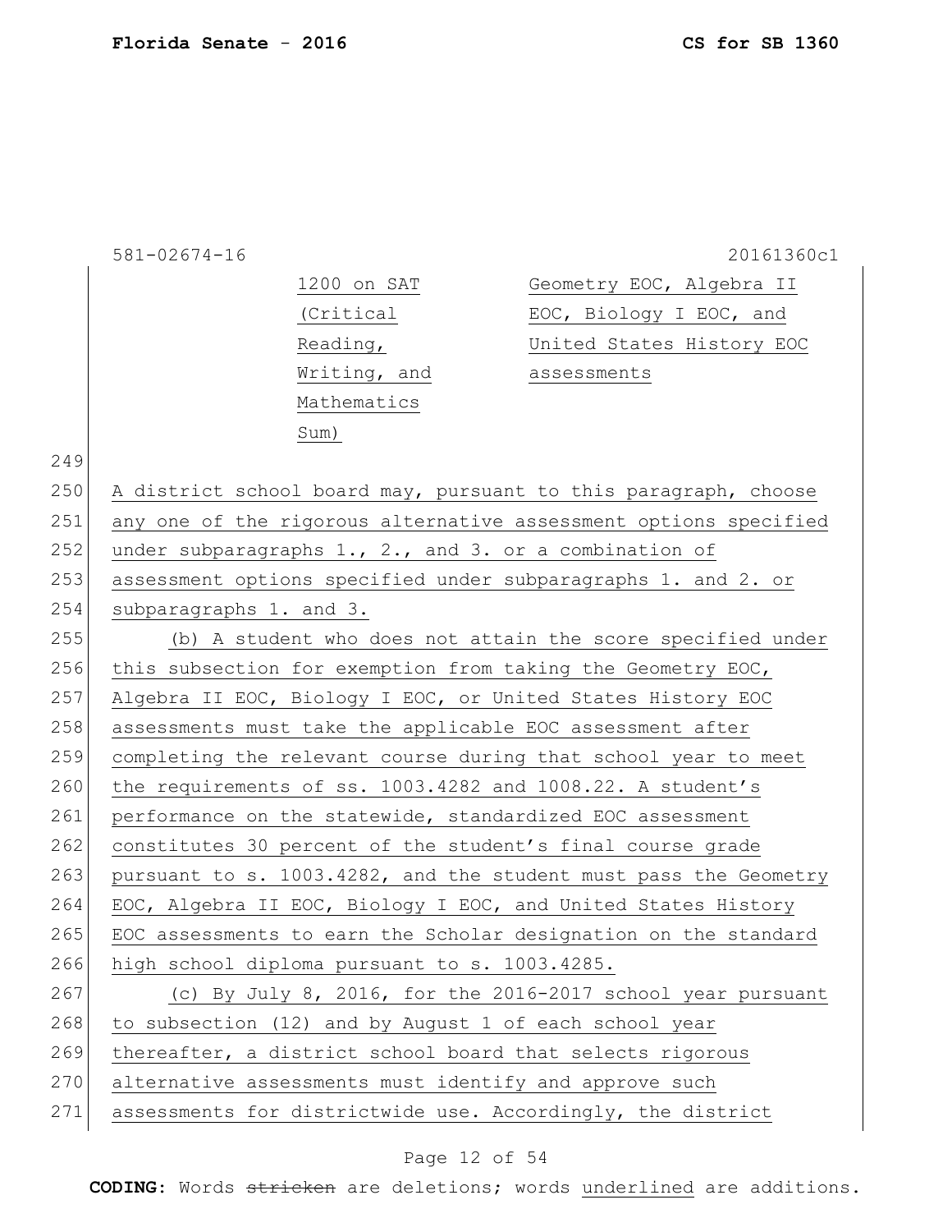| | | |
|---|---|---|
| | 1200 on SAT (Critical Reading, Writing, and Mathematics Sum) | Geometry EOC, Algebra II EOC, Biology I EOC, and United States History EOC assessments |

249

250 A district school board may, pursuant to this paragraph, choose
251 any one of the rigorous alternative assessment options specified
252 under subparagraphs 1., 2., and 3. or a combination of
253 assessment options specified under subparagraphs 1. and 2. or
254 subparagraphs 1. and 3.

255 (b) A student who does not attain the score specified under
256 this subsection for exemption from taking the Geometry EOC,
257 Algebra II EOC, Biology I EOC, or United States History EOC
258 assessments must take the applicable EOC assessment after
259 completing the relevant course during that school year to meet
260 the requirements of ss. 1003.4282 and 1008.22. A student's
261 performance on the statewide, standardized EOC assessment
262 constitutes 30 percent of the student's final course grade
263 pursuant to s. 1003.4282, and the student must pass the Geometry
264 EOC, Algebra II EOC, Biology I EOC, and United States History
265 EOC assessments to earn the Scholar designation on the standard
266 high school diploma pursuant to s. 1003.4285.

267 (c) By July 8, 2016, for the 2016-2017 school year pursuant
268 to subsection (12) and by August 1 of each school year
269 thereafter, a district school board that selects rigorous
270 alternative assessments must identify and approve such
271 assessments for districtwide use. Accordingly, the district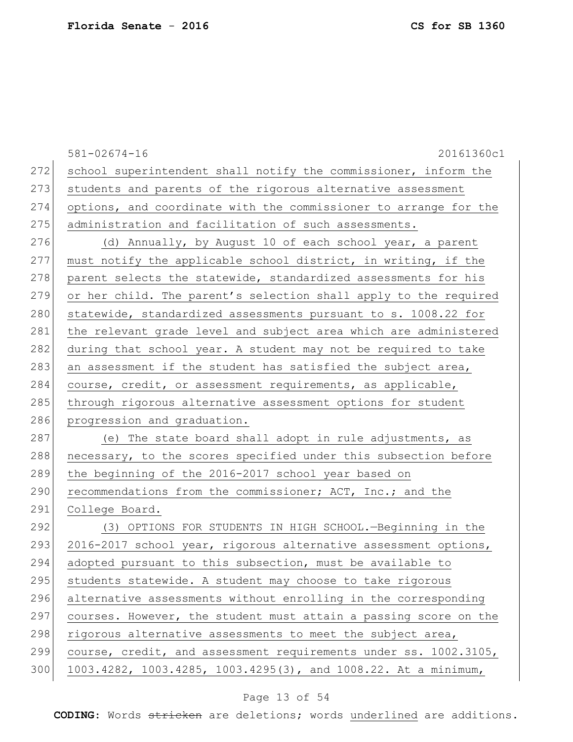school superintendent shall notify the commissioner, inform the students and parents of the rigorous alternative assessment options, and coordinate with the commissioner to arrange for the administration and facilitation of such assessments.

(d) Annually, by August 10 of each school year, a parent must notify the applicable school district, in writing, if the parent selects the statewide, standardized assessments for his or her child. The parent's selection shall apply to the required statewide, standardized assessments pursuant to s. 1008.22 for the relevant grade level and subject area which are administered during that school year. A student may not be required to take an assessment if the student has satisfied the subject area, course, credit, or assessment requirements, as applicable, through rigorous alternative assessment options for student progression and graduation.

(e) The state board shall adopt in rule adjustments, as necessary, to the scores specified under this subsection before the beginning of the 2016-2017 school year based on recommendations from the commissioner; ACT, Inc.; and the College Board.

(3) OPTIONS FOR STUDENTS IN HIGH SCHOOL.—Beginning in the 2016-2017 school year, rigorous alternative assessment options, adopted pursuant to this subsection, must be available to students statewide. A student may choose to take rigorous alternative assessments without enrolling in the corresponding courses. However, the student must attain a passing score on the rigorous alternative assessments to meet the subject area, course, credit, and assessment requirements under ss. 1002.3105, 1003.4282, 1003.4285, 1003.4295(3), and 1008.22. At a minimum,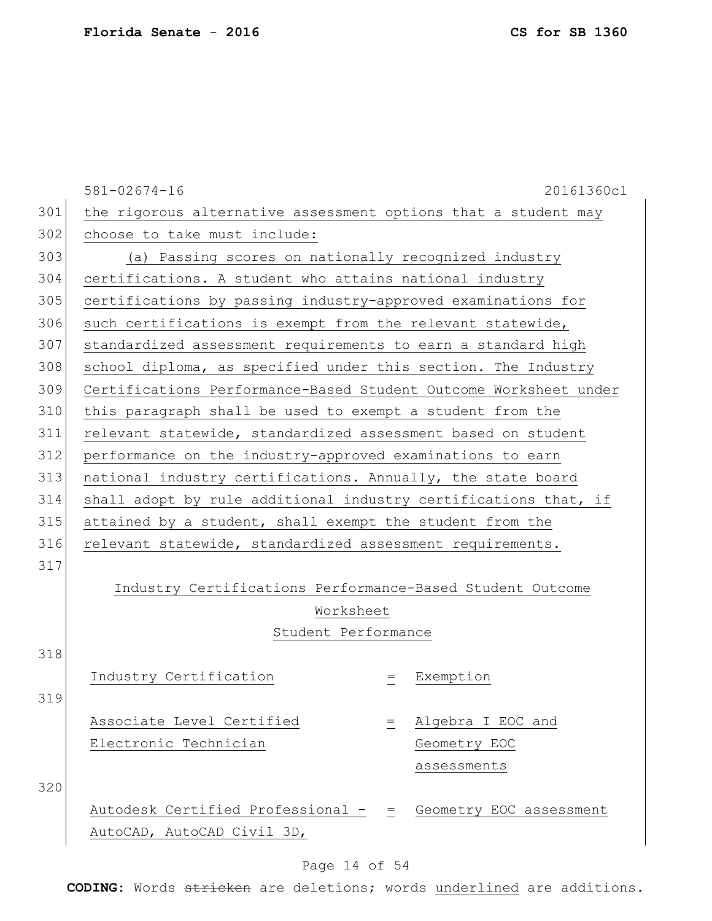the rigorous alternative assessment options that a student may choose to take must include:

(a) Passing scores on nationally recognized industry certifications. A student who attains national industry certifications by passing industry-approved examinations for such certifications is exempt from the relevant statewide, standardized assessment requirements to earn a standard high school diploma, as specified under this section. The Industry Certifications Performance-Based Student Outcome Worksheet under this paragraph shall be used to exempt a student from the relevant statewide, standardized assessment based on student performance on the industry-approved examinations to earn national industry certifications. Annually, the state board shall adopt by rule additional industry certifications that, if attained by a student, shall exempt the student from the relevant statewide, standardized assessment requirements.

Industry Certifications Performance-Based Student Outcome Worksheet

Student Performance

| Industry Certification | = | Exemption |
|---|---|---|
| Associate Level Certified Electronic Technician | = | Algebra I EOC and Geometry EOC assessments |
| Autodesk Certified Professional - AutoCAD, AutoCAD Civil 3D, | = | Geometry EOC assessment |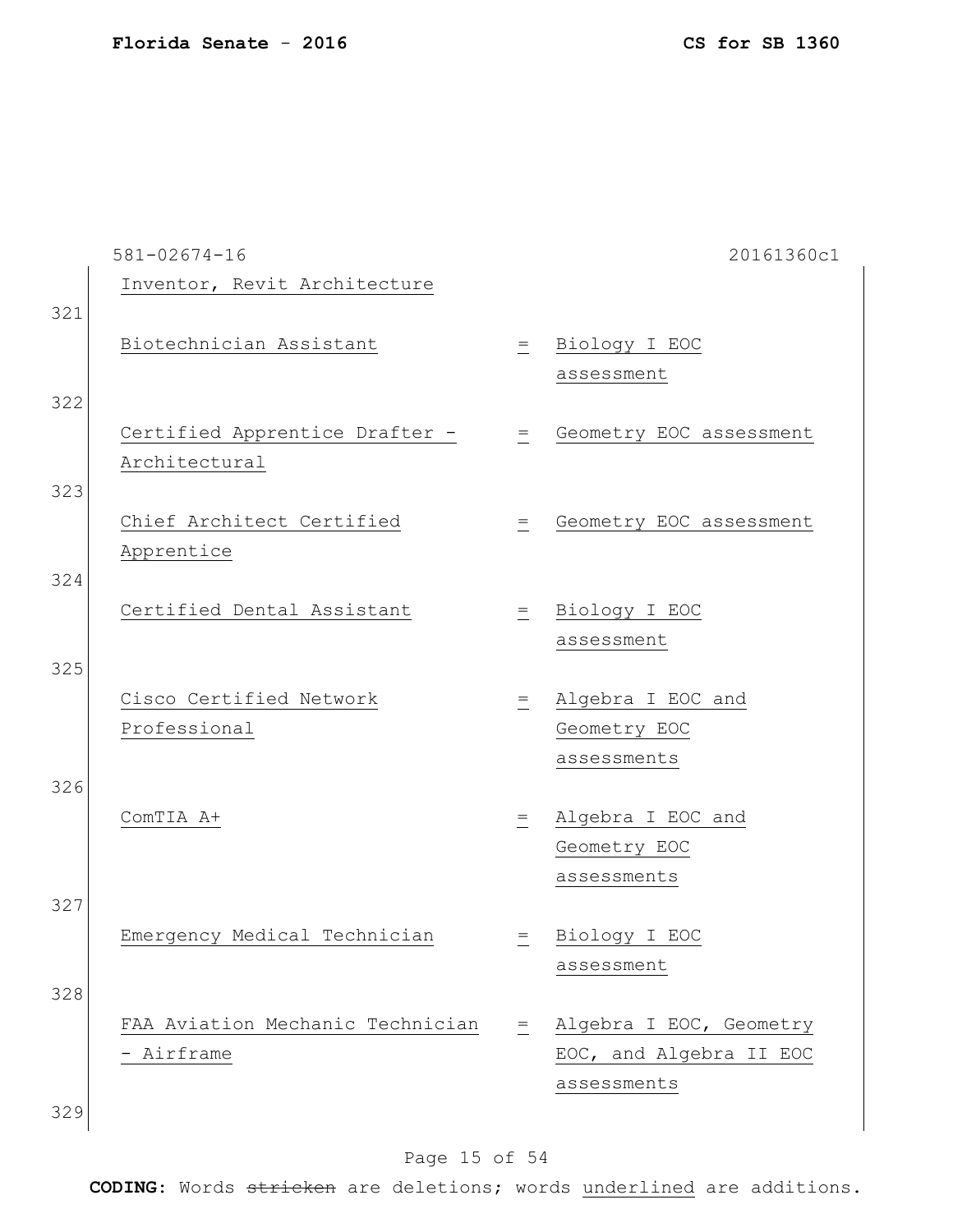581-02674-16 20161360c1

Inventor, Revit Architecture

321

| | | |
|---|---|---|
| Biotechnician Assistant | = | Biology I EOC assessment |
| Certified Apprentice Drafter - Architectural | = | Geometry EOC assessment |
| Chief Architect Certified Apprentice | = | Geometry EOC assessment |
| Certified Dental Assistant | = | Biology I EOC assessment |
| Cisco Certified Network Professional | = | Algebra I EOC and Geometry EOC assessments |
| ComTIA A+ | = | Algebra I EOC and Geometry EOC assessments |
| Emergency Medical Technician | = | Biology I EOC assessment |
| FAA Aviation Mechanic Technician - Airframe | = | Algebra I EOC, Geometry EOC, and Algebra II EOC assessments |

329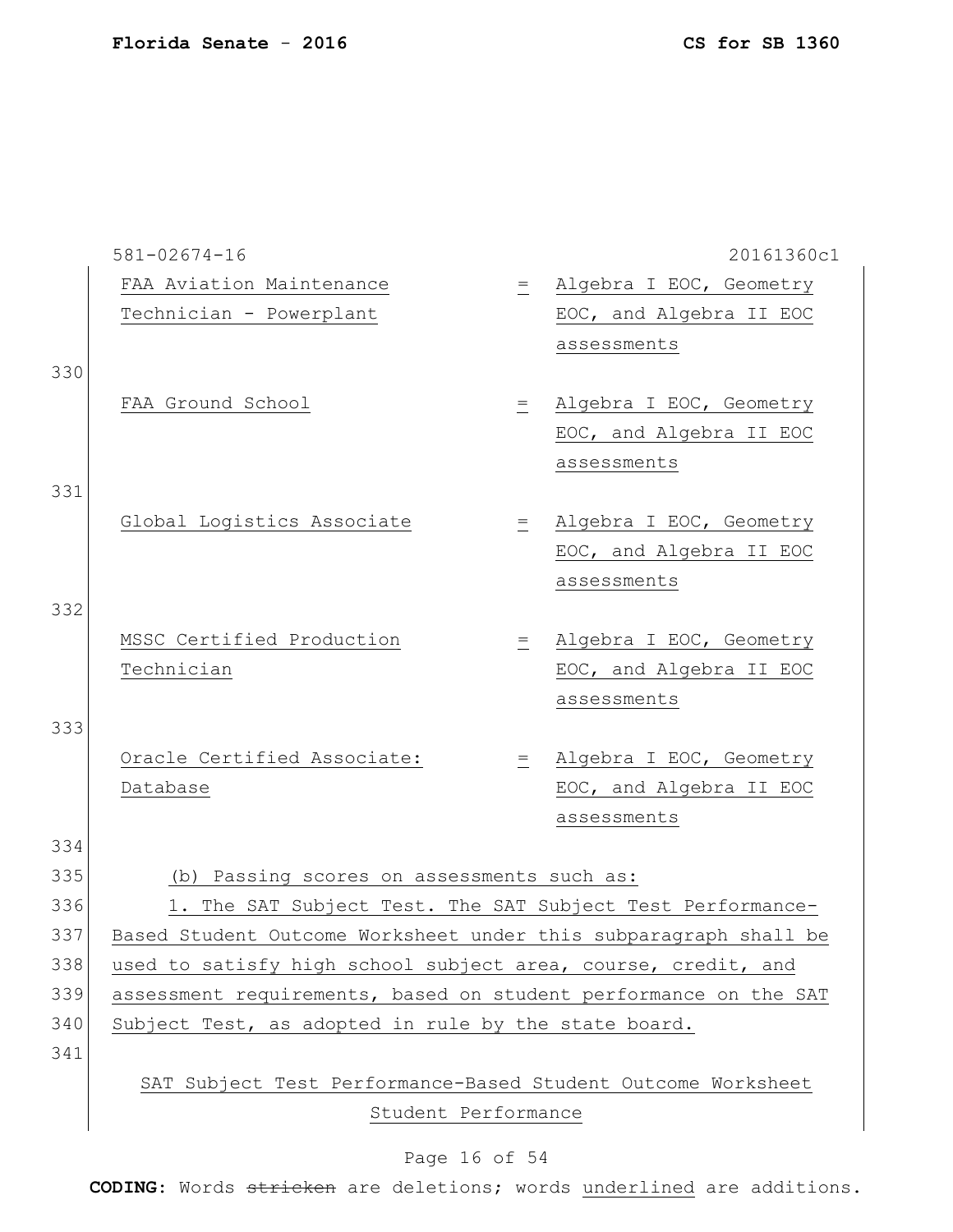581-02674-16 20161360c1

| | | |
|---|---|---|
| FAA Aviation Maintenance Technician - Powerplant | = | Algebra I EOC, Geometry EOC, and Algebra II EOC assessments |
| FAA Ground School | = | Algebra I EOC, Geometry EOC, and Algebra II EOC assessments |
| Global Logistics Associate | = | Algebra I EOC, Geometry EOC, and Algebra II EOC assessments |
| MSSC Certified Production Technician | = | Algebra I EOC, Geometry EOC, and Algebra II EOC assessments |
| Oracle Certified Associate: Database | = | Algebra I EOC, Geometry EOC, and Algebra II EOC assessments |

(b) Passing scores on assessments such as:

1. The SAT Subject Test. The SAT Subject Test Performance-Based Student Outcome Worksheet under this subparagraph shall be used to satisfy high school subject area, course, credit, and assessment requirements, based on student performance on the SAT Subject Test, as adopted in rule by the state board.

SAT Subject Test Performance-Based Student Outcome Worksheet

Student Performance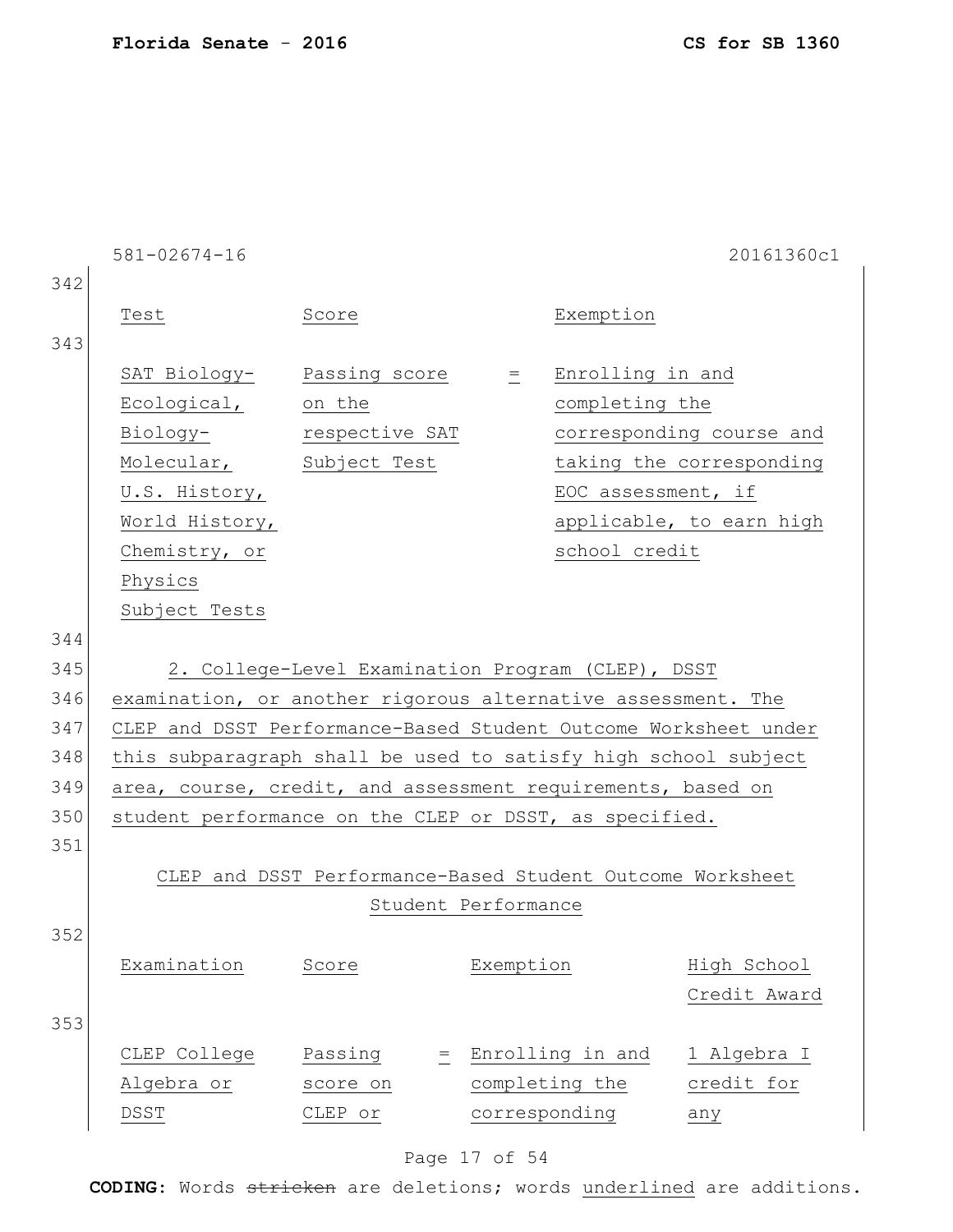| Test | Score | | Exemption |
|---|---|---|---|
| SAT Biology-Ecological, Biology-Molecular, U.S. History, World History, Chemistry, or Physics Subject Tests | Passing score on the respective SAT Subject Test | = | Enrolling in and completing the corresponding course and taking the corresponding EOC assessment, if applicable, to earn high school credit |

2. College-Level Examination Program (CLEP), DSST examination, or another rigorous alternative assessment. The CLEP and DSST Performance-Based Student Outcome Worksheet under this subparagraph shall be used to satisfy high school subject area, course, credit, and assessment requirements, based on student performance on the CLEP or DSST, as specified.

CLEP and DSST Performance-Based Student Outcome Worksheet

Student Performance

| Examination | Score | | Exemption | High School Credit Award |
|---|---|---|---|---|
| CLEP College Algebra or DSST | Passing score on CLEP or | = | Enrolling in and completing the corresponding | 1 Algebra I credit for any |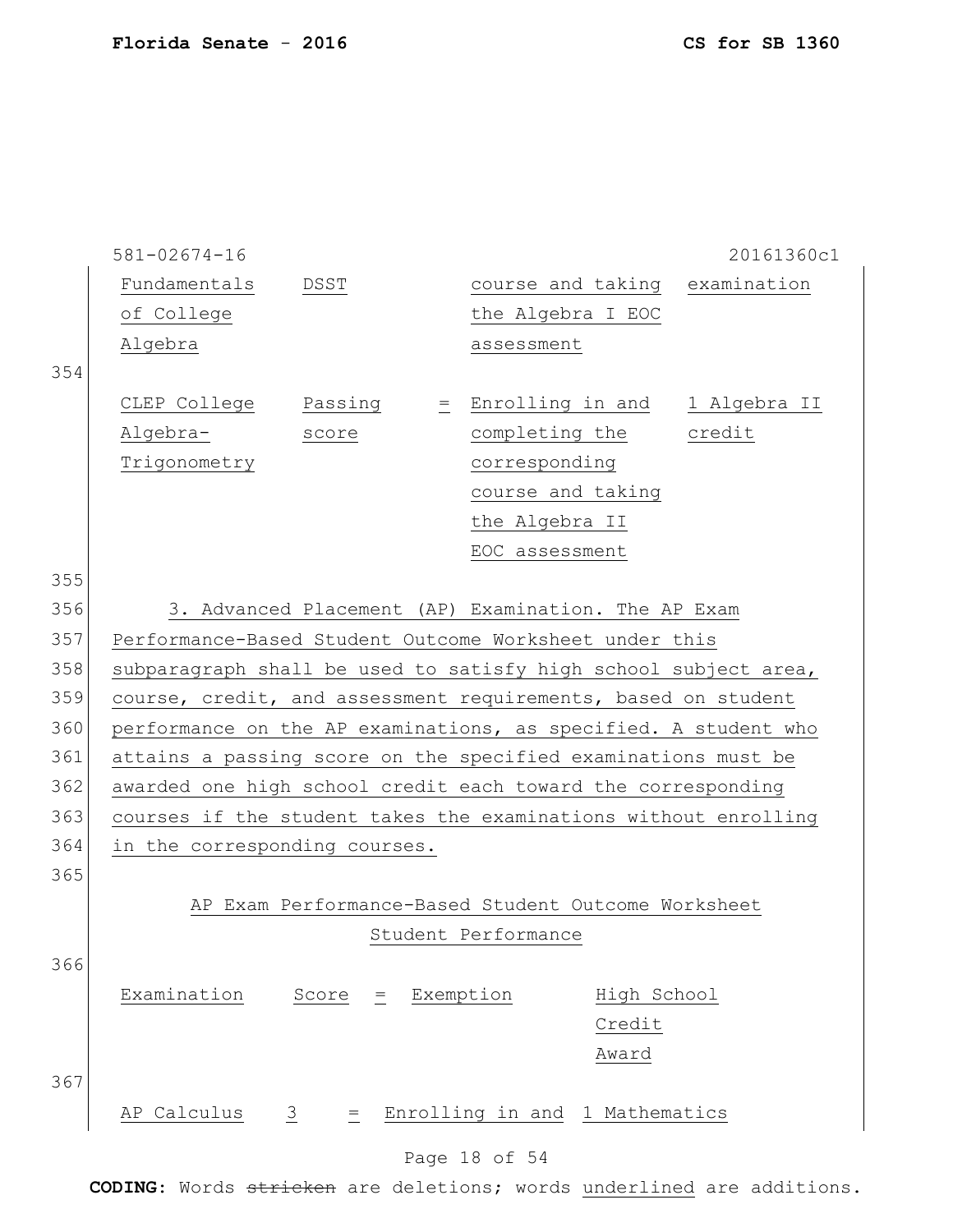581-02674-16 20161360c1

| | | | | |
|---|---|---|---|---|
| Fundamentals of College Algebra | DSST | | course and taking the Algebra I EOC assessment | examination |
| CLEP College Algebra-Trigonometry | Passing score | = | Enrolling in and completing the corresponding course and taking the Algebra II EOC assessment | 1 Algebra II credit |

3. Advanced Placement (AP) Examination. The AP Exam Performance-Based Student Outcome Worksheet under this subparagraph shall be used to satisfy high school subject area, course, credit, and assessment requirements, based on student performance on the AP examinations, as specified. A student who attains a passing score on the specified examinations must be awarded one high school credit each toward the corresponding courses if the student takes the examinations without enrolling in the corresponding courses.

AP Exam Performance-Based Student Outcome Worksheet

Student Performance

| Examination | Score | = | Exemption | High School Credit Award |
|---|---|---|---|---|
| AP Calculus | 3 | = | Enrolling in and | 1 Mathematics |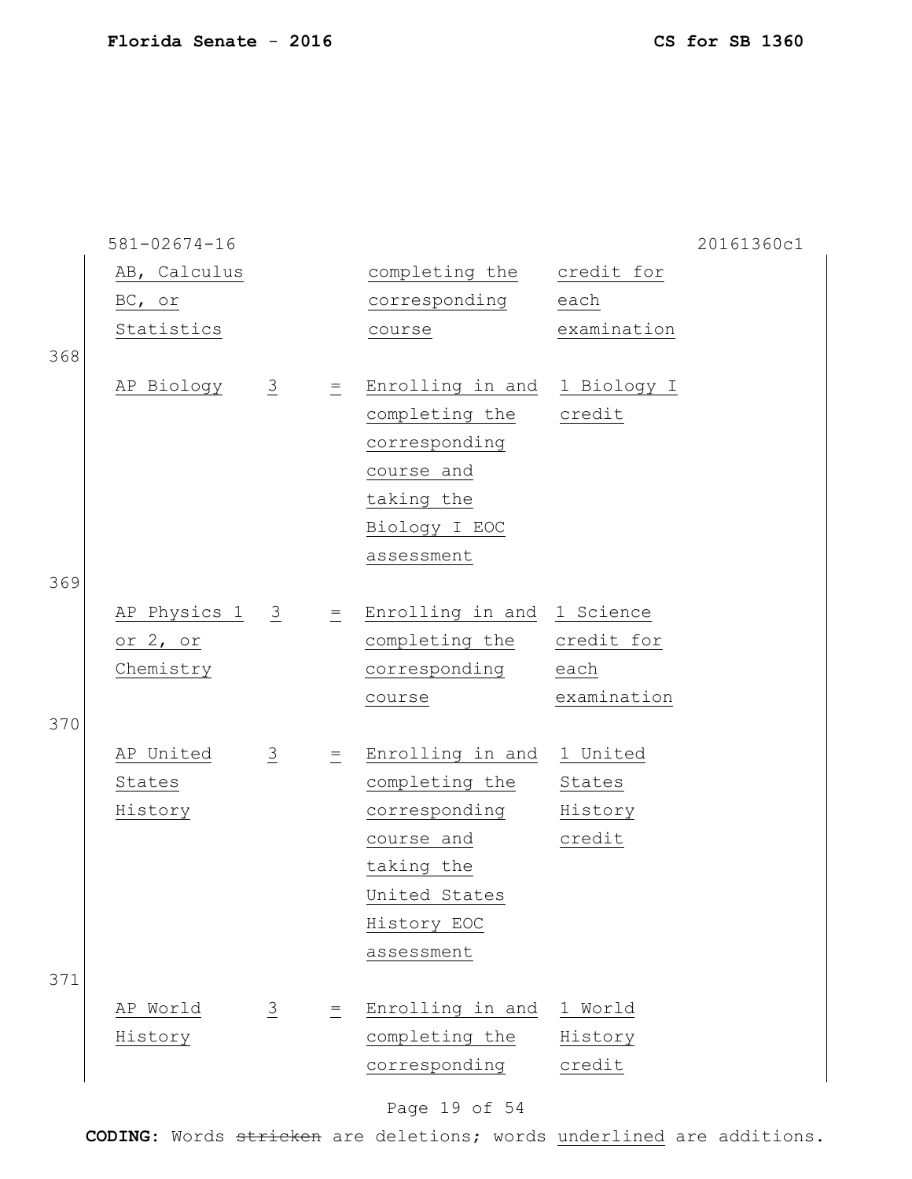581-02674-16 20161360c1

| | | | | |
|---|---|---|---|---|
| AB, Calculus BC, or Statistics | | | completing the corresponding course | credit for each examination |
| AP Biology | 3 | = | Enrolling in and completing the corresponding course and taking the Biology I EOC assessment | 1 Biology I credit |
| AP Physics 1 or 2, or Chemistry | 3 | = | Enrolling in and completing the corresponding course | 1 Science credit for each examination |
| AP United States History | 3 | = | Enrolling in and completing the corresponding course and taking the United States History EOC assessment | 1 United States History credit |
| AP World History | 3 | = | Enrolling in and completing the corresponding | 1 World History credit |

368

369

370

371

CODING: Words ~~stricken~~ are deletions; words underlined are additions.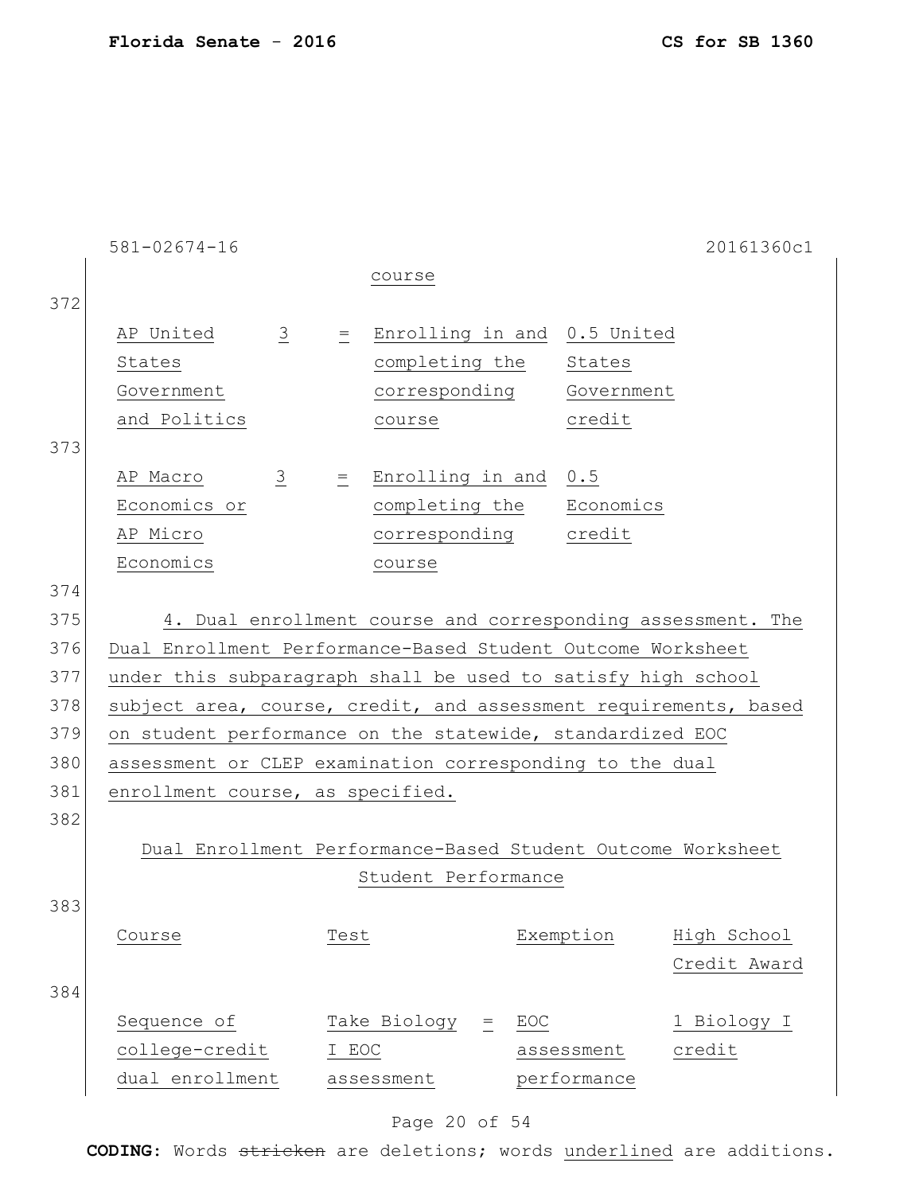course

| AP United States Government and Politics | 3 | = | Enrolling in and completing the corresponding course | 0.5 United States Government credit |
|---|---|---|---|---|
| AP Macro Economics or AP Micro Economics | 3 | = | Enrolling in and completing the corresponding course | 0.5 Economics credit |

4. Dual enrollment course and corresponding assessment. The Dual Enrollment Performance-Based Student Outcome Worksheet under this subparagraph shall be used to satisfy high school subject area, course, credit, and assessment requirements, based on student performance on the statewide, standardized EOC assessment or CLEP examination corresponding to the dual enrollment course, as specified.

Dual Enrollment Performance-Based Student Outcome Worksheet
Student Performance

| Course | Test | | Exemption | High School Credit Award |
|---|---|---|---|---|
| Sequence of college-credit dual enrollment | Take Biology I EOC assessment | = | EOC assessment performance | 1 Biology I credit |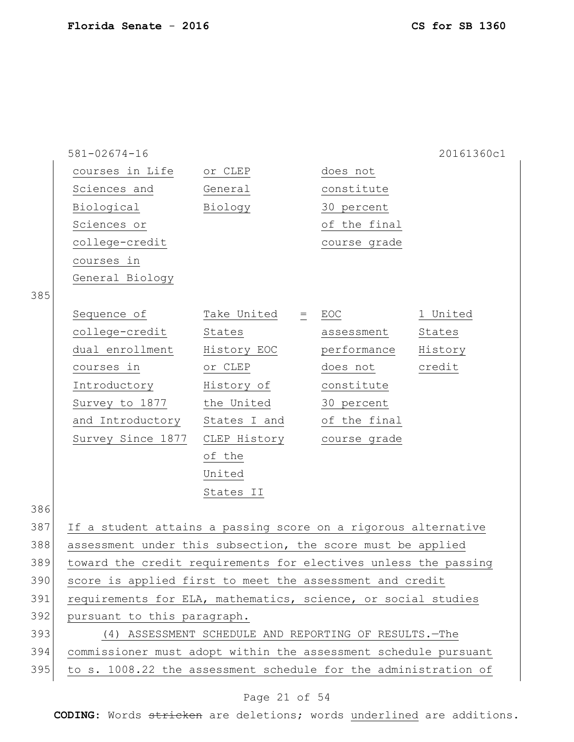| | | | | |
|---|---|---|---|---|
| courses in Life Sciences and Biological Sciences or college-credit courses in General Biology | or CLEP General Biology | | does not constitute 30 percent of the final course grade | |
| Sequence of college-credit dual enrollment courses in Introductory Survey to 1877 and Introductory Survey Since 1877 | Take United States History EOC or CLEP History of the United States I and CLEP History of the United States II | = | EOC assessment performance does not constitute 30 percent of the final course grade | 1 United States History credit |

If a student attains a passing score on a rigorous alternative assessment under this subsection, the score must be applied toward the credit requirements for electives unless the passing score is applied first to meet the assessment and credit requirements for ELA, mathematics, science, or social studies pursuant to this paragraph.

(4) ASSESSMENT SCHEDULE AND REPORTING OF RESULTS.—The commissioner must adopt within the assessment schedule pursuant to s. 1008.22 the assessment schedule for the administration of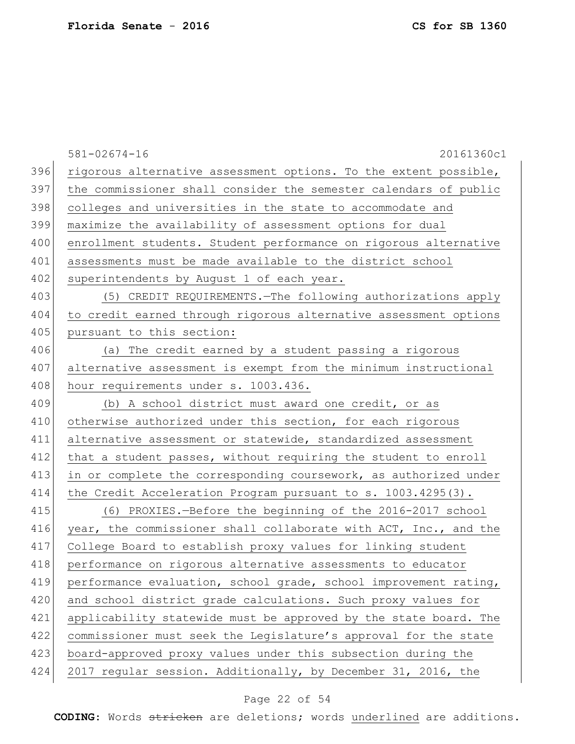rigorous alternative assessment options. To the extent possible, the commissioner shall consider the semester calendars of public colleges and universities in the state to accommodate and maximize the availability of assessment options for dual enrollment students. Student performance on rigorous alternative assessments must be made available to the district school superintendents by August 1 of each year.

(5) CREDIT REQUIREMENTS.—The following authorizations apply to credit earned through rigorous alternative assessment options pursuant to this section:

(a) The credit earned by a student passing a rigorous alternative assessment is exempt from the minimum instructional hour requirements under s. 1003.436.

(b) A school district must award one credit, or as otherwise authorized under this section, for each rigorous alternative assessment or statewide, standardized assessment that a student passes, without requiring the student to enroll in or complete the corresponding coursework, as authorized under the Credit Acceleration Program pursuant to s. 1003.4295(3).

(6) PROXIES.—Before the beginning of the 2016-2017 school year, the commissioner shall collaborate with ACT, Inc., and the College Board to establish proxy values for linking student performance on rigorous alternative assessments to educator performance evaluation, school grade, school improvement rating, and school district grade calculations. Such proxy values for applicability statewide must be approved by the state board. The commissioner must seek the Legislature's approval for the state board-approved proxy values under this subsection during the 2017 regular session. Additionally, by December 31, 2016, the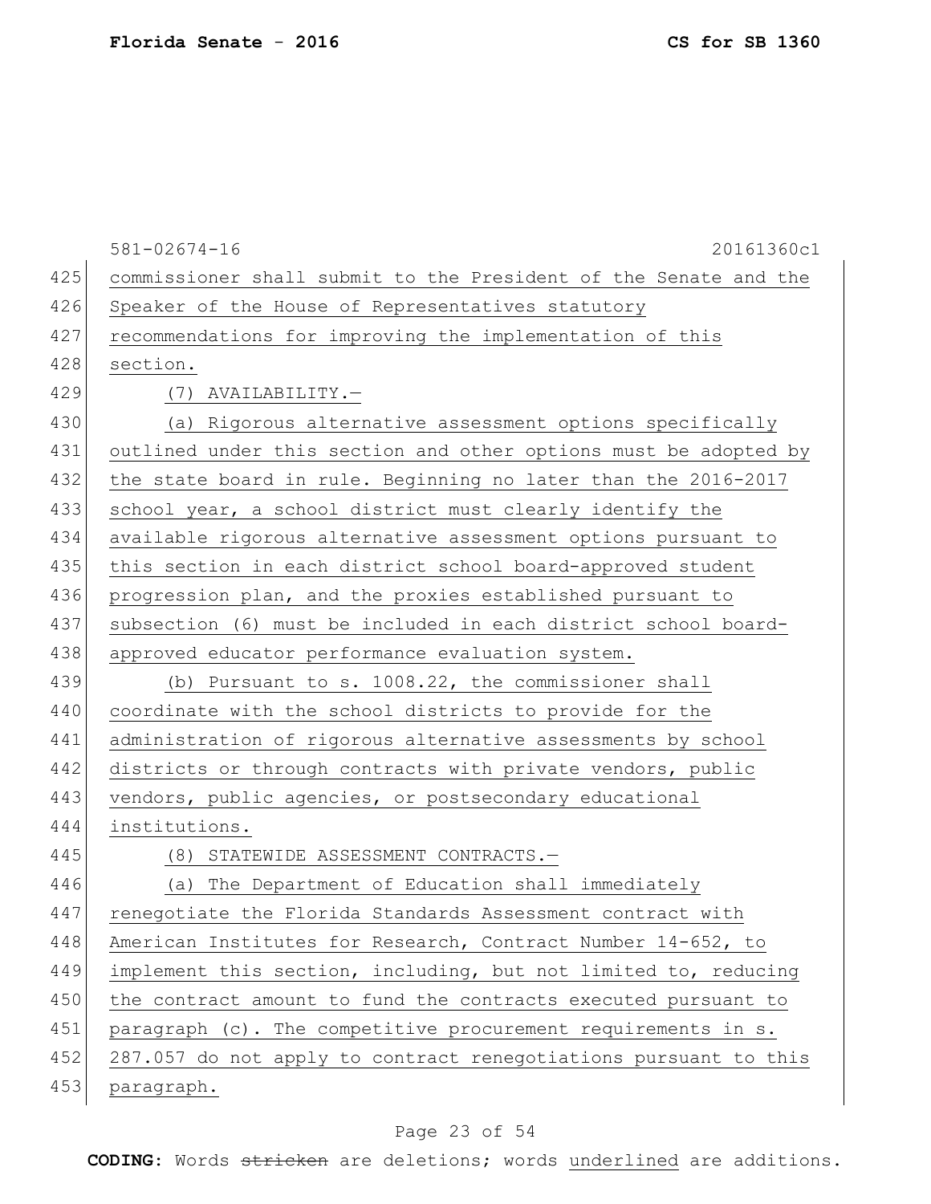commissioner shall submit to the President of the Senate and the Speaker of the House of Representatives statutory recommendations for improving the implementation of this section.

(7) AVAILABILITY.—

(a) Rigorous alternative assessment options specifically outlined under this section and other options must be adopted by the state board in rule. Beginning no later than the 2016-2017 school year, a school district must clearly identify the available rigorous alternative assessment options pursuant to this section in each district school board-approved student progression plan, and the proxies established pursuant to subsection (6) must be included in each district school board-approved educator performance evaluation system.

(b) Pursuant to s. 1008.22, the commissioner shall coordinate with the school districts to provide for the administration of rigorous alternative assessments by school districts or through contracts with private vendors, public vendors, public agencies, or postsecondary educational institutions.

(8) STATEWIDE ASSESSMENT CONTRACTS.—

(a) The Department of Education shall immediately renegotiate the Florida Standards Assessment contract with American Institutes for Research, Contract Number 14-652, to implement this section, including, but not limited to, reducing the contract amount to fund the contracts executed pursuant to paragraph (c). The competitive procurement requirements in s. 287.057 do not apply to contract renegotiations pursuant to this paragraph.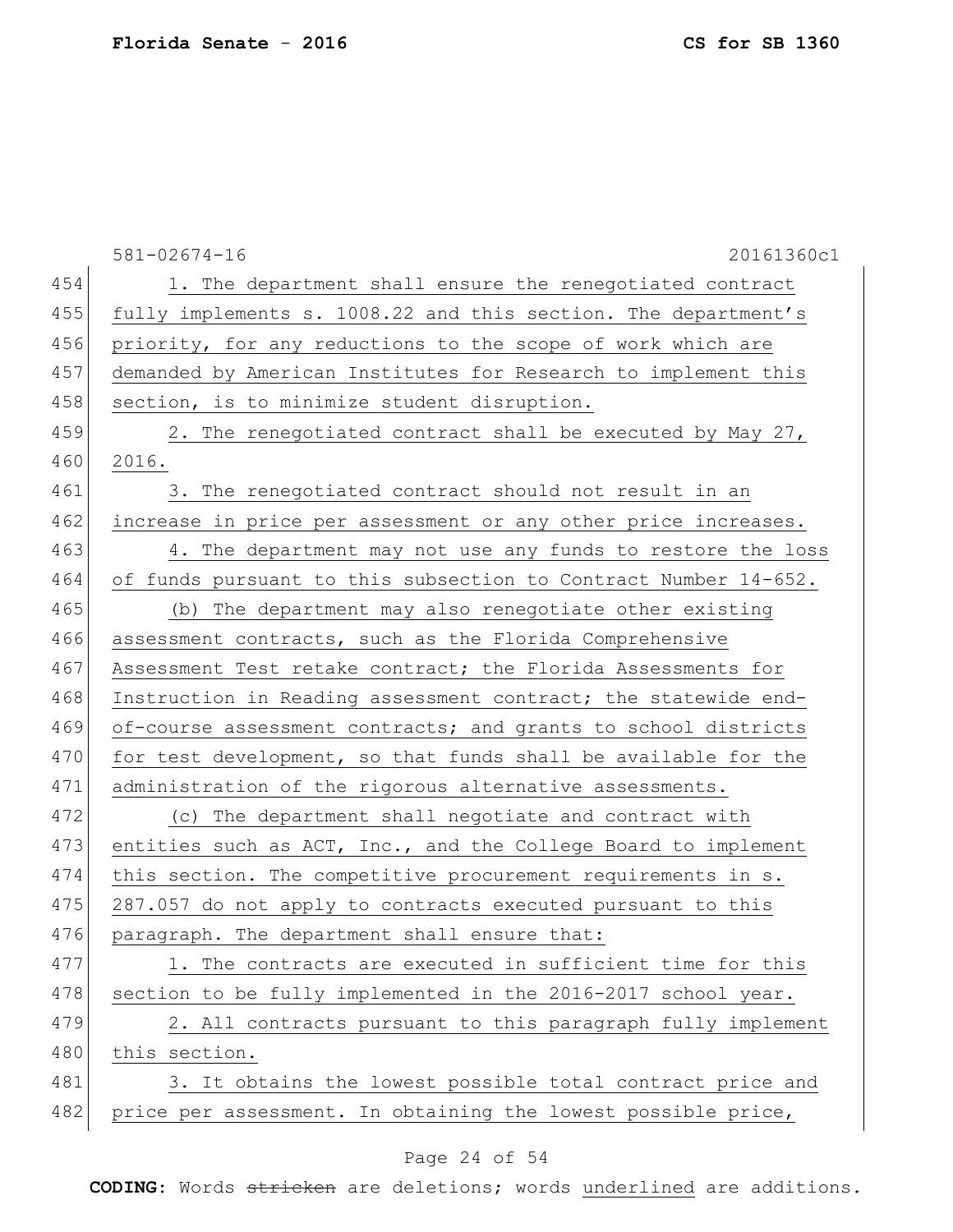1. The department shall ensure the renegotiated contract fully implements s. 1008.22 and this section. The department's priority, for any reductions to the scope of work which are demanded by American Institutes for Research to implement this section, is to minimize student disruption.

2. The renegotiated contract shall be executed by May 27, 2016.

3. The renegotiated contract should not result in an increase in price per assessment or any other price increases.

4. The department may not use any funds to restore the loss of funds pursuant to this subsection to Contract Number 14-652.

(b) The department may also renegotiate other existing assessment contracts, such as the Florida Comprehensive Assessment Test retake contract; the Florida Assessments for Instruction in Reading assessment contract; the statewide end-of-course assessment contracts; and grants to school districts for test development, so that funds shall be available for the administration of the rigorous alternative assessments.

(c) The department shall negotiate and contract with entities such as ACT, Inc., and the College Board to implement this section. The competitive procurement requirements in s. 287.057 do not apply to contracts executed pursuant to this paragraph. The department shall ensure that:

1. The contracts are executed in sufficient time for this section to be fully implemented in the 2016-2017 school year.

2. All contracts pursuant to this paragraph fully implement this section.

3. It obtains the lowest possible total contract price and price per assessment. In obtaining the lowest possible price,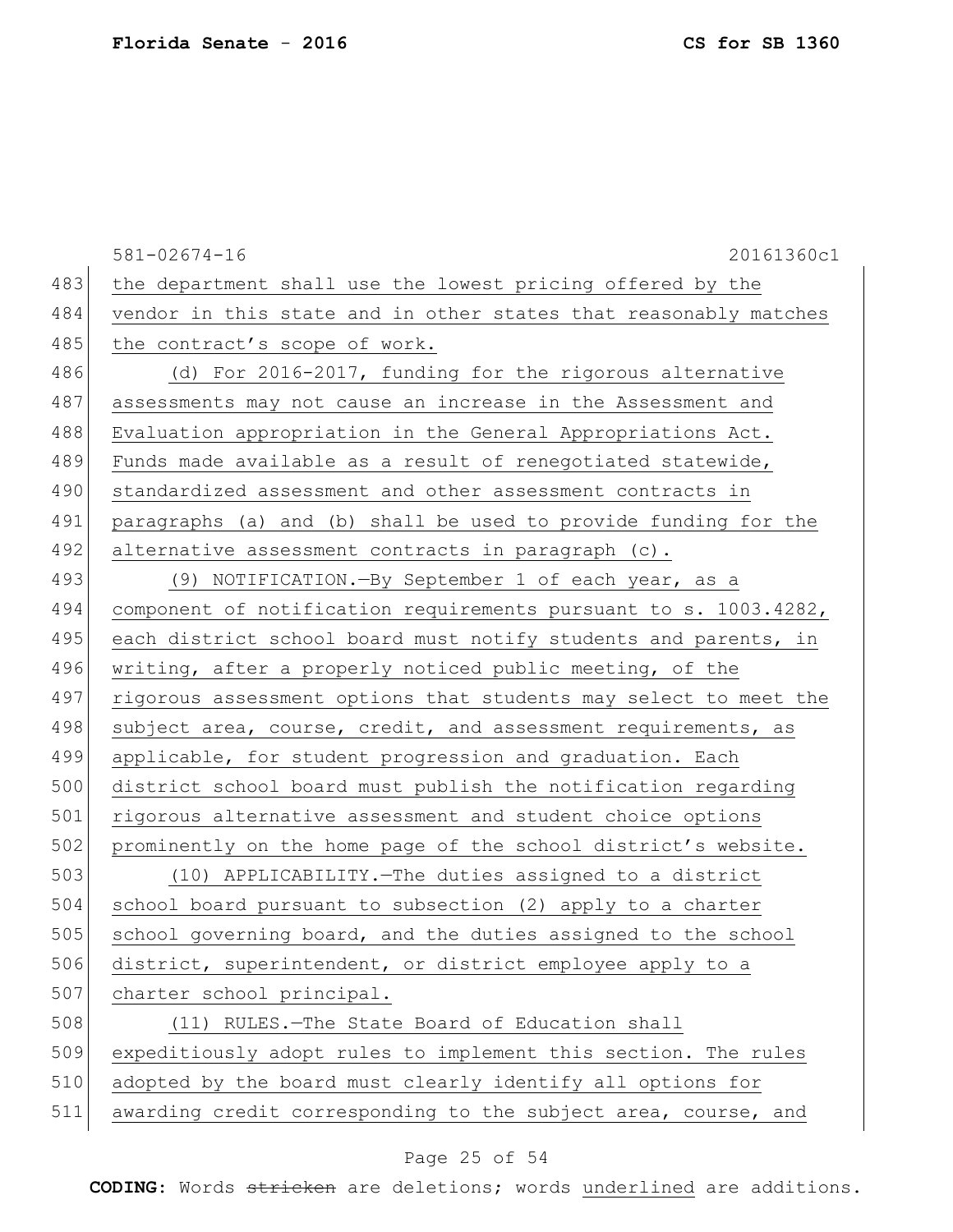the department shall use the lowest pricing offered by the vendor in this state and in other states that reasonably matches the contract's scope of work.

(d) For 2016-2017, funding for the rigorous alternative assessments may not cause an increase in the Assessment and Evaluation appropriation in the General Appropriations Act. Funds made available as a result of renegotiated statewide, standardized assessment and other assessment contracts in paragraphs (a) and (b) shall be used to provide funding for the alternative assessment contracts in paragraph (c).

(9) NOTIFICATION.—By September 1 of each year, as a component of notification requirements pursuant to s. 1003.4282, each district school board must notify students and parents, in writing, after a properly noticed public meeting, of the rigorous assessment options that students may select to meet the subject area, course, credit, and assessment requirements, as applicable, for student progression and graduation. Each district school board must publish the notification regarding rigorous alternative assessment and student choice options prominently on the home page of the school district's website.

(10) APPLICABILITY.—The duties assigned to a district school board pursuant to subsection (2) apply to a charter school governing board, and the duties assigned to the school district, superintendent, or district employee apply to a charter school principal.

(11) RULES.—The State Board of Education shall expeditiously adopt rules to implement this section. The rules adopted by the board must clearly identify all options for awarding credit corresponding to the subject area, course, and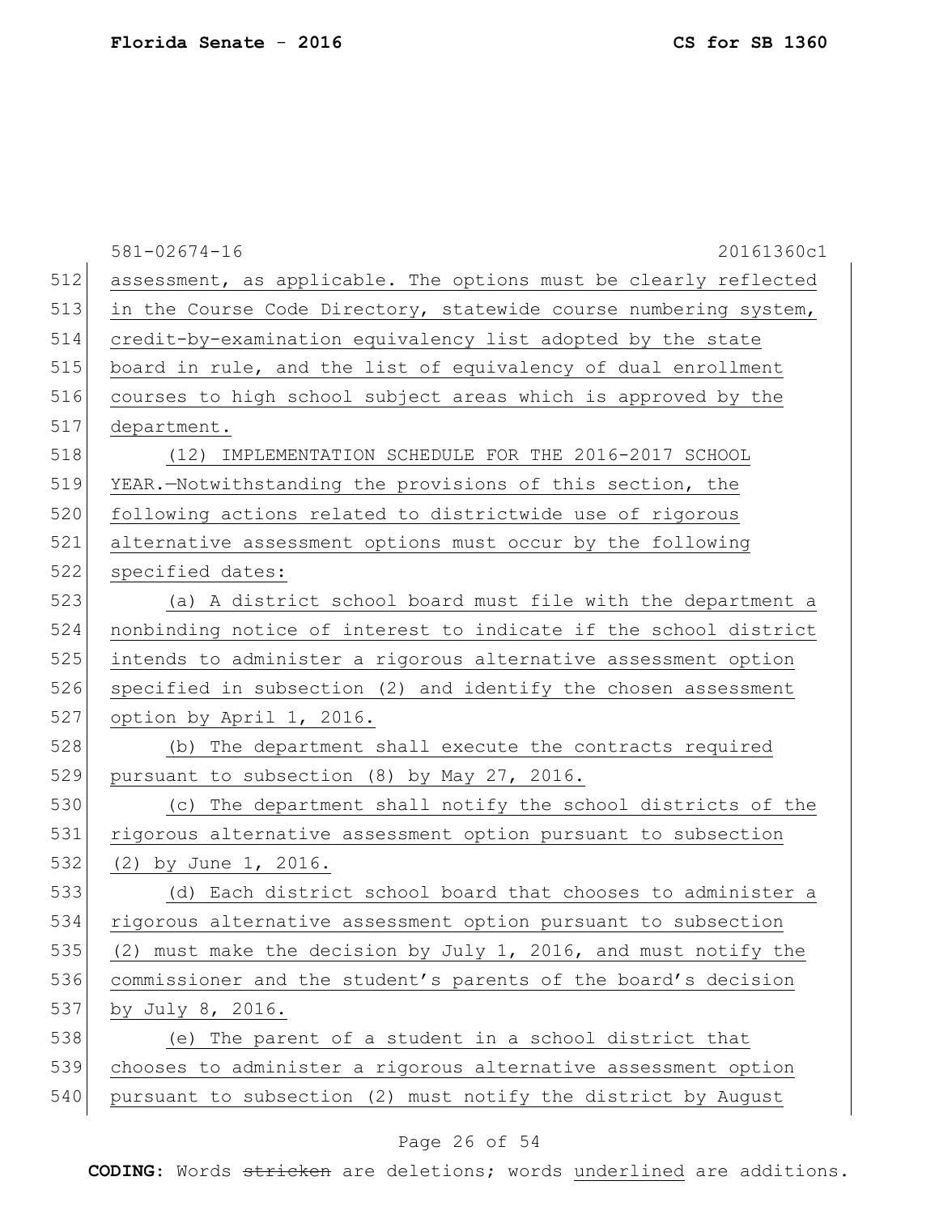assessment, as applicable. The options must be clearly reflected in the Course Code Directory, statewide course numbering system, credit-by-examination equivalency list adopted by the state board in rule, and the list of equivalency of dual enrollment courses to high school subject areas which is approved by the department.

(12) IMPLEMENTATION SCHEDULE FOR THE 2016-2017 SCHOOL YEAR.—Notwithstanding the provisions of this section, the following actions related to districtwide use of rigorous alternative assessment options must occur by the following specified dates:

(a) A district school board must file with the department a nonbinding notice of interest to indicate if the school district intends to administer a rigorous alternative assessment option specified in subsection (2) and identify the chosen assessment option by April 1, 2016.

(b) The department shall execute the contracts required pursuant to subsection (8) by May 27, 2016.

(c) The department shall notify the school districts of the rigorous alternative assessment option pursuant to subsection (2) by June 1, 2016.

(d) Each district school board that chooses to administer a rigorous alternative assessment option pursuant to subsection (2) must make the decision by July 1, 2016, and must notify the commissioner and the student's parents of the board's decision by July 8, 2016.

(e) The parent of a student in a school district that chooses to administer a rigorous alternative assessment option pursuant to subsection (2) must notify the district by August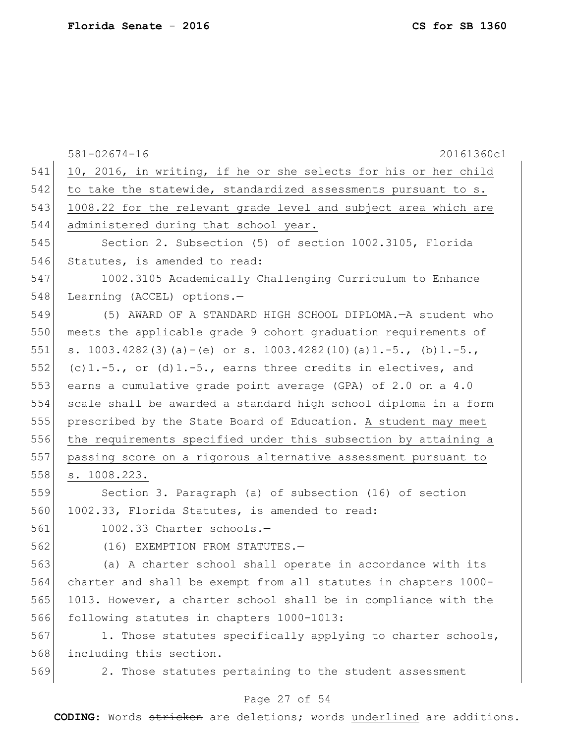10, 2016, in writing, if he or she selects for his or her child to take the statewide, standardized assessments pursuant to s. 1008.22 for the relevant grade level and subject area which are administered during that school year.

Section 2. Subsection (5) of section 1002.3105, Florida Statutes, is amended to read:

1002.3105 Academically Challenging Curriculum to Enhance Learning (ACCEL) options.—

(5) AWARD OF A STANDARD HIGH SCHOOL DIPLOMA.—A student who meets the applicable grade 9 cohort graduation requirements of s. 1003.4282(3)(a)-(e) or s. 1003.4282(10)(a)1.-5., (b)1.-5., (c)1.-5., or (d)1.-5., earns three credits in electives, and earns a cumulative grade point average (GPA) of 2.0 on a 4.0 scale shall be awarded a standard high school diploma in a form prescribed by the State Board of Education. A student may meet the requirements specified under this subsection by attaining a passing score on a rigorous alternative assessment pursuant to s. 1008.223.

Section 3. Paragraph (a) of subsection (16) of section 1002.33, Florida Statutes, is amended to read:

1002.33 Charter schools.—

(16) EXEMPTION FROM STATUTES.—

(a) A charter school shall operate in accordance with its charter and shall be exempt from all statutes in chapters 1000-1013. However, a charter school shall be in compliance with the following statutes in chapters 1000-1013:

1. Those statutes specifically applying to charter schools, including this section.

2. Those statutes pertaining to the student assessment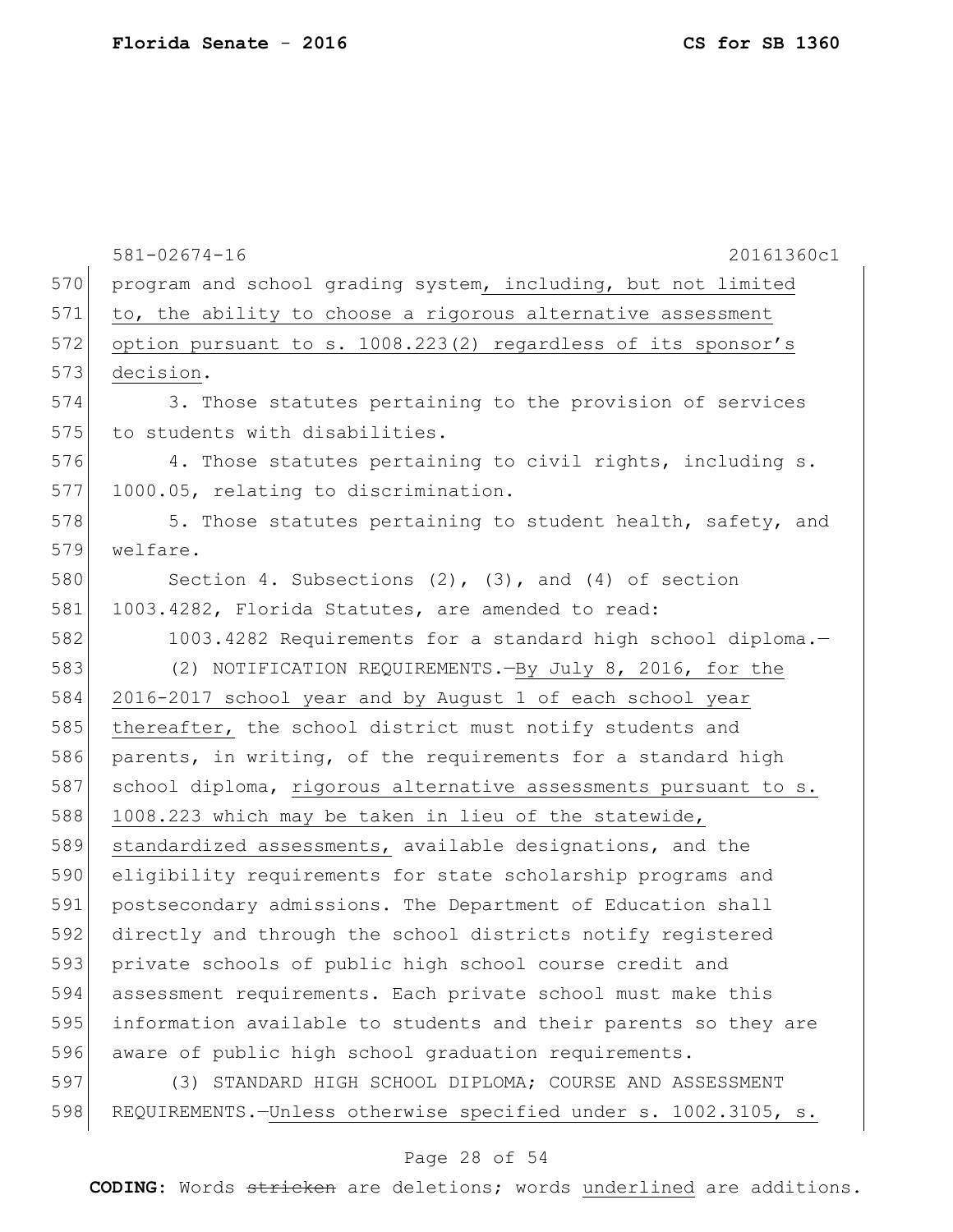program and school grading system, including, but not limited to, the ability to choose a rigorous alternative assessment option pursuant to s. 1008.223(2) regardless of its sponsor's decision.

3. Those statutes pertaining to the provision of services to students with disabilities.

4. Those statutes pertaining to civil rights, including s. 1000.05, relating to discrimination.

5. Those statutes pertaining to student health, safety, and welfare.

Section 4. Subsections (2), (3), and (4) of section 1003.4282, Florida Statutes, are amended to read:

1003.4282 Requirements for a standard high school diploma.—

(2) NOTIFICATION REQUIREMENTS.—By July 8, 2016, for the 2016-2017 school year and by August 1 of each school year thereafter, the school district must notify students and parents, in writing, of the requirements for a standard high school diploma, rigorous alternative assessments pursuant to s. 1008.223 which may be taken in lieu of the statewide, standardized assessments, available designations, and the eligibility requirements for state scholarship programs and postsecondary admissions. The Department of Education shall directly and through the school districts notify registered private schools of public high school course credit and assessment requirements. Each private school must make this information available to students and their parents so they are aware of public high school graduation requirements.

(3) STANDARD HIGH SCHOOL DIPLOMA; COURSE AND ASSESSMENT REQUIREMENTS.—Unless otherwise specified under s. 1002.3105, s.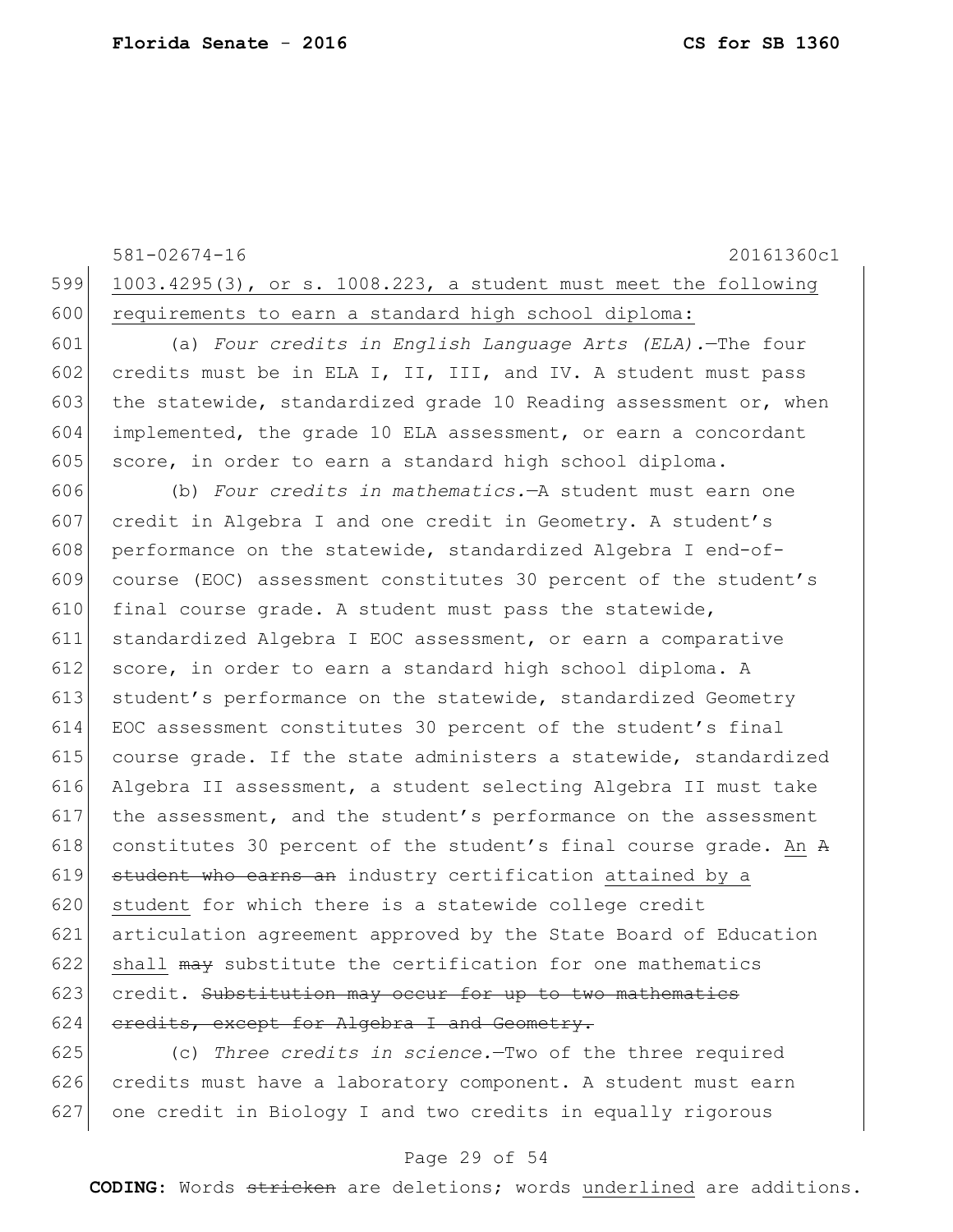1003.4295(3), or s. 1008.223, a student must meet the following <u>requirements to earn a standard high school diploma:</u>

(a) *Four credits in English Language Arts (ELA).*—The four credits must be in ELA I, II, III, and IV. A student must pass the statewide, standardized grade 10 Reading assessment or, when implemented, the grade 10 ELA assessment, or earn a concordant score, in order to earn a standard high school diploma.

(b) *Four credits in mathematics.*—A student must earn one credit in Algebra I and one credit in Geometry. A student's performance on the statewide, standardized Algebra I end-of-course (EOC) assessment constitutes 30 percent of the student's final course grade. A student must pass the statewide, standardized Algebra I EOC assessment, or earn a comparative score, in order to earn a standard high school diploma. A student's performance on the statewide, standardized Geometry EOC assessment constitutes 30 percent of the student's final course grade. If the state administers a statewide, standardized Algebra II assessment, a student selecting Algebra II must take the assessment, and the student's performance on the assessment constitutes 30 percent of the student's final course grade. <u>An</u> ~~A student who earns an~~ industry certification <u>attained by a student</u> for which there is a statewide college credit articulation agreement approved by the State Board of Education <u>shall</u> ~~may~~ substitute the certification for one mathematics credit. ~~Substitution may occur for up to two mathematics credits, except for Algebra I and Geometry.~~

(c) *Three credits in science.*—Two of the three required credits must have a laboratory component. A student must earn one credit in Biology I and two credits in equally rigorous

**CODING:** Words ~~stricken~~ are deletions; words <u>underlined</u> are additions.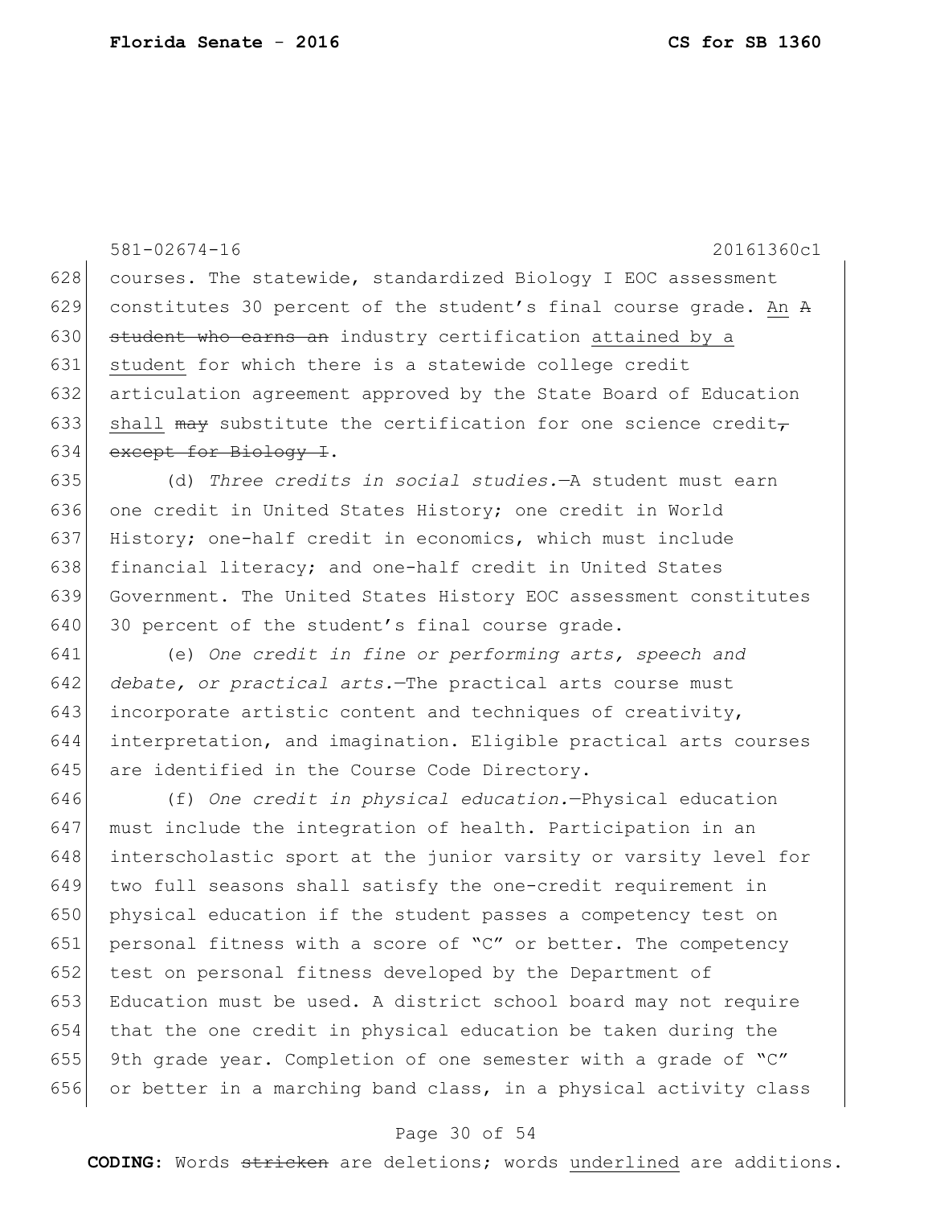courses. The statewide, standardized Biology I EOC assessment constitutes 30 percent of the student's final course grade. An ~~A student who earns an~~ industry certification attained by a student for which there is a statewide college credit articulation agreement approved by the State Board of Education shall ~~may~~ substitute the certification for one science credit~~, except for Biology I~~.

(d) *Three credits in social studies.*—A student must earn one credit in United States History; one credit in World History; one-half credit in economics, which must include financial literacy; and one-half credit in United States Government. The United States History EOC assessment constitutes 30 percent of the student's final course grade.

(e) *One credit in fine or performing arts, speech and debate, or practical arts.*—The practical arts course must incorporate artistic content and techniques of creativity, interpretation, and imagination. Eligible practical arts courses are identified in the Course Code Directory.

(f) *One credit in physical education.*—Physical education must include the integration of health. Participation in an interscholastic sport at the junior varsity or varsity level for two full seasons shall satisfy the one-credit requirement in physical education if the student passes a competency test on personal fitness with a score of "C" or better. The competency test on personal fitness developed by the Department of Education must be used. A district school board may not require that the one credit in physical education be taken during the 9th grade year. Completion of one semester with a grade of "C" or better in a marching band class, in a physical activity class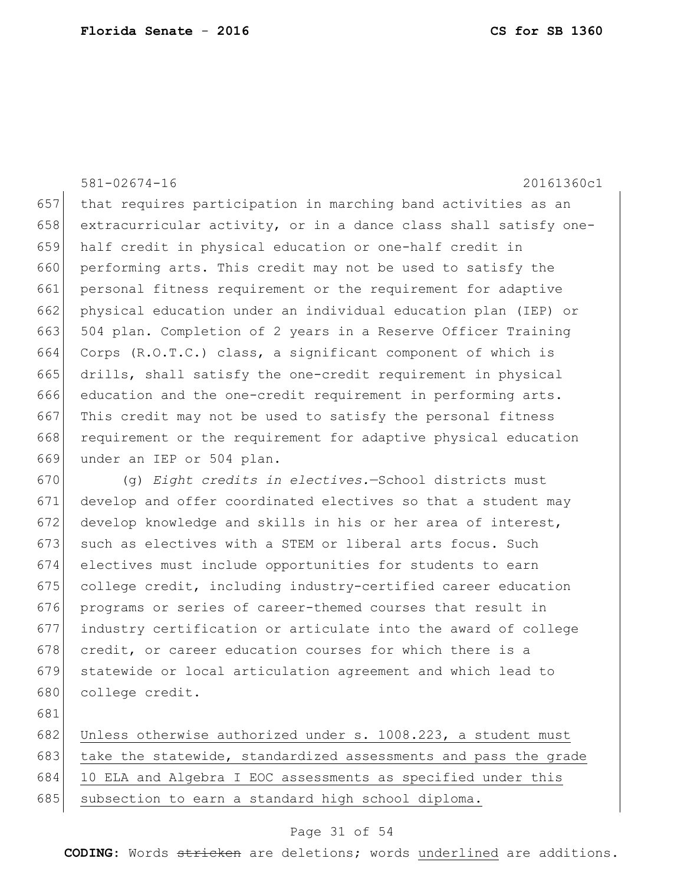that requires participation in marching band activities as an extracurricular activity, or in a dance class shall satisfy one-half credit in physical education or one-half credit in performing arts. This credit may not be used to satisfy the personal fitness requirement or the requirement for adaptive physical education under an individual education plan (IEP) or 504 plan. Completion of 2 years in a Reserve Officer Training Corps (R.O.T.C.) class, a significant component of which is drills, shall satisfy the one-credit requirement in physical education and the one-credit requirement in performing arts. This credit may not be used to satisfy the personal fitness requirement or the requirement for adaptive physical education under an IEP or 504 plan.

(g) *Eight credits in electives.*—School districts must develop and offer coordinated electives so that a student may develop knowledge and skills in his or her area of interest, such as electives with a STEM or liberal arts focus. Such electives must include opportunities for students to earn college credit, including industry-certified career education programs or series of career-themed courses that result in industry certification or articulate into the award of college credit, or career education courses for which there is a statewide or local articulation agreement and which lead to college credit.

<u>Unless otherwise authorized under s. 1008.223, a student must take the statewide, standardized assessments and pass the grade 10 ELA and Algebra I EOC assessments as specified under this subsection to earn a standard high school diploma.</u>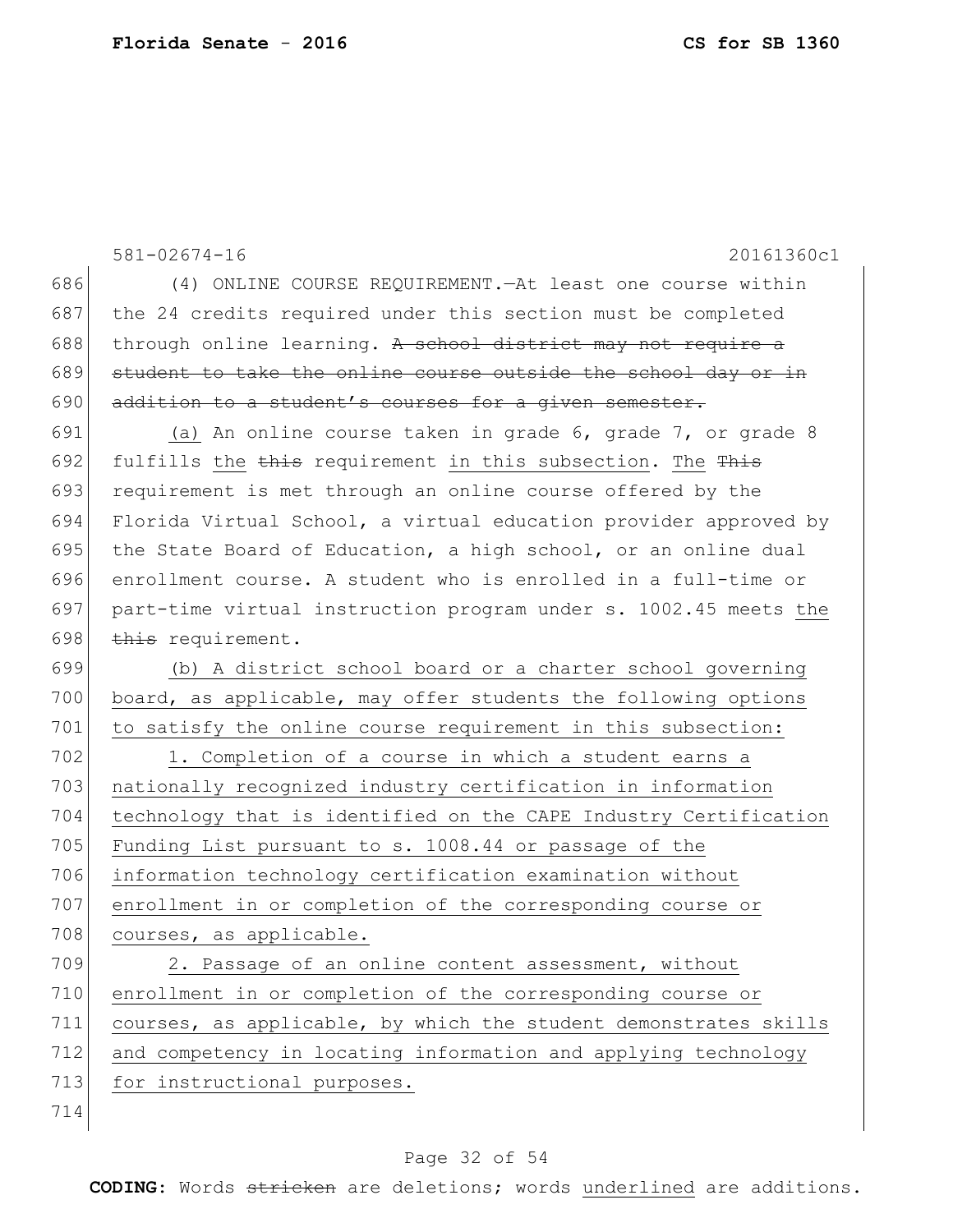(4) ONLINE COURSE REQUIREMENT.—At least one course within the 24 credits required under this section must be completed through online learning. ~~A school district may not require a student to take the online course outside the school day or in addition to a student's courses for a given semester.~~

<u>(a)</u> An online course taken in grade 6, grade 7, or grade 8 fulfills <u>the</u> ~~this~~ requirement <u>in this subsection</u>. <u>The</u> ~~This~~ requirement is met through an online course offered by the Florida Virtual School, a virtual education provider approved by the State Board of Education, a high school, or an online dual enrollment course. A student who is enrolled in a full-time or part-time virtual instruction program under s. 1002.45 meets <u>the</u> ~~this~~ requirement.

<u>(b) A district school board or a charter school governing board, as applicable, may offer students the following options to satisfy the online course requirement in this subsection:</u>

<u>1. Completion of a course in which a student earns a nationally recognized industry certification in information technology that is identified on the CAPE Industry Certification Funding List pursuant to s. 1008.44 or passage of the information technology certification examination without enrollment in or completion of the corresponding course or courses, as applicable.</u>

<u>2. Passage of an online content assessment, without enrollment in or completion of the corresponding course or courses, as applicable, by which the student demonstrates skills and competency in locating information and applying technology for instructional purposes.</u>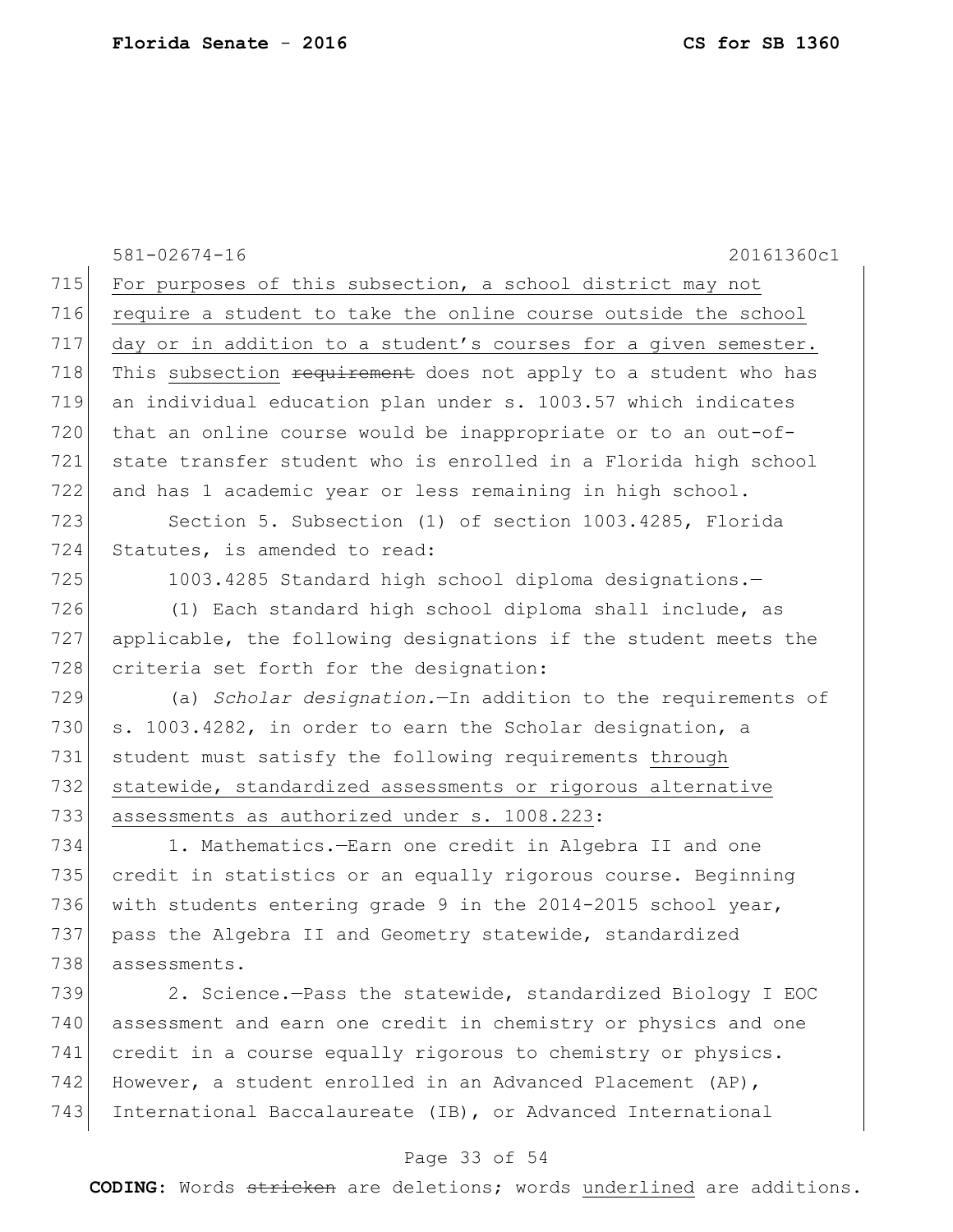For purposes of this subsection, a school district may not require a student to take the online course outside the school day or in addition to a student's courses for a given semester. This subsection ~~requirement~~ does not apply to a student who has an individual education plan under s. 1003.57 which indicates that an online course would be inappropriate or to an out-of-state transfer student who is enrolled in a Florida high school and has 1 academic year or less remaining in high school.

Section 5. Subsection (1) of section 1003.4285, Florida Statutes, is amended to read:

1003.4285 Standard high school diploma designations.—

(1) Each standard high school diploma shall include, as applicable, the following designations if the student meets the criteria set forth for the designation:

(a) *Scholar designation.*—In addition to the requirements of s. 1003.4282, in order to earn the Scholar designation, a student must satisfy the following requirements through statewide, standardized assessments or rigorous alternative assessments as authorized under s. 1008.223:

1. Mathematics.—Earn one credit in Algebra II and one credit in statistics or an equally rigorous course. Beginning with students entering grade 9 in the 2014-2015 school year, pass the Algebra II and Geometry statewide, standardized assessments.

2. Science.—Pass the statewide, standardized Biology I EOC assessment and earn one credit in chemistry or physics and one credit in a course equally rigorous to chemistry or physics. However, a student enrolled in an Advanced Placement (AP), International Baccalaureate (IB), or Advanced International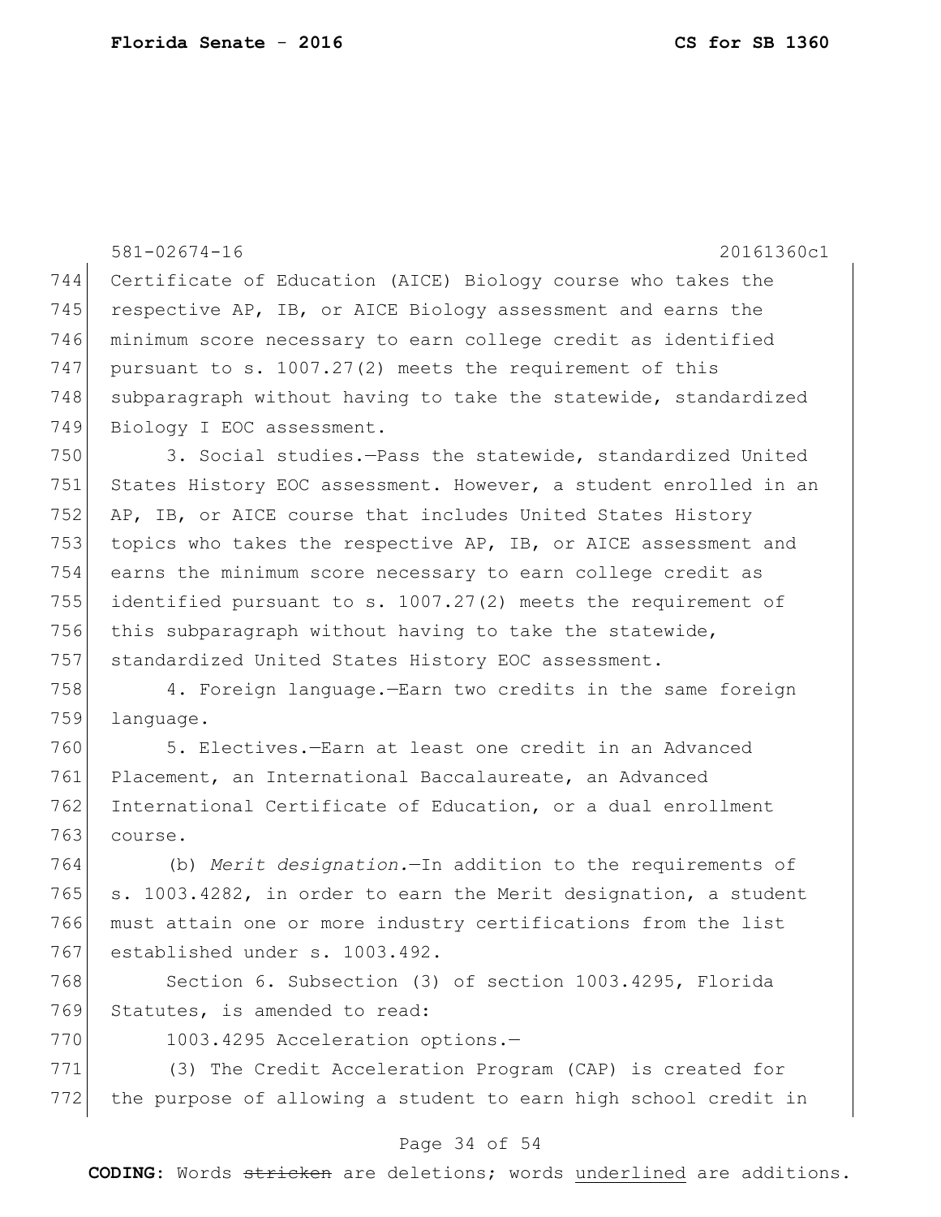Certificate of Education (AICE) Biology course who takes the respective AP, IB, or AICE Biology assessment and earns the minimum score necessary to earn college credit as identified pursuant to s. 1007.27(2) meets the requirement of this subparagraph without having to take the statewide, standardized Biology I EOC assessment.

3. Social studies.—Pass the statewide, standardized United States History EOC assessment. However, a student enrolled in an AP, IB, or AICE course that includes United States History topics who takes the respective AP, IB, or AICE assessment and earns the minimum score necessary to earn college credit as identified pursuant to s. 1007.27(2) meets the requirement of this subparagraph without having to take the statewide, standardized United States History EOC assessment.

4. Foreign language.—Earn two credits in the same foreign language.

5. Electives.—Earn at least one credit in an Advanced Placement, an International Baccalaureate, an Advanced International Certificate of Education, or a dual enrollment course.

(b) *Merit designation.*—In addition to the requirements of s. 1003.4282, in order to earn the Merit designation, a student must attain one or more industry certifications from the list established under s. 1003.492.

Section 6. Subsection (3) of section 1003.4295, Florida Statutes, is amended to read:

1003.4295 Acceleration options.—

(3) The Credit Acceleration Program (CAP) is created for the purpose of allowing a student to earn high school credit in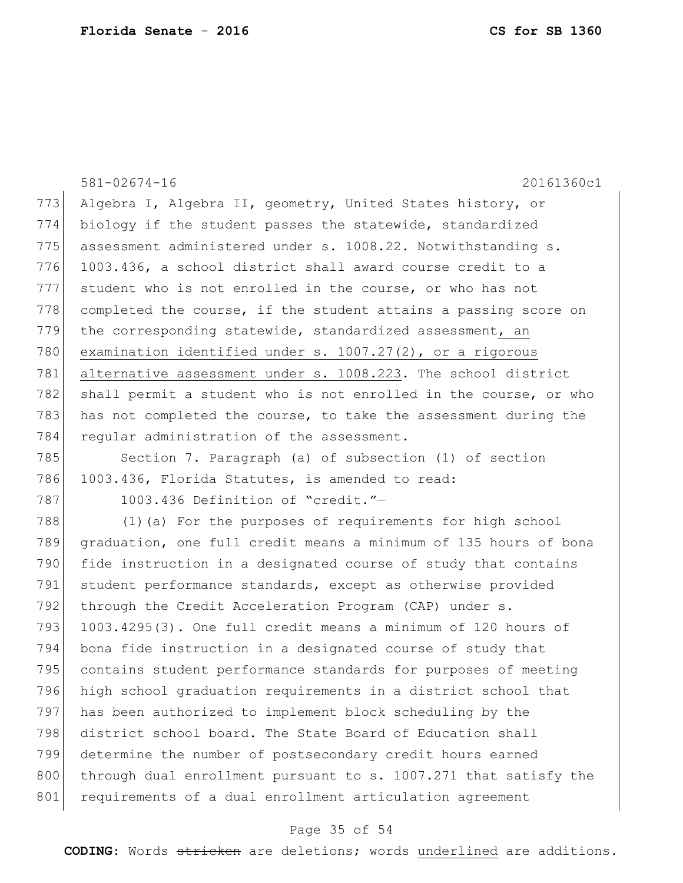Algebra I, Algebra II, geometry, United States history, or biology if the student passes the statewide, standardized assessment administered under s. 1008.22. Notwithstanding s. 1003.436, a school district shall award course credit to a student who is not enrolled in the course, or who has not completed the course, if the student attains a passing score on the corresponding statewide, standardized assessment, <u>an examination identified under s. 1007.27(2), or a rigorous alternative assessment under s. 1008.223</u>. The school district shall permit a student who is not enrolled in the course, or who has not completed the course, to take the assessment during the regular administration of the assessment.

Section 7. Paragraph (a) of subsection (1) of section 1003.436, Florida Statutes, is amended to read:

1003.436 Definition of "credit."—

(1)(a) For the purposes of requirements for high school graduation, one full credit means a minimum of 135 hours of bona fide instruction in a designated course of study that contains student performance standards, except as otherwise provided through the Credit Acceleration Program (CAP) under s. 1003.4295(3). One full credit means a minimum of 120 hours of bona fide instruction in a designated course of study that contains student performance standards for purposes of meeting high school graduation requirements in a district school that has been authorized to implement block scheduling by the district school board. The State Board of Education shall determine the number of postsecondary credit hours earned through dual enrollment pursuant to s. 1007.271 that satisfy the requirements of a dual enrollment articulation agreement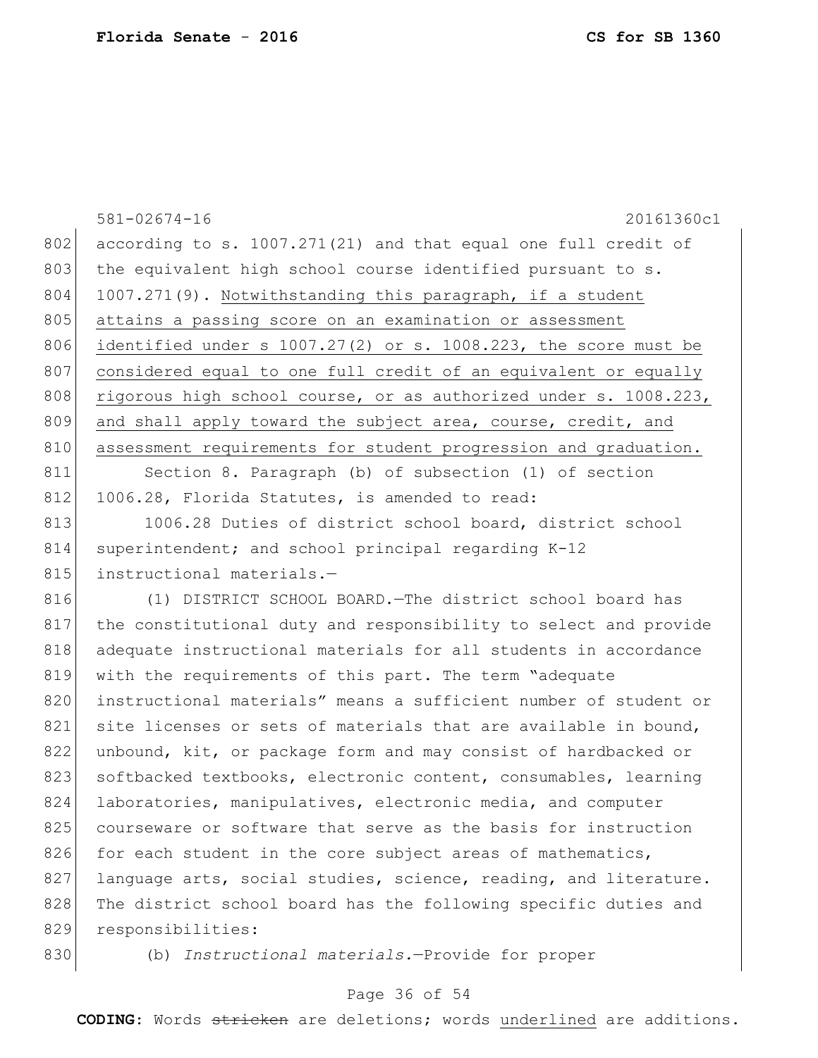according to s. 1007.271(21) and that equal one full credit of the equivalent high school course identified pursuant to s. 1007.271(9). <u>Notwithstanding this paragraph, if a student attains a passing score on an examination or assessment identified under s 1007.27(2) or s. 1008.223, the score must be considered equal to one full credit of an equivalent or equally rigorous high school course, or as authorized under s. 1008.223, and shall apply toward the subject area, course, credit, and assessment requirements for student progression and graduation.</u>

Section 8. Paragraph (b) of subsection (1) of section 1006.28, Florida Statutes, is amended to read:

1006.28 Duties of district school board, district school superintendent; and school principal regarding K-12 instructional materials.—

(1) DISTRICT SCHOOL BOARD.—The district school board has the constitutional duty and responsibility to select and provide adequate instructional materials for all students in accordance with the requirements of this part. The term "adequate instructional materials" means a sufficient number of student or site licenses or sets of materials that are available in bound, unbound, kit, or package form and may consist of hardbacked or softbacked textbooks, electronic content, consumables, learning laboratories, manipulatives, electronic media, and computer courseware or software that serve as the basis for instruction for each student in the core subject areas of mathematics, language arts, social studies, science, reading, and literature. The district school board has the following specific duties and responsibilities:

(b) *Instructional materials.*—Provide for proper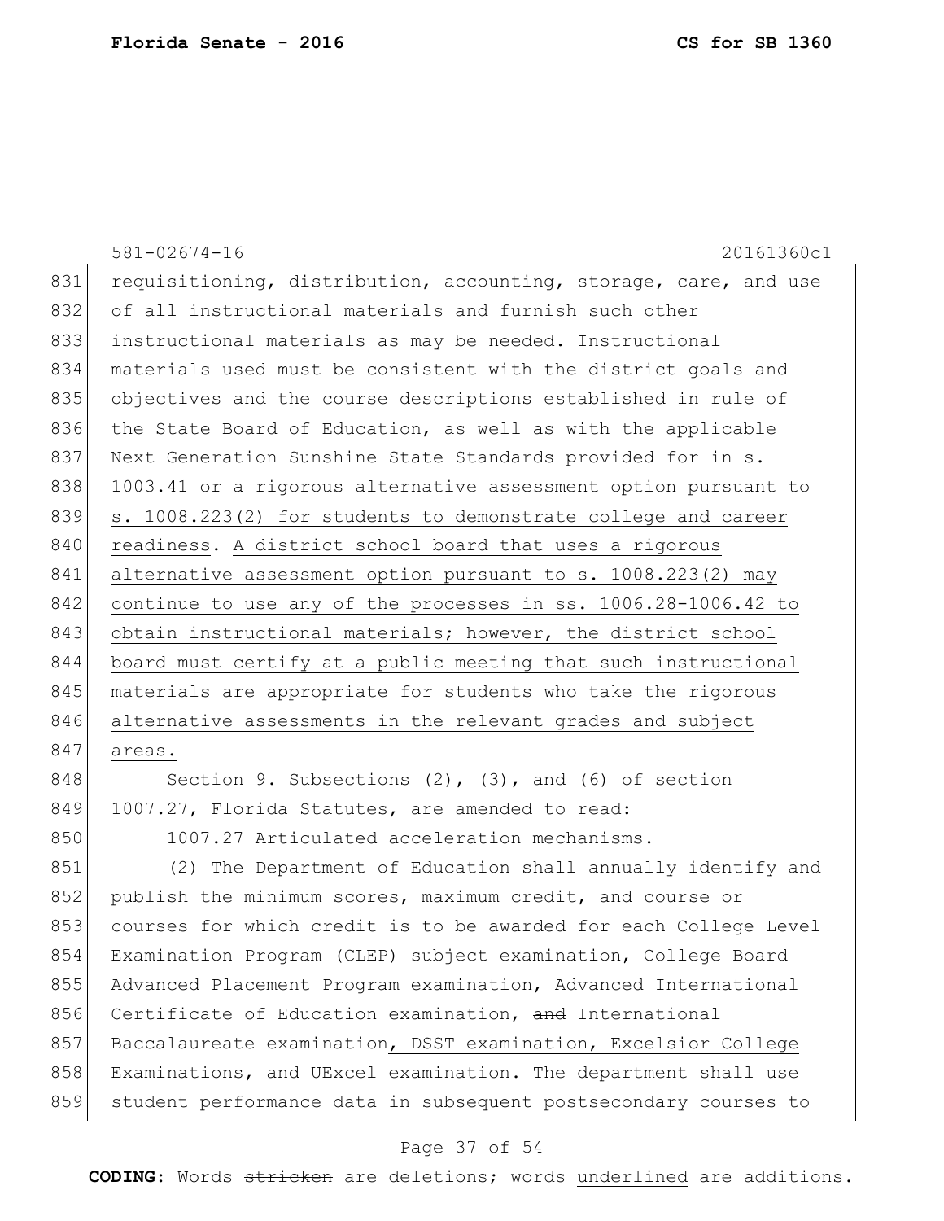581-02674-16 20161360c1

831 requisitioning, distribution, accounting, storage, care, and use
832 of all instructional materials and furnish such other
833 instructional materials as may be needed. Instructional
834 materials used must be consistent with the district goals and
835 objectives and the course descriptions established in rule of
836 the State Board of Education, as well as with the applicable
837 Next Generation Sunshine State Standards provided for in s.
838 1003.41 <u>or a rigorous alternative assessment option pursuant to</u>
839 <u>s. 1008.223(2) for students to demonstrate college and career</u>
840 <u>readiness</u>. <u>A district school board that uses a rigorous</u>
841 <u>alternative assessment option pursuant to s. 1008.223(2) may</u>
842 <u>continue to use any of the processes in ss. 1006.28-1006.42 to</u>
843 <u>obtain instructional materials; however, the district school</u>
844 <u>board must certify at a public meeting that such instructional</u>
845 <u>materials are appropriate for students who take the rigorous</u>
846 <u>alternative assessments in the relevant grades and subject</u>
847 <u>areas.</u>

848 Section 9. Subsections (2), (3), and (6) of section
849 1007.27, Florida Statutes, are amended to read:

850 1007.27 Articulated acceleration mechanisms.—

851 (2) The Department of Education shall annually identify and
852 publish the minimum scores, maximum credit, and course or
853 courses for which credit is to be awarded for each College Level
854 Examination Program (CLEP) subject examination, College Board
855 Advanced Placement Program examination, Advanced International
856 Certificate of Education examination, ~~and~~ International
857 Baccalaureate examination<u>, DSST examination, Excelsior College</u>
858 <u>Examinations, and UExcel examination</u>. The department shall use
859 student performance data in subsequent postsecondary courses to

**CODING:** Words ~~stricken~~ are deletions; words <u>underlined</u> are additions.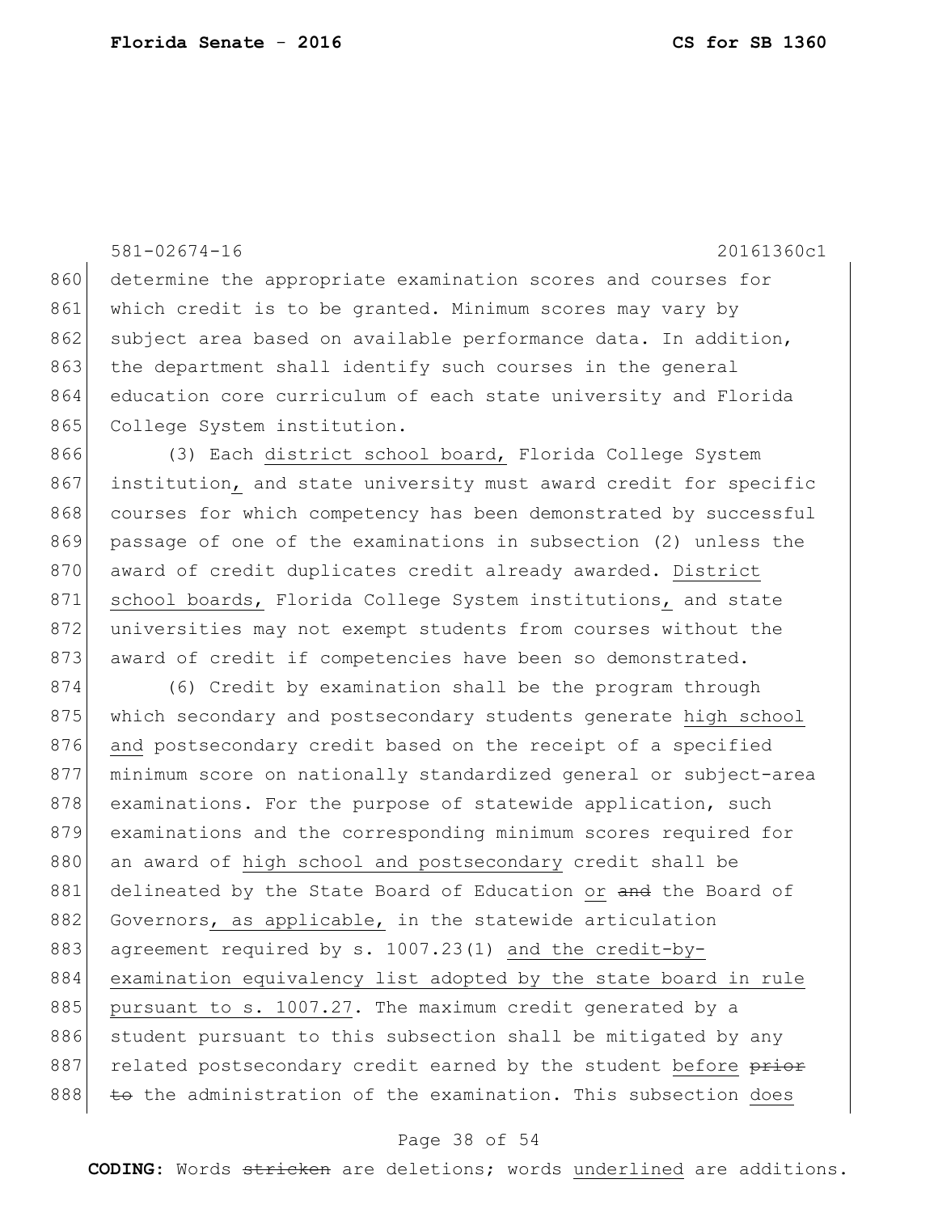determine the appropriate examination scores and courses for which credit is to be granted. Minimum scores may vary by subject area based on available performance data. In addition, the department shall identify such courses in the general education core curriculum of each state university and Florida College System institution.

(3) Each district school board, Florida College System institution, and state university must award credit for specific courses for which competency has been demonstrated by successful passage of one of the examinations in subsection (2) unless the award of credit duplicates credit already awarded. District school boards, Florida College System institutions, and state universities may not exempt students from courses without the award of credit if competencies have been so demonstrated.

(6) Credit by examination shall be the program through which secondary and postsecondary students generate high school and postsecondary credit based on the receipt of a specified minimum score on nationally standardized general or subject-area examinations. For the purpose of statewide application, such examinations and the corresponding minimum scores required for an award of high school and postsecondary credit shall be delineated by the State Board of Education or ~~and~~ the Board of Governors, as applicable, in the statewide articulation agreement required by s. 1007.23(1) and the credit-by-examination equivalency list adopted by the state board in rule pursuant to s. 1007.27. The maximum credit generated by a student pursuant to this subsection shall be mitigated by any related postsecondary credit earned by the student before ~~prior to~~ the administration of the examination. This subsection does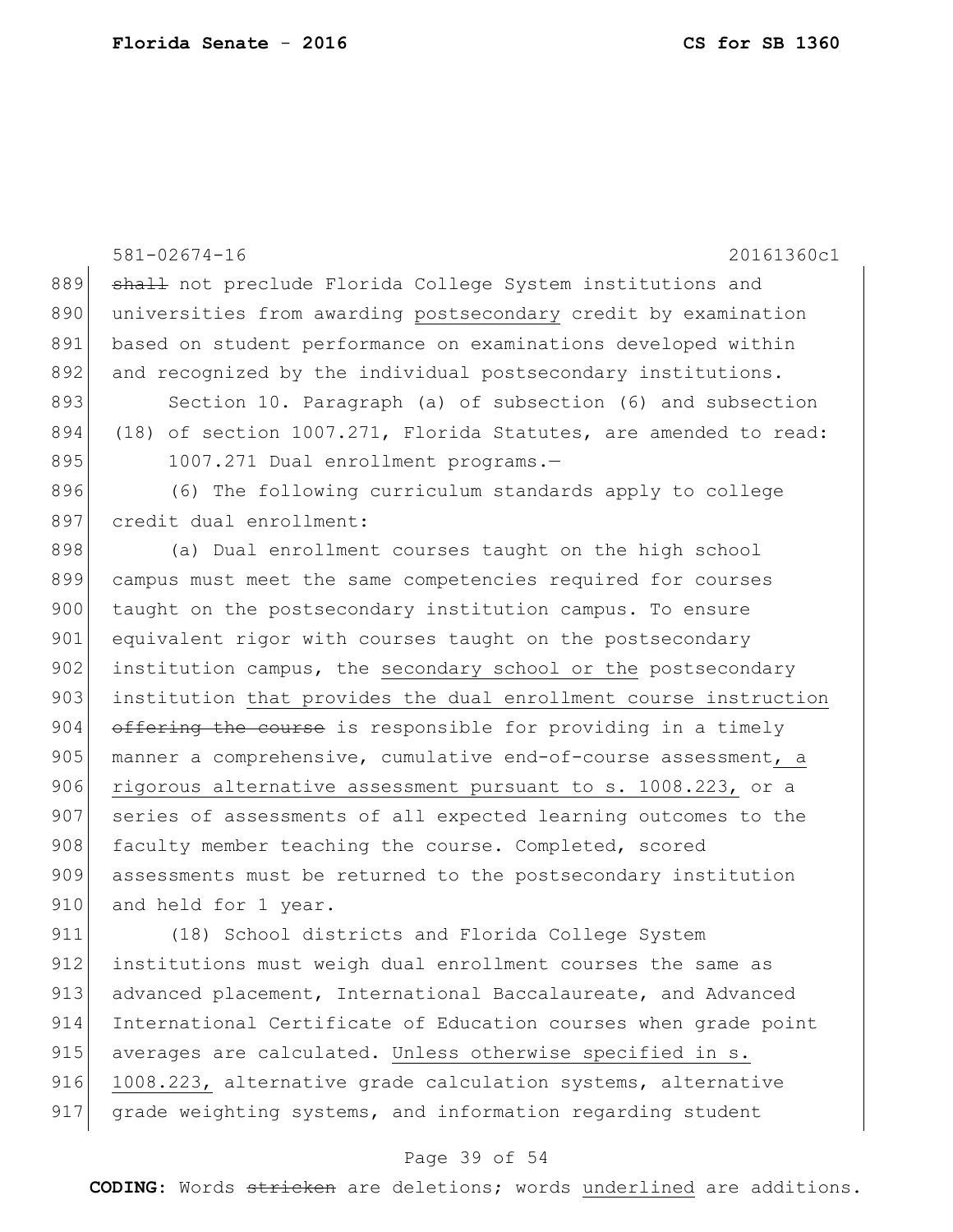~~shall~~ not preclude Florida College System institutions and universities from awarding <u>postsecondary</u> credit by examination based on student performance on examinations developed within and recognized by the individual postsecondary institutions.

Section 10. Paragraph (a) of subsection (6) and subsection (18) of section 1007.271, Florida Statutes, are amended to read:

1007.271 Dual enrollment programs.—

(6) The following curriculum standards apply to college credit dual enrollment:

(a) Dual enrollment courses taught on the high school campus must meet the same competencies required for courses taught on the postsecondary institution campus. To ensure equivalent rigor with courses taught on the postsecondary institution campus, the <u>secondary school or the</u> postsecondary institution <u>that provides the dual enrollment course instruction</u> ~~offering the course~~ is responsible for providing in a timely manner a comprehensive, cumulative end-of-course assessment<u>, a rigorous alternative assessment pursuant to s. 1008.223,</u> or a series of assessments of all expected learning outcomes to the faculty member teaching the course. Completed, scored assessments must be returned to the postsecondary institution and held for 1 year.

(18) School districts and Florida College System institutions must weigh dual enrollment courses the same as advanced placement, International Baccalaureate, and Advanced International Certificate of Education courses when grade point averages are calculated. <u>Unless otherwise specified in s. 1008.223,</u> alternative grade calculation systems, alternative grade weighting systems, and information regarding student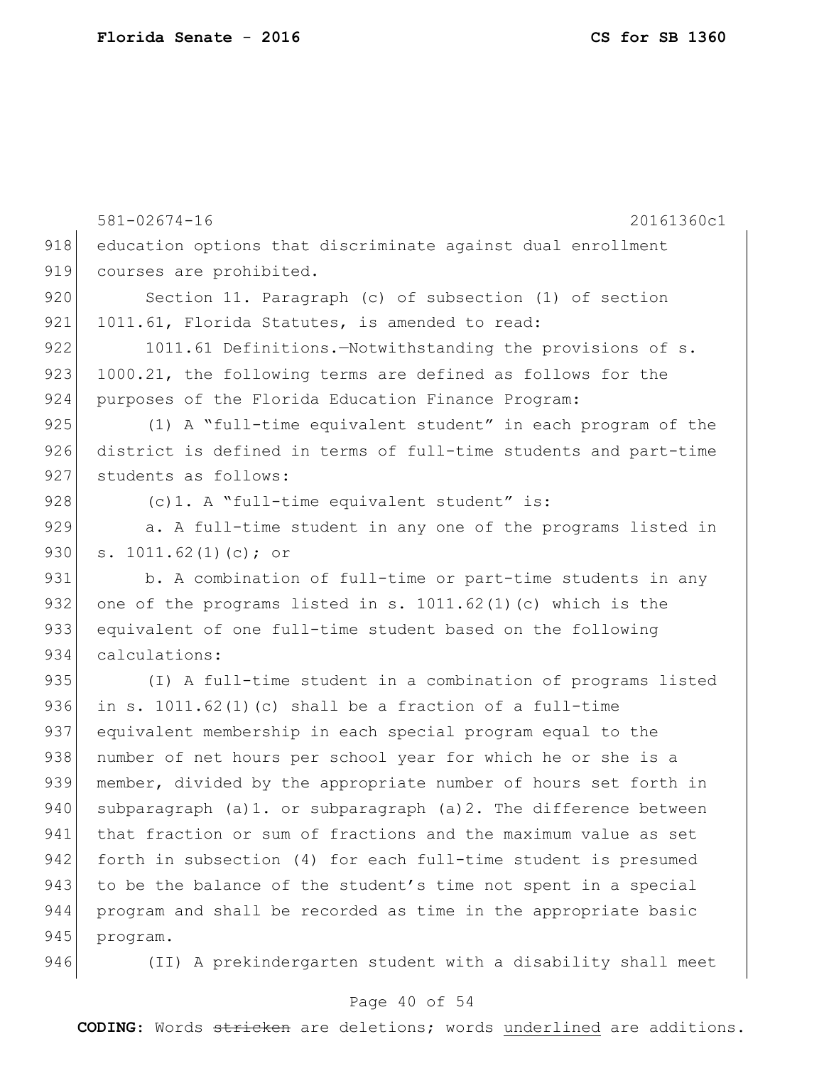education options that discriminate against dual enrollment courses are prohibited.

Section 11. Paragraph (c) of subsection (1) of section 1011.61, Florida Statutes, is amended to read:

1011.61 Definitions.—Notwithstanding the provisions of s. 1000.21, the following terms are defined as follows for the purposes of the Florida Education Finance Program:

(1) A "full-time equivalent student" in each program of the district is defined in terms of full-time students and part-time students as follows:

(c)1. A "full-time equivalent student" is:

a. A full-time student in any one of the programs listed in s. 1011.62(1)(c); or

b. A combination of full-time or part-time students in any one of the programs listed in s. 1011.62(1)(c) which is the equivalent of one full-time student based on the following calculations:

(I) A full-time student in a combination of programs listed in s. 1011.62(1)(c) shall be a fraction of a full-time equivalent membership in each special program equal to the number of net hours per school year for which he or she is a member, divided by the appropriate number of hours set forth in subparagraph (a)1. or subparagraph (a)2. The difference between that fraction or sum of fractions and the maximum value as set forth in subsection (4) for each full-time student is presumed to be the balance of the student's time not spent in a special program and shall be recorded as time in the appropriate basic program.

(II) A prekindergarten student with a disability shall meet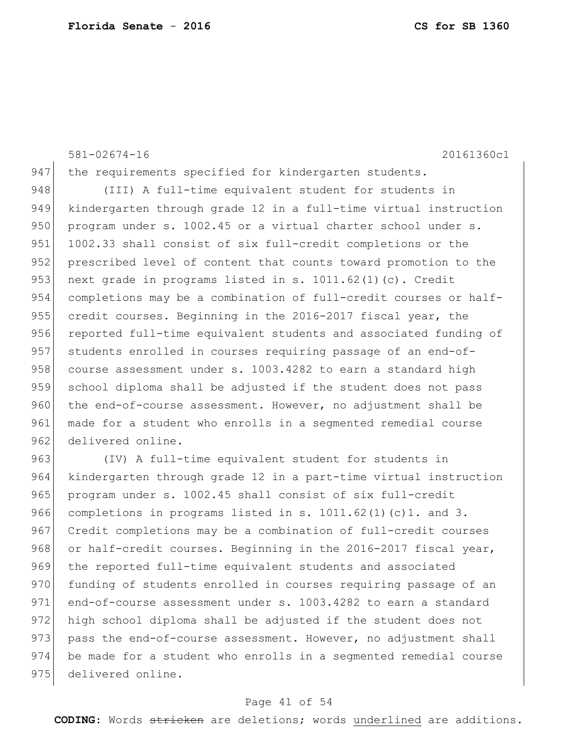the requirements specified for kindergarten students.

(III) A full-time equivalent student for students in kindergarten through grade 12 in a full-time virtual instruction program under s. 1002.45 or a virtual charter school under s. 1002.33 shall consist of six full-credit completions or the prescribed level of content that counts toward promotion to the next grade in programs listed in s. 1011.62(1)(c). Credit completions may be a combination of full-credit courses or half-credit courses. Beginning in the 2016-2017 fiscal year, the reported full-time equivalent students and associated funding of students enrolled in courses requiring passage of an end-of-course assessment under s. 1003.4282 to earn a standard high school diploma shall be adjusted if the student does not pass the end-of-course assessment. However, no adjustment shall be made for a student who enrolls in a segmented remedial course delivered online.

(IV) A full-time equivalent student for students in kindergarten through grade 12 in a part-time virtual instruction program under s. 1002.45 shall consist of six full-credit completions in programs listed in s. 1011.62(1)(c)1. and 3. Credit completions may be a combination of full-credit courses or half-credit courses. Beginning in the 2016-2017 fiscal year, the reported full-time equivalent students and associated funding of students enrolled in courses requiring passage of an end-of-course assessment under s. 1003.4282 to earn a standard high school diploma shall be adjusted if the student does not pass the end-of-course assessment. However, no adjustment shall be made for a student who enrolls in a segmented remedial course delivered online.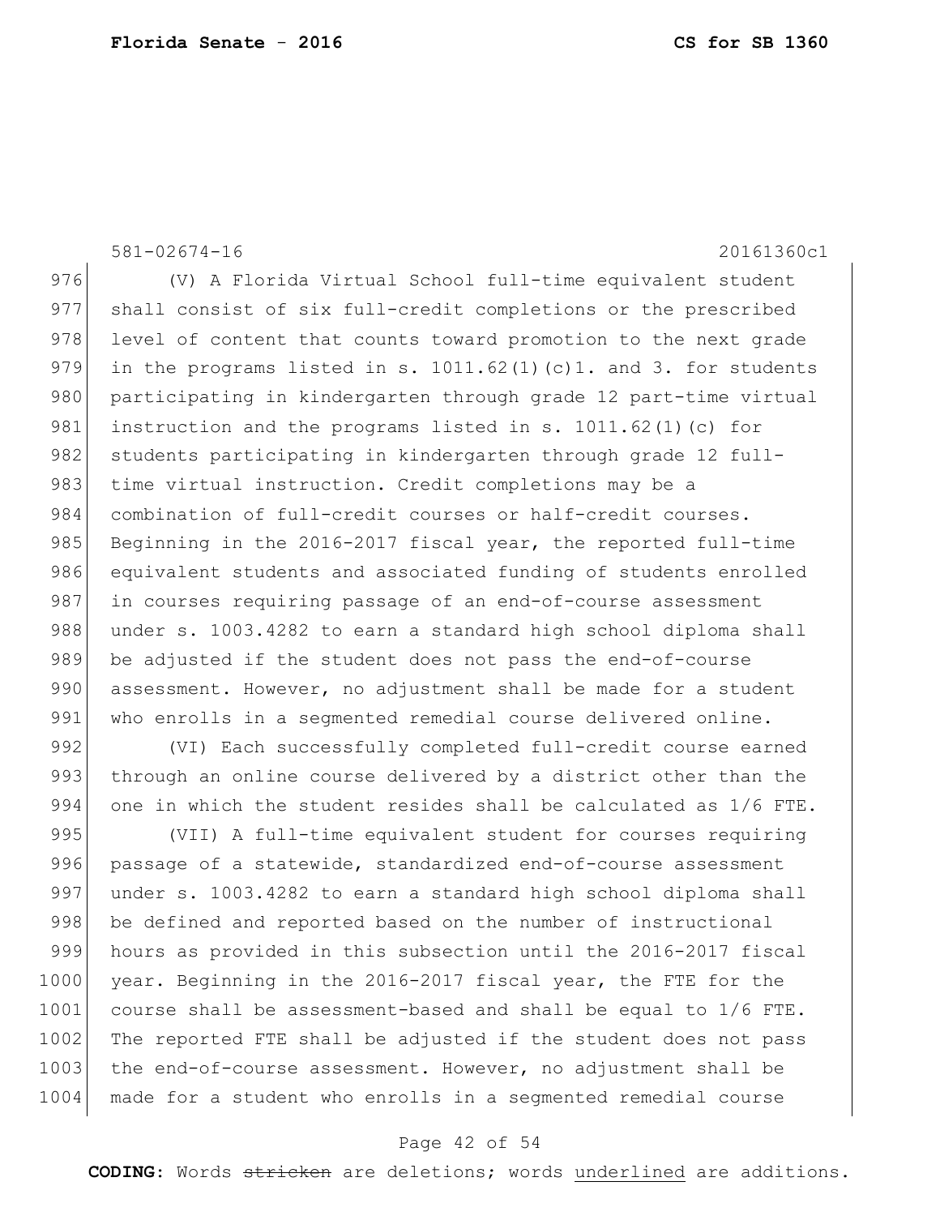(V) A Florida Virtual School full-time equivalent student shall consist of six full-credit completions or the prescribed level of content that counts toward promotion to the next grade in the programs listed in s. 1011.62(1)(c)1. and 3. for students participating in kindergarten through grade 12 part-time virtual instruction and the programs listed in s. 1011.62(1)(c) for students participating in kindergarten through grade 12 full-time virtual instruction. Credit completions may be a combination of full-credit courses or half-credit courses. Beginning in the 2016-2017 fiscal year, the reported full-time equivalent students and associated funding of students enrolled in courses requiring passage of an end-of-course assessment under s. 1003.4282 to earn a standard high school diploma shall be adjusted if the student does not pass the end-of-course assessment. However, no adjustment shall be made for a student who enrolls in a segmented remedial course delivered online.

(VI) Each successfully completed full-credit course earned through an online course delivered by a district other than the one in which the student resides shall be calculated as 1/6 FTE.

(VII) A full-time equivalent student for courses requiring passage of a statewide, standardized end-of-course assessment under s. 1003.4282 to earn a standard high school diploma shall be defined and reported based on the number of instructional hours as provided in this subsection until the 2016-2017 fiscal year. Beginning in the 2016-2017 fiscal year, the FTE for the course shall be assessment-based and shall be equal to 1/6 FTE. The reported FTE shall be adjusted if the student does not pass the end-of-course assessment. However, no adjustment shall be made for a student who enrolls in a segmented remedial course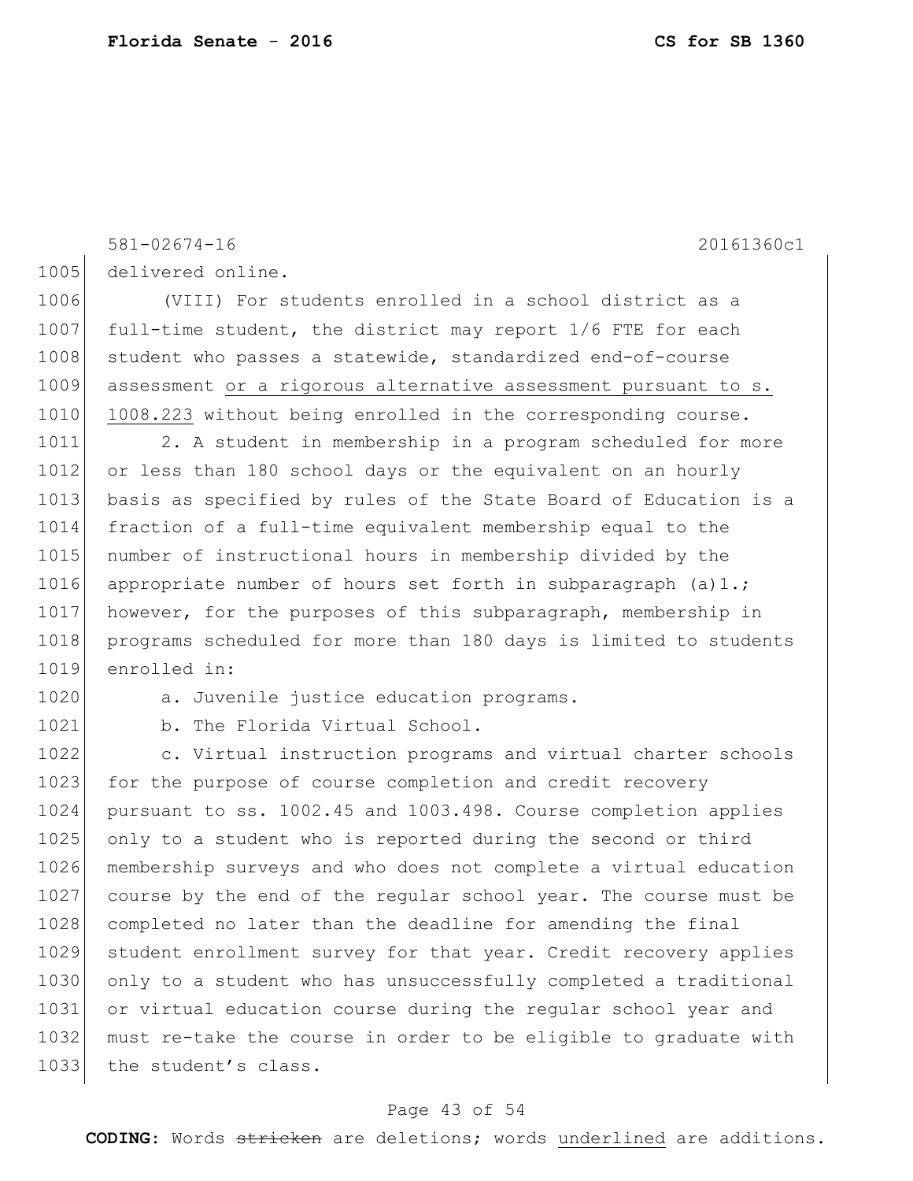581-02674-16 20161360c1

delivered online.

(VIII) For students enrolled in a school district as a full-time student, the district may report 1/6 FTE for each student who passes a statewide, standardized end-of-course assessment <u>or a rigorous alternative assessment pursuant to s. 1008.223</u> without being enrolled in the corresponding course.

2. A student in membership in a program scheduled for more or less than 180 school days or the equivalent on an hourly basis as specified by rules of the State Board of Education is a fraction of a full-time equivalent membership equal to the number of instructional hours in membership divided by the appropriate number of hours set forth in subparagraph (a)1.; however, for the purposes of this subparagraph, membership in programs scheduled for more than 180 days is limited to students enrolled in:

a. Juvenile justice education programs.

b. The Florida Virtual School.

c. Virtual instruction programs and virtual charter schools for the purpose of course completion and credit recovery pursuant to ss. 1002.45 and 1003.498. Course completion applies only to a student who is reported during the second or third membership surveys and who does not complete a virtual education course by the end of the regular school year. The course must be completed no later than the deadline for amending the final student enrollment survey for that year. Credit recovery applies only to a student who has unsuccessfully completed a traditional or virtual education course during the regular school year and must re-take the course in order to be eligible to graduate with the student's class.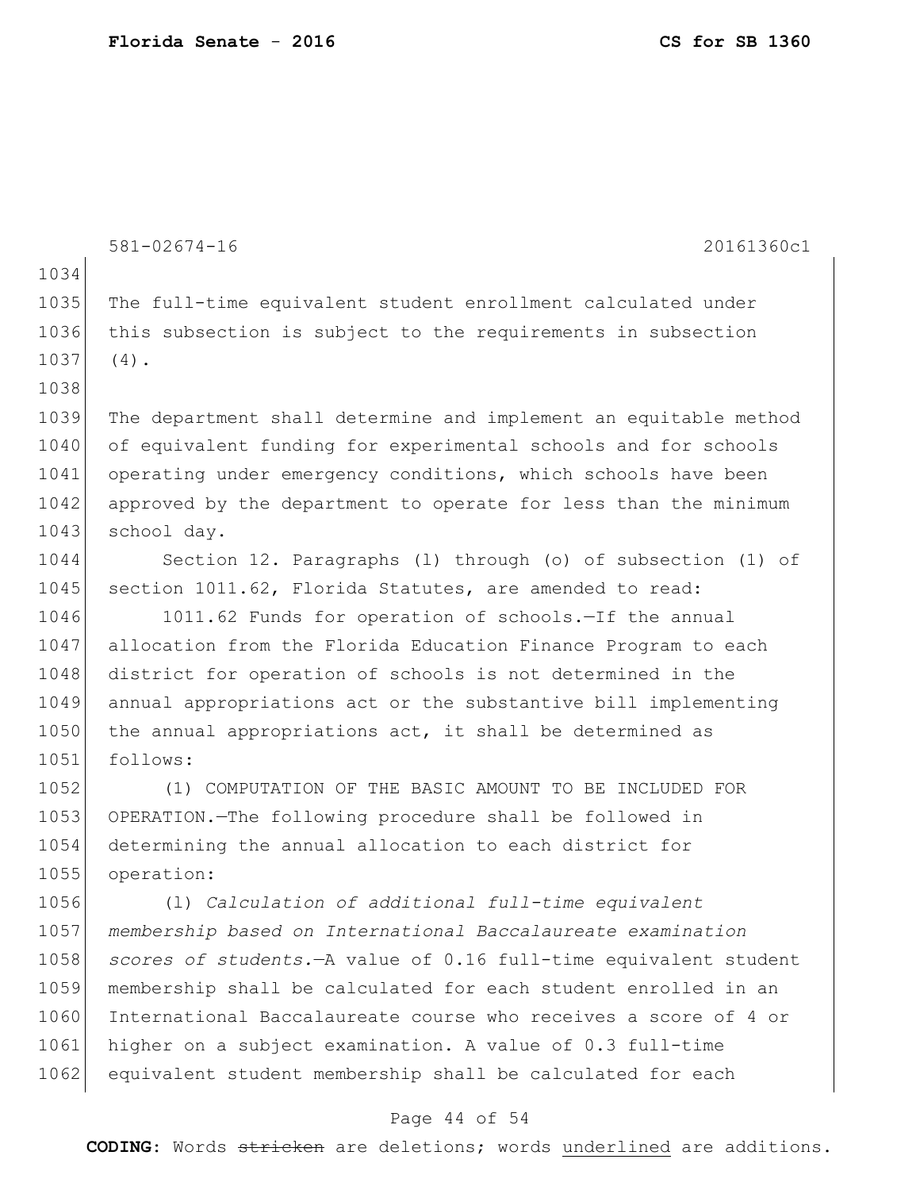The full-time equivalent student enrollment calculated under this subsection is subject to the requirements in subsection (4).

The department shall determine and implement an equitable method of equivalent funding for experimental schools and for schools operating under emergency conditions, which schools have been approved by the department to operate for less than the minimum school day.

Section 12. Paragraphs (l) through (o) of subsection (1) of section 1011.62, Florida Statutes, are amended to read:

1011.62 Funds for operation of schools.—If the annual allocation from the Florida Education Finance Program to each district for operation of schools is not determined in the annual appropriations act or the substantive bill implementing the annual appropriations act, it shall be determined as follows:

(1) COMPUTATION OF THE BASIC AMOUNT TO BE INCLUDED FOR OPERATION.—The following procedure shall be followed in determining the annual allocation to each district for operation:

(l) *Calculation of additional full-time equivalent membership based on International Baccalaureate examination scores of students.*—A value of 0.16 full-time equivalent student membership shall be calculated for each student enrolled in an International Baccalaureate course who receives a score of 4 or higher on a subject examination. A value of 0.3 full-time equivalent student membership shall be calculated for each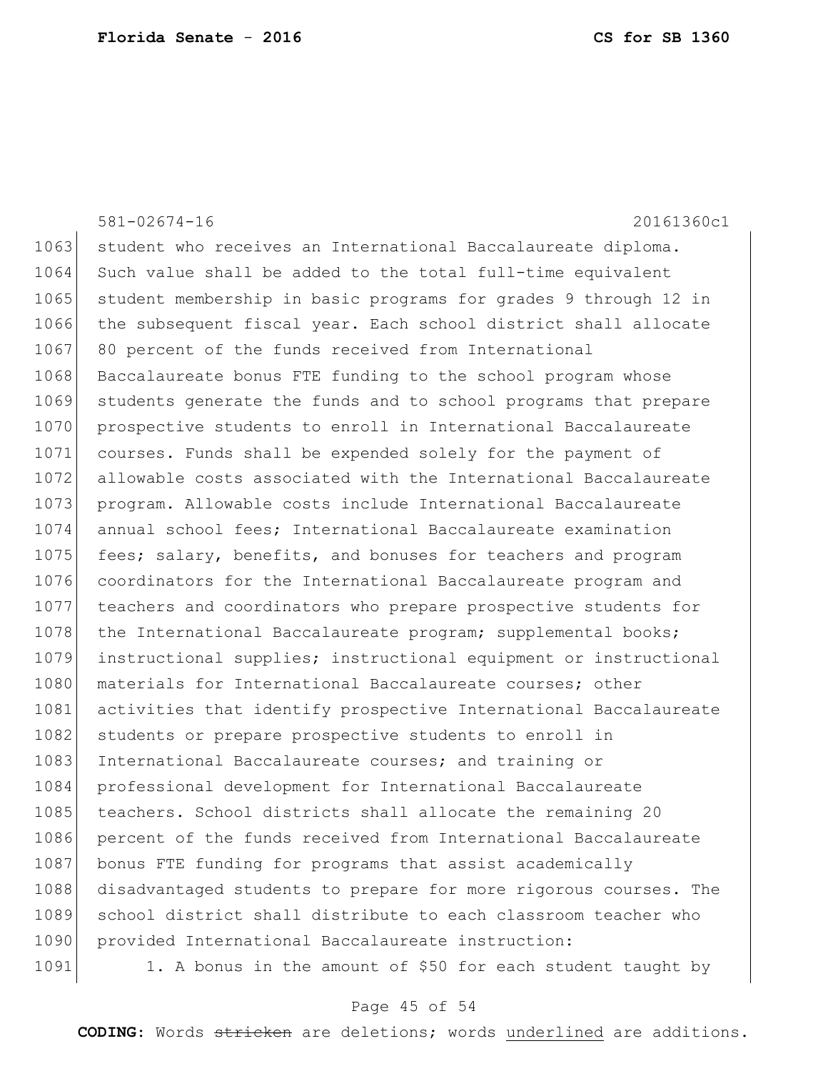student who receives an International Baccalaureate diploma. Such value shall be added to the total full-time equivalent student membership in basic programs for grades 9 through 12 in the subsequent fiscal year. Each school district shall allocate 80 percent of the funds received from International Baccalaureate bonus FTE funding to the school program whose students generate the funds and to school programs that prepare prospective students to enroll in International Baccalaureate courses. Funds shall be expended solely for the payment of allowable costs associated with the International Baccalaureate program. Allowable costs include International Baccalaureate annual school fees; International Baccalaureate examination fees; salary, benefits, and bonuses for teachers and program coordinators for the International Baccalaureate program and teachers and coordinators who prepare prospective students for the International Baccalaureate program; supplemental books; instructional supplies; instructional equipment or instructional materials for International Baccalaureate courses; other activities that identify prospective International Baccalaureate students or prepare prospective students to enroll in International Baccalaureate courses; and training or professional development for International Baccalaureate teachers. School districts shall allocate the remaining 20 percent of the funds received from International Baccalaureate bonus FTE funding for programs that assist academically disadvantaged students to prepare for more rigorous courses. The school district shall distribute to each classroom teacher who provided International Baccalaureate instruction:

1. A bonus in the amount of $50 for each student taught by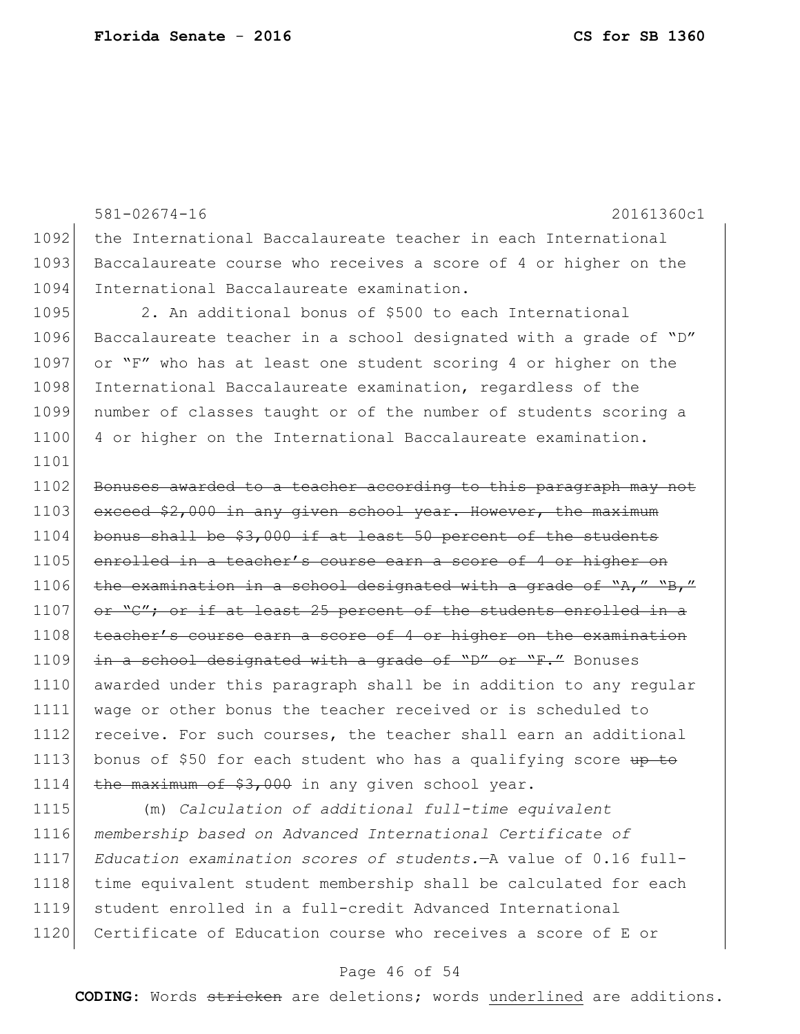581-02674-16 20161360c1

1092 the International Baccalaureate teacher in each International
1093 Baccalaureate course who receives a score of 4 or higher on the
1094 International Baccalaureate examination.

1095 2. An additional bonus of $500 to each International
1096 Baccalaureate teacher in a school designated with a grade of "D"
1097 or "F" who has at least one student scoring 4 or higher on the
1098 International Baccalaureate examination, regardless of the
1099 number of classes taught or of the number of students scoring a
1100 4 or higher on the International Baccalaureate examination.

1101

1102 ~~Bonuses awarded to a teacher according to this paragraph may not~~
1103 ~~exceed $2,000 in any given school year. However, the maximum~~
1104 ~~bonus shall be $3,000 if at least 50 percent of the students~~
1105 ~~enrolled in a teacher's course earn a score of 4 or higher on~~
1106 ~~the examination in a school designated with a grade of "A," "B,"~~
1107 ~~or "C"; or if at least 25 percent of the students enrolled in a~~
1108 ~~teacher's course earn a score of 4 or higher on the examination~~
1109 ~~in a school designated with a grade of "D" or "F."~~ Bonuses
1110 awarded under this paragraph shall be in addition to any regular
1111 wage or other bonus the teacher received or is scheduled to
1112 receive. For such courses, the teacher shall earn an additional
1113 bonus of $50 for each student who has a qualifying score ~~up to~~
1114 ~~the maximum of $3,000~~ in any given school year.

1115 (m) *Calculation of additional full-time equivalent*
1116 *membership based on Advanced International Certificate of*
1117 *Education examination scores of students.*—A value of 0.16 full-
1118 time equivalent student membership shall be calculated for each
1119 student enrolled in a full-credit Advanced International
1120 Certificate of Education course who receives a score of E or

**CODING:** Words ~~stricken~~ are deletions; words underlined are additions.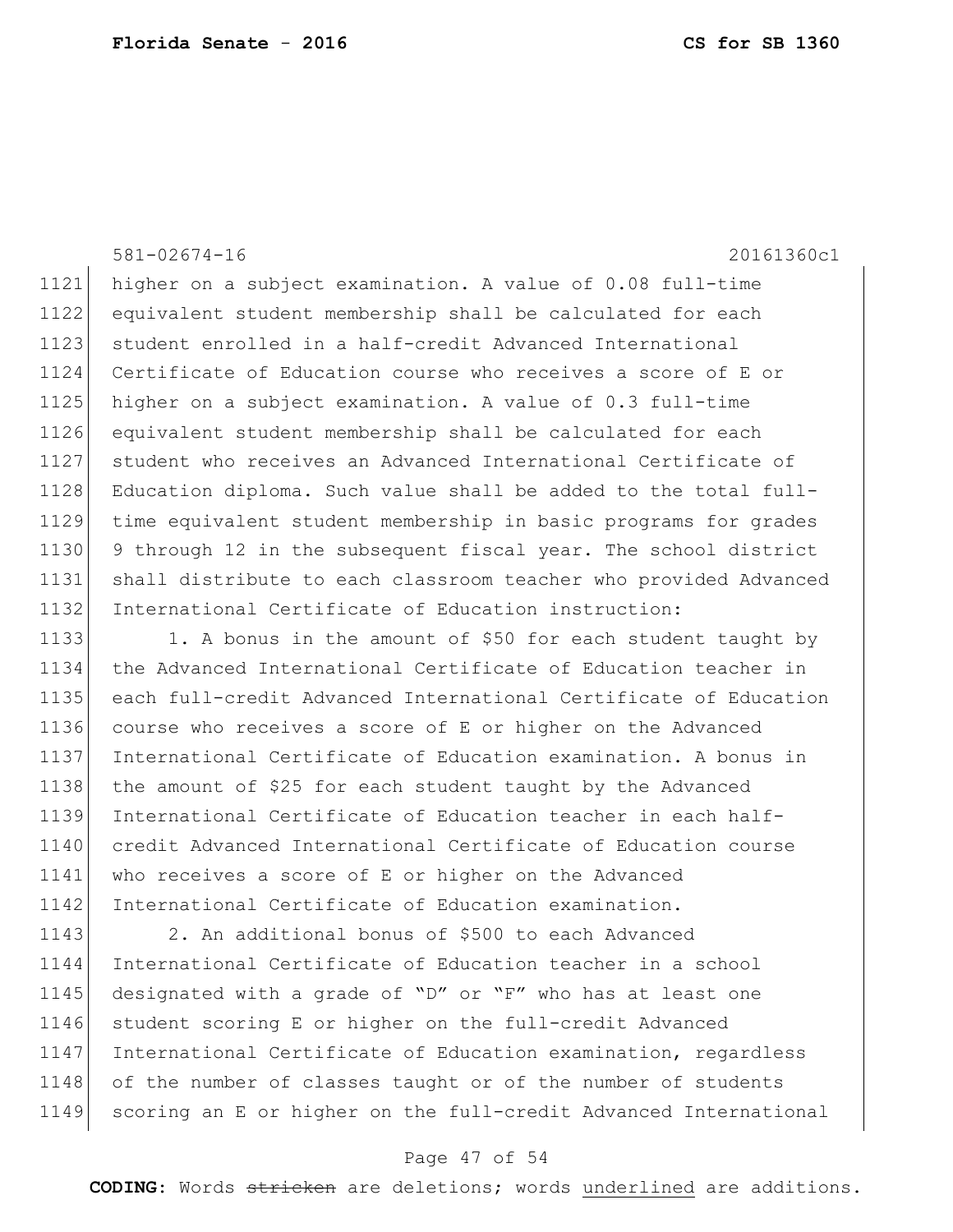581-02674-16 20161360c1

higher on a subject examination. A value of 0.08 full-time equivalent student membership shall be calculated for each student enrolled in a half-credit Advanced International Certificate of Education course who receives a score of E or higher on a subject examination. A value of 0.3 full-time equivalent student membership shall be calculated for each student who receives an Advanced International Certificate of Education diploma. Such value shall be added to the total full-time equivalent student membership in basic programs for grades 9 through 12 in the subsequent fiscal year. The school district shall distribute to each classroom teacher who provided Advanced International Certificate of Education instruction:

1. A bonus in the amount of $50 for each student taught by the Advanced International Certificate of Education teacher in each full-credit Advanced International Certificate of Education course who receives a score of E or higher on the Advanced International Certificate of Education examination. A bonus in the amount of $25 for each student taught by the Advanced International Certificate of Education teacher in each half-credit Advanced International Certificate of Education course who receives a score of E or higher on the Advanced International Certificate of Education examination.

2. An additional bonus of $500 to each Advanced International Certificate of Education teacher in a school designated with a grade of "D" or "F" who has at least one student scoring E or higher on the full-credit Advanced International Certificate of Education examination, regardless of the number of classes taught or of the number of students scoring an E or higher on the full-credit Advanced International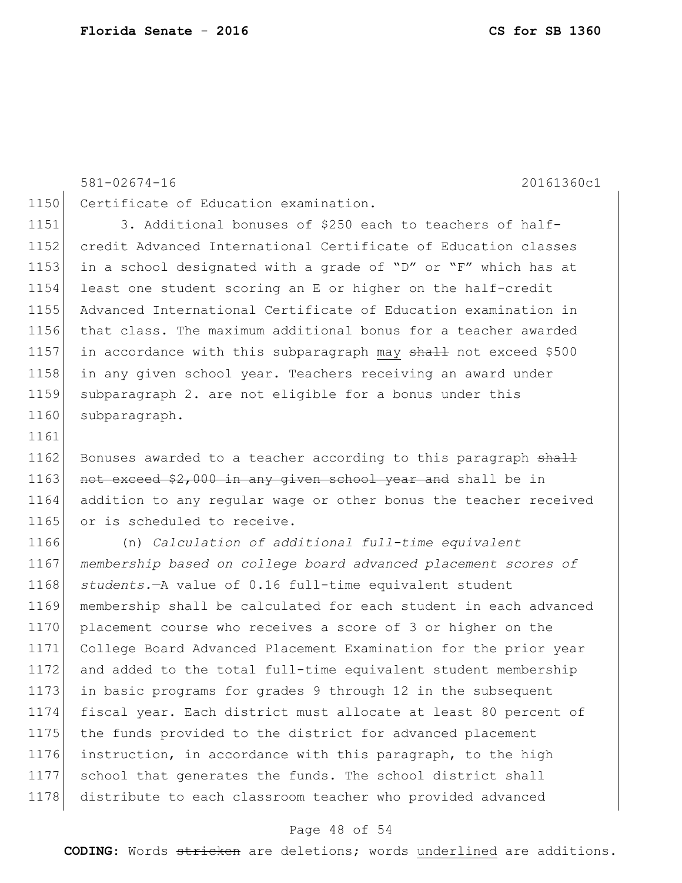581-02674-16 20161360c1

1150 Certificate of Education examination.

1151 3. Additional bonuses of $250 each to teachers of half-
1152 credit Advanced International Certificate of Education classes
1153 in a school designated with a grade of "D" or "F" which has at
1154 least one student scoring an E or higher on the half-credit
1155 Advanced International Certificate of Education examination in
1156 that class. The maximum additional bonus for a teacher awarded
1157 in accordance with this subparagraph <u>may</u> ~~shall~~ not exceed $500
1158 in any given school year. Teachers receiving an award under
1159 subparagraph 2. are not eligible for a bonus under this
1160 subparagraph.

1161

1162 Bonuses awarded to a teacher according to this paragraph ~~shall~~
1163 ~~not exceed $2,000 in any given school year and~~ shall be in
1164 addition to any regular wage or other bonus the teacher received
1165 or is scheduled to receive.

1166 (n) *Calculation of additional full-time equivalent*
1167 *membership based on college board advanced placement scores of*
1168 *students.*—A value of 0.16 full-time equivalent student
1169 membership shall be calculated for each student in each advanced
1170 placement course who receives a score of 3 or higher on the
1171 College Board Advanced Placement Examination for the prior year
1172 and added to the total full-time equivalent student membership
1173 in basic programs for grades 9 through 12 in the subsequent
1174 fiscal year. Each district must allocate at least 80 percent of
1175 the funds provided to the district for advanced placement
1176 instruction, in accordance with this paragraph, to the high
1177 school that generates the funds. The school district shall
1178 distribute to each classroom teacher who provided advanced

**CODING:** Words ~~stricken~~ are deletions; words <u>underlined</u> are additions.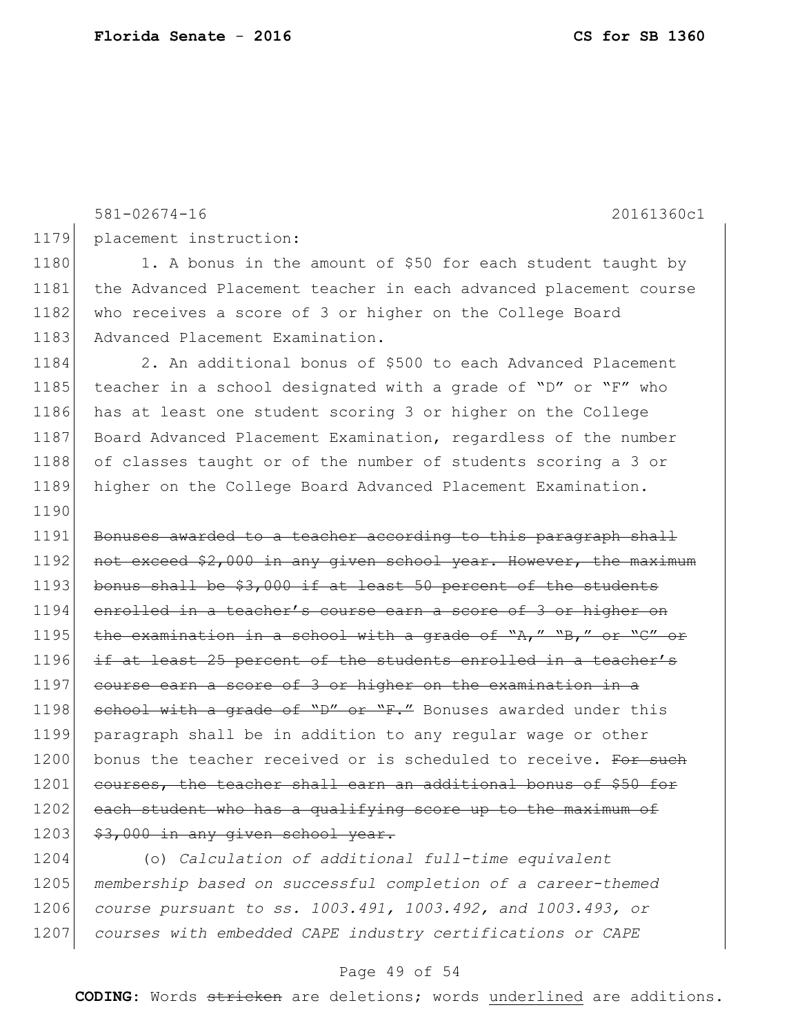placement instruction:

1. A bonus in the amount of $50 for each student taught by the Advanced Placement teacher in each advanced placement course who receives a score of 3 or higher on the College Board Advanced Placement Examination.

2. An additional bonus of $500 to each Advanced Placement teacher in a school designated with a grade of "D" or "F" who has at least one student scoring 3 or higher on the College Board Advanced Placement Examination, regardless of the number of classes taught or of the number of students scoring a 3 or higher on the College Board Advanced Placement Examination.

~~Bonuses awarded to a teacher according to this paragraph shall not exceed $2,000 in any given school year. However, the maximum bonus shall be $3,000 if at least 50 percent of the students enrolled in a teacher's course earn a score of 3 or higher on the examination in a school with a grade of "A," "B," or "C" or if at least 25 percent of the students enrolled in a teacher's course earn a score of 3 or higher on the examination in a school with a grade of "D" or "F."~~ Bonuses awarded under this paragraph shall be in addition to any regular wage or other bonus the teacher received or is scheduled to receive. ~~For such courses, the teacher shall earn an additional bonus of $50 for each student who has a qualifying score up to the maximum of $3,000 in any given school year.~~

(o) *Calculation of additional full-time equivalent membership based on successful completion of a career-themed course pursuant to ss. 1003.491, 1003.492, and 1003.493, or courses with embedded CAPE industry certifications or CAPE*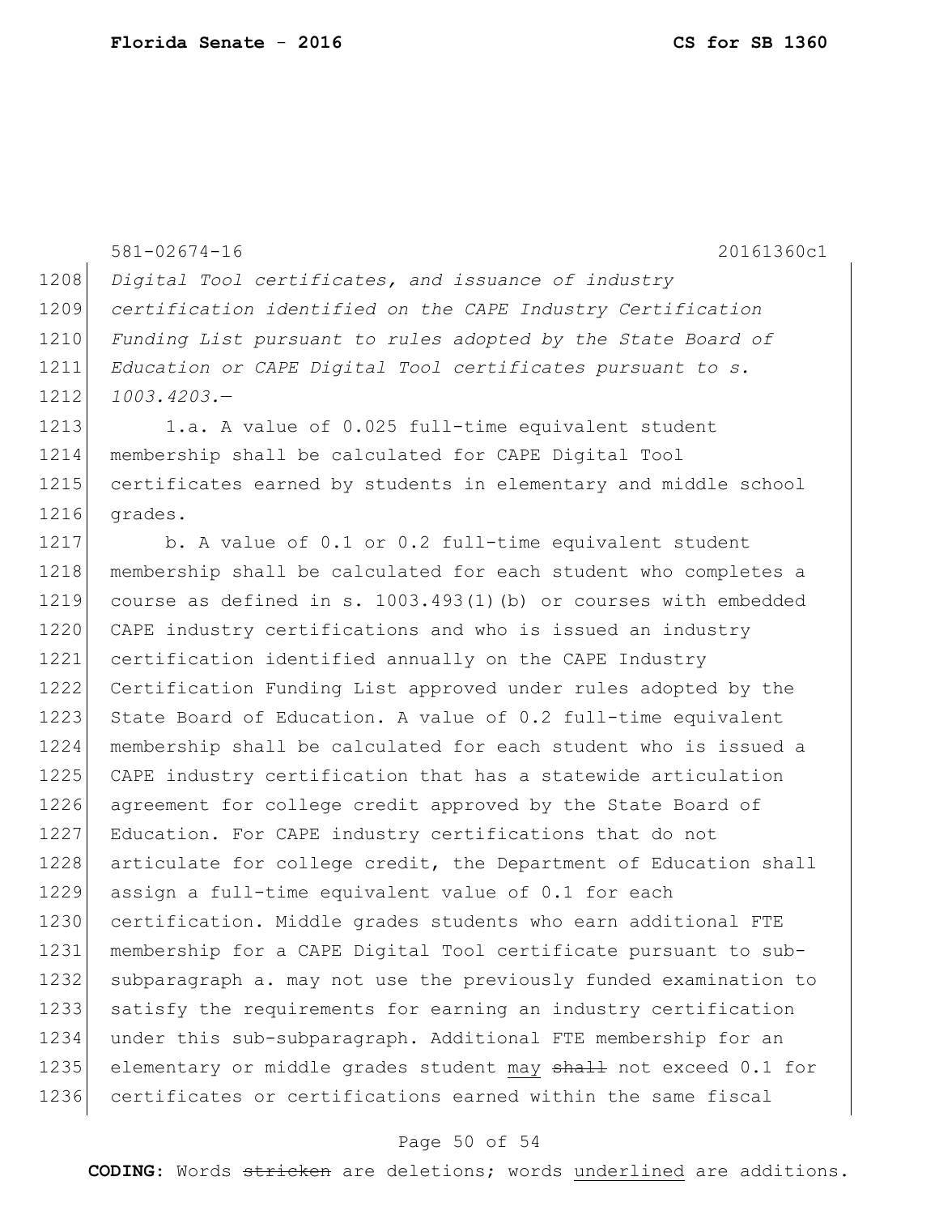*Digital Tool certificates, and issuance of industry certification identified on the CAPE Industry Certification Funding List pursuant to rules adopted by the State Board of Education or CAPE Digital Tool certificates pursuant to s. 1003.4203.—*

1.a. A value of 0.025 full-time equivalent student membership shall be calculated for CAPE Digital Tool certificates earned by students in elementary and middle school grades.

b. A value of 0.1 or 0.2 full-time equivalent student membership shall be calculated for each student who completes a course as defined in s. 1003.493(1)(b) or courses with embedded CAPE industry certifications and who is issued an industry certification identified annually on the CAPE Industry Certification Funding List approved under rules adopted by the State Board of Education. A value of 0.2 full-time equivalent membership shall be calculated for each student who is issued a CAPE industry certification that has a statewide articulation agreement for college credit approved by the State Board of Education. For CAPE industry certifications that do not articulate for college credit, the Department of Education shall assign a full-time equivalent value of 0.1 for each certification. Middle grades students who earn additional FTE membership for a CAPE Digital Tool certificate pursuant to sub-subparagraph a. may not use the previously funded examination to satisfy the requirements for earning an industry certification under this sub-subparagraph. Additional FTE membership for an elementary or middle grades student <u>may</u> ~~shall~~ not exceed 0.1 for certificates or certifications earned within the same fiscal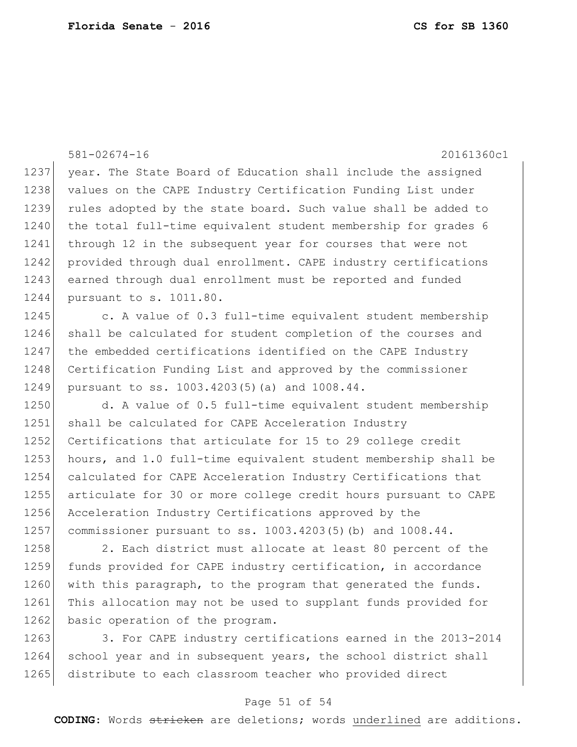year. The State Board of Education shall include the assigned values on the CAPE Industry Certification Funding List under rules adopted by the state board. Such value shall be added to the total full-time equivalent student membership for grades 6 through 12 in the subsequent year for courses that were not provided through dual enrollment. CAPE industry certifications earned through dual enrollment must be reported and funded pursuant to s. 1011.80.

c. A value of 0.3 full-time equivalent student membership shall be calculated for student completion of the courses and the embedded certifications identified on the CAPE Industry Certification Funding List and approved by the commissioner pursuant to ss. 1003.4203(5)(a) and 1008.44.

d. A value of 0.5 full-time equivalent student membership shall be calculated for CAPE Acceleration Industry Certifications that articulate for 15 to 29 college credit hours, and 1.0 full-time equivalent student membership shall be calculated for CAPE Acceleration Industry Certifications that articulate for 30 or more college credit hours pursuant to CAPE Acceleration Industry Certifications approved by the commissioner pursuant to ss. 1003.4203(5)(b) and 1008.44.

2. Each district must allocate at least 80 percent of the funds provided for CAPE industry certification, in accordance with this paragraph, to the program that generated the funds. This allocation may not be used to supplant funds provided for basic operation of the program.

3. For CAPE industry certifications earned in the 2013-2014 school year and in subsequent years, the school district shall distribute to each classroom teacher who provided direct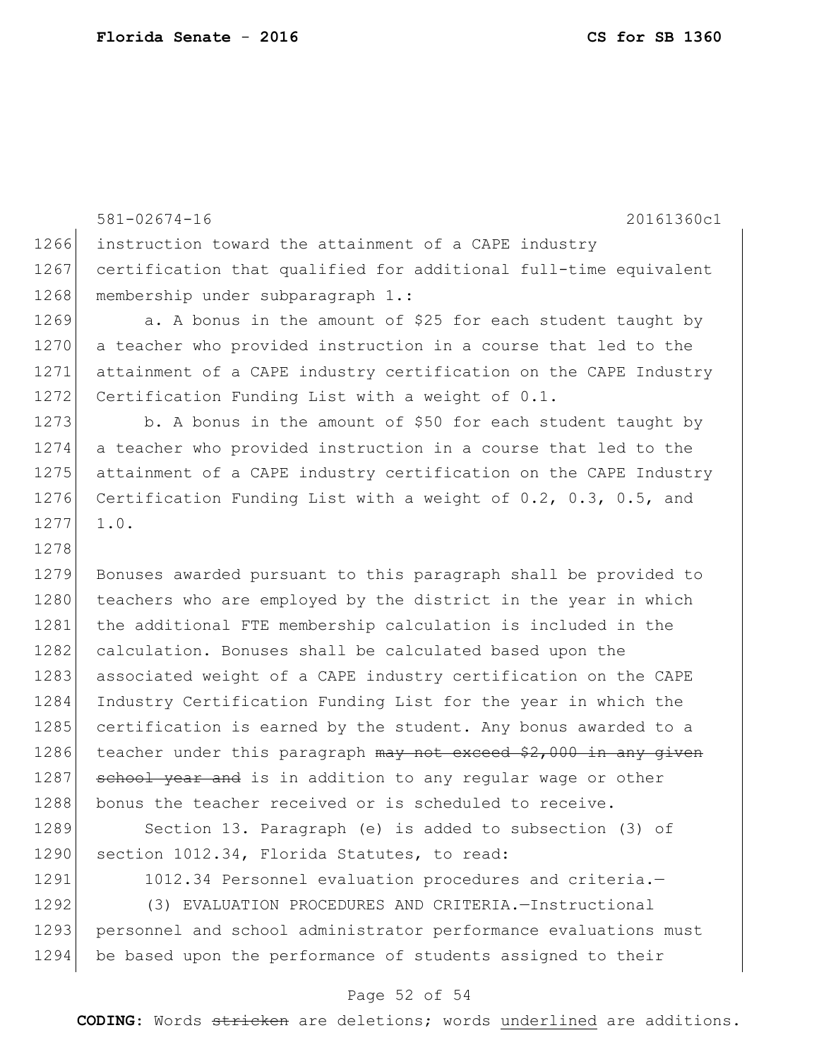instruction toward the attainment of a CAPE industry certification that qualified for additional full-time equivalent membership under subparagraph 1.:

a. A bonus in the amount of $25 for each student taught by a teacher who provided instruction in a course that led to the attainment of a CAPE industry certification on the CAPE Industry Certification Funding List with a weight of 0.1.

b. A bonus in the amount of $50 for each student taught by a teacher who provided instruction in a course that led to the attainment of a CAPE industry certification on the CAPE Industry Certification Funding List with a weight of 0.2, 0.3, 0.5, and 1.0.

Bonuses awarded pursuant to this paragraph shall be provided to teachers who are employed by the district in the year in which the additional FTE membership calculation is included in the calculation. Bonuses shall be calculated based upon the associated weight of a CAPE industry certification on the CAPE Industry Certification Funding List for the year in which the certification is earned by the student. Any bonus awarded to a teacher under this paragraph ~~may not exceed $2,000 in any given school year and~~ is in addition to any regular wage or other bonus the teacher received or is scheduled to receive.

Section 13. Paragraph (e) is added to subsection (3) of section 1012.34, Florida Statutes, to read:

1012.34 Personnel evaluation procedures and criteria.—

(3) EVALUATION PROCEDURES AND CRITERIA.—Instructional personnel and school administrator performance evaluations must be based upon the performance of students assigned to their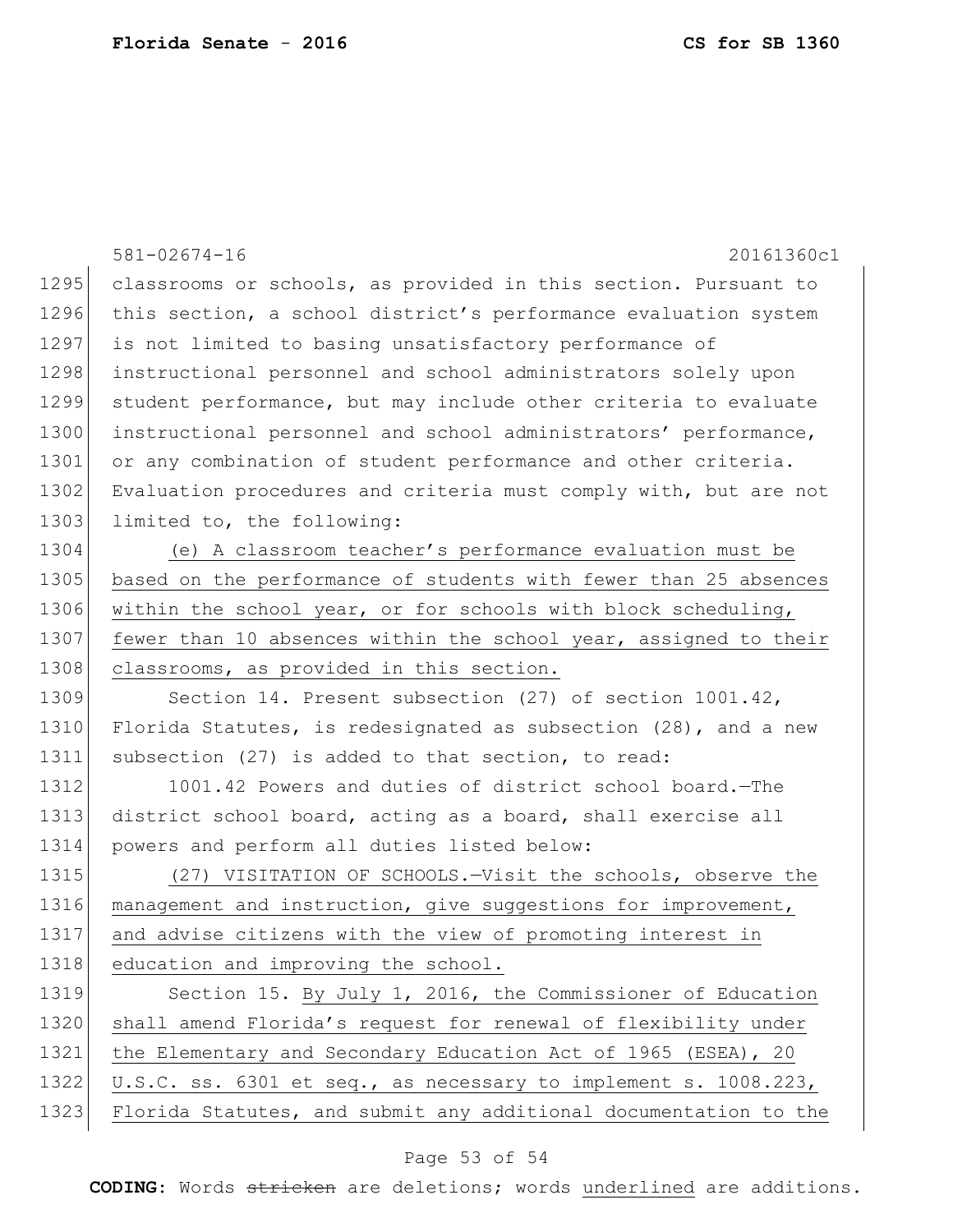classrooms or schools, as provided in this section. Pursuant to this section, a school district's performance evaluation system is not limited to basing unsatisfactory performance of instructional personnel and school administrators solely upon student performance, but may include other criteria to evaluate instructional personnel and school administrators' performance, or any combination of student performance and other criteria. Evaluation procedures and criteria must comply with, but are not limited to, the following:

<u>(e) A classroom teacher's performance evaluation must be based on the performance of students with fewer than 25 absences within the school year, or for schools with block scheduling, fewer than 10 absences within the school year, assigned to their classrooms, as provided in this section.</u>

Section 14. Present subsection (27) of section 1001.42, Florida Statutes, is redesignated as subsection (28), and a new subsection (27) is added to that section, to read:

1001.42 Powers and duties of district school board.—The district school board, acting as a board, shall exercise all powers and perform all duties listed below:

<u>(27) VISITATION OF SCHOOLS.—Visit the schools, observe the management and instruction, give suggestions for improvement, and advise citizens with the view of promoting interest in education and improving the school.</u>

Section 15. <u>By July 1, 2016, the Commissioner of Education shall amend Florida's request for renewal of flexibility under the Elementary and Secondary Education Act of 1965 (ESEA), 20 U.S.C. ss. 6301 et seq., as necessary to implement s. 1008.223, Florida Statutes, and submit any additional documentation to the</u>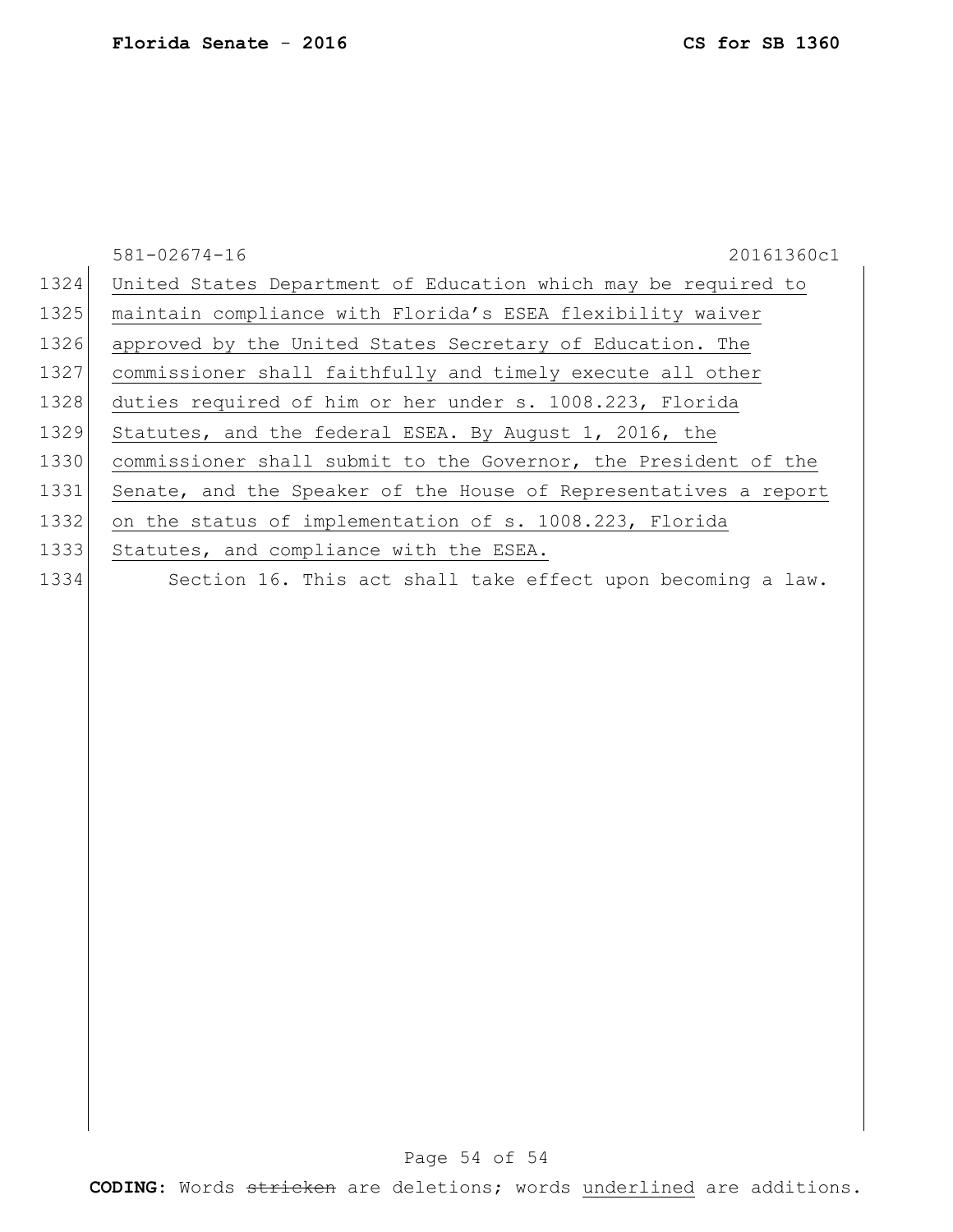United States Department of Education which may be required to maintain compliance with Florida's ESEA flexibility waiver approved by the United States Secretary of Education. The commissioner shall faithfully and timely execute all other duties required of him or her under s. 1008.223, Florida Statutes, and the federal ESEA. By August 1, 2016, the commissioner shall submit to the Governor, the President of the Senate, and the Speaker of the House of Representatives a report on the status of implementation of s. 1008.223, Florida Statutes, and compliance with the ESEA.

Section 16. This act shall take effect upon becoming a law.